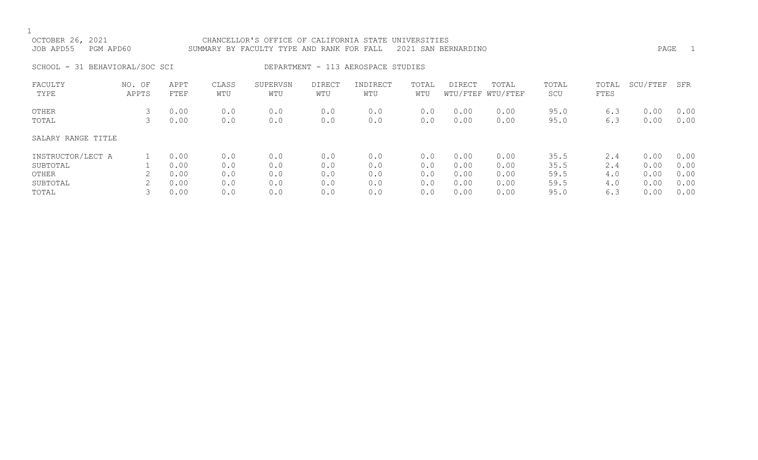OCTOBER 26, 2021 CHANCELLOR'S OFFICE OF CALIFORNIA STATE UNIVERSITIES
JOB APD55 PGM APD60 SUMMARY BY FACULTY TYPE AND RANK FOR FALL 2021 SAN BERNARDINO

SCHOOL - 31 BEHAVIORAL/SOC SCI DEPARTMENT - 113 AEROSPACE STUDIES

| FACULTY TYPE | NO. OF APPTS | APPT FTEF | CLASS WTU | SUPERVSN WTU | DIRECT WTU | INDIRECT WTU | TOTAL WTU | DIRECT WTU/FTEF | TOTAL WTU/FTEF | TOTAL SCU | TOTAL FTES | SCU/FTEF | SFR |
|---|---|---|---|---|---|---|---|---|---|---|---|---|---|
| OTHER | 3 | 0.00 | 0.0 | 0.0 | 0.0 | 0.0 | 0.0 | 0.00 | 0.00 | 95.0 | 6.3 | 0.00 | 0.00 |
| TOTAL | 3 | 0.00 | 0.0 | 0.0 | 0.0 | 0.0 | 0.0 | 0.00 | 0.00 | 95.0 | 6.3 | 0.00 | 0.00 |

| SALARY RANGE TITLE | NO. OF APPTS | APPT FTEF | CLASS WTU | SUPERVSN WTU | DIRECT WTU | INDIRECT WTU | TOTAL WTU | DIRECT WTU/FTEF | TOTAL WTU/FTEF | TOTAL SCU | TOTAL FTES | SCU/FTEF | SFR |
|---|---|---|---|---|---|---|---|---|---|---|---|---|---|
| INSTRUCTOR/LECT A | 1 | 0.00 | 0.0 | 0.0 | 0.0 | 0.0 | 0.0 | 0.00 | 0.00 | 35.5 | 2.4 | 0.00 | 0.00 |
| SUBTOTAL | 1 | 0.00 | 0.0 | 0.0 | 0.0 | 0.0 | 0.0 | 0.00 | 0.00 | 35.5 | 2.4 | 0.00 | 0.00 |
| OTHER | 2 | 0.00 | 0.0 | 0.0 | 0.0 | 0.0 | 0.0 | 0.00 | 0.00 | 59.5 | 4.0 | 0.00 | 0.00 |
| SUBTOTAL | 2 | 0.00 | 0.0 | 0.0 | 0.0 | 0.0 | 0.0 | 0.00 | 0.00 | 59.5 | 4.0 | 0.00 | 0.00 |
| TOTAL | 3 | 0.00 | 0.0 | 0.0 | 0.0 | 0.0 | 0.0 | 0.00 | 0.00 | 95.0 | 6.3 | 0.00 | 0.00 |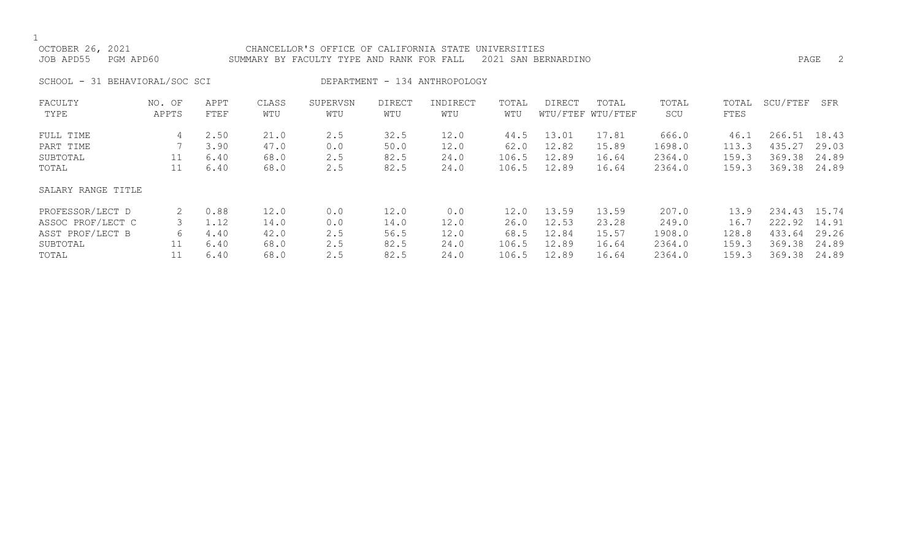OCTOBER 26, 2021 — CHANCELLOR'S OFFICE OF CALIFORNIA STATE UNIVERSITIES
JOB APD55 PGM APD60 — SUMMARY BY FACULTY TYPE AND RANK FOR FALL 2021 SAN BERNARDINO

SCHOOL - 31 BEHAVIORAL/SOC SCI — DEPARTMENT - 134 ANTHROPOLOGY

| FACULTY TYPE | NO. OF APPTS | APPT FTEF | CLASS WTU | SUPERVSN WTU | DIRECT WTU | INDIRECT WTU | TOTAL WTU | DIRECT WTU/FTEF | TOTAL WTU/FTEF | TOTAL SCU | TOTAL FTES | SCU/FTEF | SFR |
|---|---|---|---|---|---|---|---|---|---|---|---|---|---|
| FULL TIME | 4 | 2.50 | 21.0 | 2.5 | 32.5 | 12.0 | 44.5 | 13.01 | 17.81 | 666.0 | 46.1 | 266.51 | 18.43 |
| PART TIME | 7 | 3.90 | 47.0 | 0.0 | 50.0 | 12.0 | 62.0 | 12.82 | 15.89 | 1698.0 | 113.3 | 435.27 | 29.03 |
| SUBTOTAL | 11 | 6.40 | 68.0 | 2.5 | 82.5 | 24.0 | 106.5 | 12.89 | 16.64 | 2364.0 | 159.3 | 369.38 | 24.89 |
| TOTAL | 11 | 6.40 | 68.0 | 2.5 | 82.5 | 24.0 | 106.5 | 12.89 | 16.64 | 2364.0 | 159.3 | 369.38 | 24.89 |
| SALARY RANGE TITLE | | | | | | | | | | | | | |
| PROFESSOR/LECT D | 2 | 0.88 | 12.0 | 0.0 | 12.0 | 0.0 | 12.0 | 13.59 | 13.59 | 207.0 | 13.9 | 234.43 | 15.74 |
| ASSOC PROF/LECT C | 3 | 1.12 | 14.0 | 0.0 | 14.0 | 12.0 | 26.0 | 12.53 | 23.28 | 249.0 | 16.7 | 222.92 | 14.91 |
| ASST PROF/LECT B | 6 | 4.40 | 42.0 | 2.5 | 56.5 | 12.0 | 68.5 | 12.84 | 15.57 | 1908.0 | 128.8 | 433.64 | 29.26 |
| SUBTOTAL | 11 | 6.40 | 68.0 | 2.5 | 82.5 | 24.0 | 106.5 | 12.89 | 16.64 | 2364.0 | 159.3 | 369.38 | 24.89 |
| TOTAL | 11 | 6.40 | 68.0 | 2.5 | 82.5 | 24.0 | 106.5 | 12.89 | 16.64 | 2364.0 | 159.3 | 369.38 | 24.89 |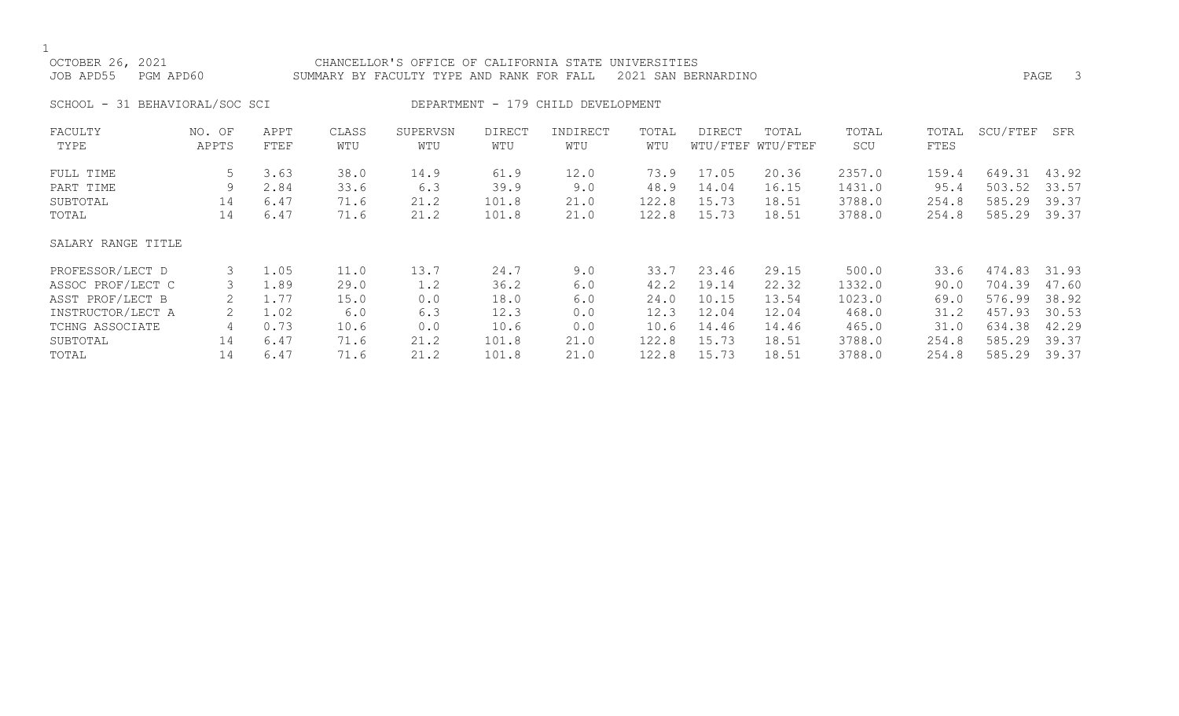OCTOBER 26, 2021 CHANCELLOR'S OFFICE OF CALIFORNIA STATE UNIVERSITIES
JOB APD55 PGM APD60 SUMMARY BY FACULTY TYPE AND RANK FOR FALL 2021 SAN BERNARDINO

SCHOOL - 31 BEHAVIORAL/SOC SCI DEPARTMENT - 179 CHILD DEVELOPMENT

| FACULTY TYPE | NO. OF APPTS | APPT FTEF | CLASS WTU | SUPERVSN WTU | DIRECT WTU | INDIRECT WTU | TOTAL WTU | DIRECT WTU/FTEF | TOTAL WTU/FTEF | TOTAL SCU | TOTAL FTES | SCU/FTEF | SFR |
|---|---|---|---|---|---|---|---|---|---|---|---|---|---|
| FULL TIME | 5 | 3.63 | 38.0 | 14.9 | 61.9 | 12.0 | 73.9 | 17.05 | 20.36 | 2357.0 | 159.4 | 649.31 | 43.92 |
| PART TIME | 9 | 2.84 | 33.6 | 6.3 | 39.9 | 9.0 | 48.9 | 14.04 | 16.15 | 1431.0 | 95.4 | 503.52 | 33.57 |
| SUBTOTAL | 14 | 6.47 | 71.6 | 21.2 | 101.8 | 21.0 | 122.8 | 15.73 | 18.51 | 3788.0 | 254.8 | 585.29 | 39.37 |
| TOTAL | 14 | 6.47 | 71.6 | 21.2 | 101.8 | 21.0 | 122.8 | 15.73 | 18.51 | 3788.0 | 254.8 | 585.29 | 39.37 |
| SALARY RANGE TITLE | | | | | | | | | | | | | |
| PROFESSOR/LECT D | 3 | 1.05 | 11.0 | 13.7 | 24.7 | 9.0 | 33.7 | 23.46 | 29.15 | 500.0 | 33.6 | 474.83 | 31.93 |
| ASSOC PROF/LECT C | 3 | 1.89 | 29.0 | 1.2 | 36.2 | 6.0 | 42.2 | 19.14 | 22.32 | 1332.0 | 90.0 | 704.39 | 47.60 |
| ASST PROF/LECT B | 2 | 1.77 | 15.0 | 0.0 | 18.0 | 6.0 | 24.0 | 10.15 | 13.54 | 1023.0 | 69.0 | 576.99 | 38.92 |
| INSTRUCTOR/LECT A | 2 | 1.02 | 6.0 | 6.3 | 12.3 | 0.0 | 12.3 | 12.04 | 12.04 | 468.0 | 31.2 | 457.93 | 30.53 |
| TCHNG ASSOCIATE | 4 | 0.73 | 10.6 | 0.0 | 10.6 | 0.0 | 10.6 | 14.46 | 14.46 | 465.0 | 31.0 | 634.38 | 42.29 |
| SUBTOTAL | 14 | 6.47 | 71.6 | 21.2 | 101.8 | 21.0 | 122.8 | 15.73 | 18.51 | 3788.0 | 254.8 | 585.29 | 39.37 |
| TOTAL | 14 | 6.47 | 71.6 | 21.2 | 101.8 | 21.0 | 122.8 | 15.73 | 18.51 | 3788.0 | 254.8 | 585.29 | 39.37 |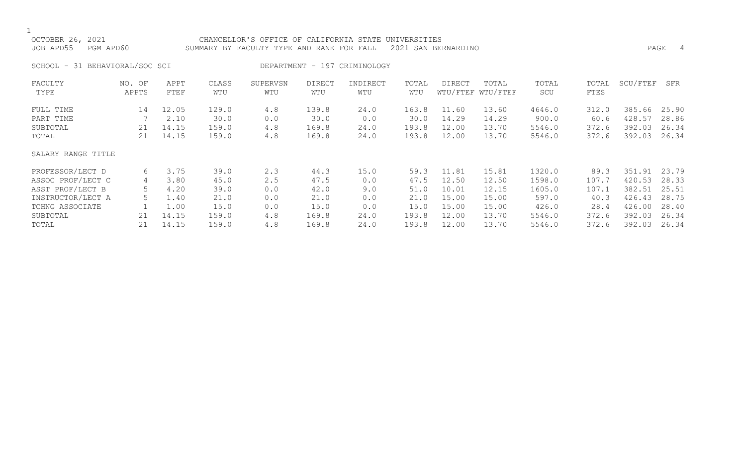CHANCELLOR'S OFFICE OF CALIFORNIA STATE UNIVERSITIES
SUMMARY BY FACULTY TYPE AND RANK FOR FALL 2021 SAN BERNARDINO

OCTOBER 26, 2021
JOB APD55 PGM APD60

SCHOOL - 31 BEHAVIORAL/SOC SCI

DEPARTMENT - 197 CRIMINOLOGY

| FACULTY TYPE | NO. OF APPTS | APPT FTEF | CLASS WTU | SUPERVSN WTU | DIRECT WTU | INDIRECT WTU | TOTAL WTU | DIRECT WTU/FTEF | TOTAL WTU/FTEF | TOTAL SCU | TOTAL FTES | SCU/FTEF | SFR |
|---|---|---|---|---|---|---|---|---|---|---|---|---|---|
| FULL TIME | 14 | 12.05 | 129.0 | 4.8 | 139.8 | 24.0 | 163.8 | 11.60 | 13.60 | 4646.0 | 312.0 | 385.66 | 25.90 |
| PART TIME | 7 | 2.10 | 30.0 | 0.0 | 30.0 | 0.0 | 30.0 | 14.29 | 14.29 | 900.0 | 60.6 | 428.57 | 28.86 |
| SUBTOTAL | 21 | 14.15 | 159.0 | 4.8 | 169.8 | 24.0 | 193.8 | 12.00 | 13.70 | 5546.0 | 372.6 | 392.03 | 26.34 |
| TOTAL | 21 | 14.15 | 159.0 | 4.8 | 169.8 | 24.0 | 193.8 | 12.00 | 13.70 | 5546.0 | 372.6 | 392.03 | 26.34 |
| SALARY RANGE TITLE | | | | | | | | | | | | | |
| PROFESSOR/LECT D | 6 | 3.75 | 39.0 | 2.3 | 44.3 | 15.0 | 59.3 | 11.81 | 15.81 | 1320.0 | 89.3 | 351.91 | 23.79 |
| ASSOC PROF/LECT C | 4 | 3.80 | 45.0 | 2.5 | 47.5 | 0.0 | 47.5 | 12.50 | 12.50 | 1598.0 | 107.7 | 420.53 | 28.33 |
| ASST PROF/LECT B | 5 | 4.20 | 39.0 | 0.0 | 42.0 | 9.0 | 51.0 | 10.01 | 12.15 | 1605.0 | 107.1 | 382.51 | 25.51 |
| INSTRUCTOR/LECT A | 5 | 1.40 | 21.0 | 0.0 | 21.0 | 0.0 | 21.0 | 15.00 | 15.00 | 597.0 | 40.3 | 426.43 | 28.75 |
| TCHNG ASSOCIATE | 1 | 1.00 | 15.0 | 0.0 | 15.0 | 0.0 | 15.0 | 15.00 | 15.00 | 426.0 | 28.4 | 426.00 | 28.40 |
| SUBTOTAL | 21 | 14.15 | 159.0 | 4.8 | 169.8 | 24.0 | 193.8 | 12.00 | 13.70 | 5546.0 | 372.6 | 392.03 | 26.34 |
| TOTAL | 21 | 14.15 | 159.0 | 4.8 | 169.8 | 24.0 | 193.8 | 12.00 | 13.70 | 5546.0 | 372.6 | 392.03 | 26.34 |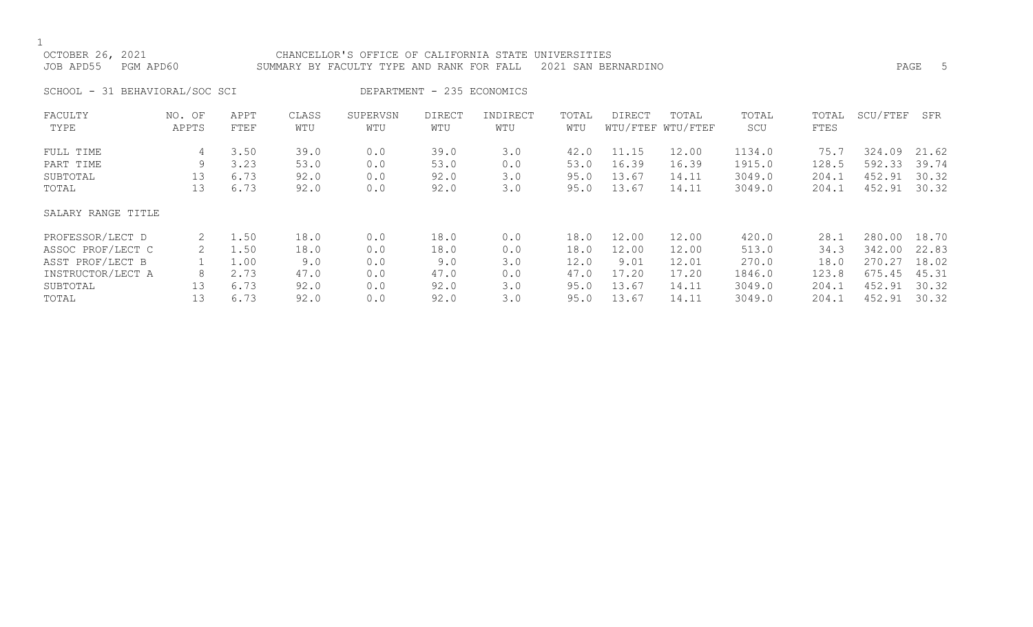OCTOBER 26, 2021 CHANCELLOR'S OFFICE OF CALIFORNIA STATE UNIVERSITIES
JOB APD55 PGM APD60 SUMMARY BY FACULTY TYPE AND RANK FOR FALL 2021 SAN BERNARDINO

SCHOOL - 31 BEHAVIORAL/SOC SCI DEPARTMENT - 235 ECONOMICS

| FACULTY TYPE | NO. OF APPTS | APPT FTEF | CLASS WTU | SUPERVSN WTU | DIRECT WTU | INDIRECT WTU | TOTAL WTU | DIRECT WTU/FTEF | TOTAL WTU/FTEF | TOTAL SCU | TOTAL FTES | SCU/FTEF | SFR |
|---|---|---|---|---|---|---|---|---|---|---|---|---|---|
| FULL TIME | 4 | 3.50 | 39.0 | 0.0 | 39.0 | 3.0 | 42.0 | 11.15 | 12.00 | 1134.0 | 75.7 | 324.09 | 21.62 |
| PART TIME | 9 | 3.23 | 53.0 | 0.0 | 53.0 | 0.0 | 53.0 | 16.39 | 16.39 | 1915.0 | 128.5 | 592.33 | 39.74 |
| SUBTOTAL | 13 | 6.73 | 92.0 | 0.0 | 92.0 | 3.0 | 95.0 | 13.67 | 14.11 | 3049.0 | 204.1 | 452.91 | 30.32 |
| TOTAL | 13 | 6.73 | 92.0 | 0.0 | 92.0 | 3.0 | 95.0 | 13.67 | 14.11 | 3049.0 | 204.1 | 452.91 | 30.32 |
| SALARY RANGE TITLE | | | | | | | | | | | | | |
| PROFESSOR/LECT D | 2 | 1.50 | 18.0 | 0.0 | 18.0 | 0.0 | 18.0 | 12.00 | 12.00 | 420.0 | 28.1 | 280.00 | 18.70 |
| ASSOC PROF/LECT C | 2 | 1.50 | 18.0 | 0.0 | 18.0 | 0.0 | 18.0 | 12.00 | 12.00 | 513.0 | 34.3 | 342.00 | 22.83 |
| ASST PROF/LECT B | 1 | 1.00 | 9.0 | 0.0 | 9.0 | 3.0 | 12.0 | 9.01 | 12.01 | 270.0 | 18.0 | 270.27 | 18.02 |
| INSTRUCTOR/LECT A | 8 | 2.73 | 47.0 | 0.0 | 47.0 | 0.0 | 47.0 | 17.20 | 17.20 | 1846.0 | 123.8 | 675.45 | 45.31 |
| SUBTOTAL | 13 | 6.73 | 92.0 | 0.0 | 92.0 | 3.0 | 95.0 | 13.67 | 14.11 | 3049.0 | 204.1 | 452.91 | 30.32 |
| TOTAL | 13 | 6.73 | 92.0 | 0.0 | 92.0 | 3.0 | 95.0 | 13.67 | 14.11 | 3049.0 | 204.1 | 452.91 | 30.32 |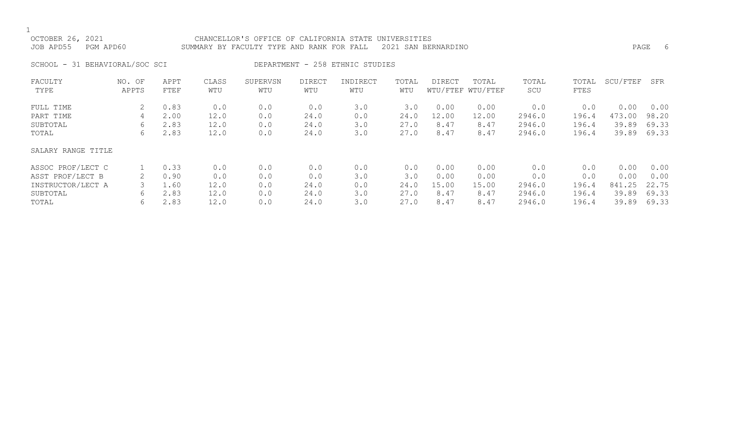OCTOBER 26, 2021 CHANCELLOR'S OFFICE OF CALIFORNIA STATE UNIVERSITIES
JOB APD55 PGM APD60 SUMMARY BY FACULTY TYPE AND RANK FOR FALL 2021 SAN BERNARDINO

SCHOOL - 31 BEHAVIORAL/SOC SCI DEPARTMENT - 258 ETHNIC STUDIES

| FACULTY TYPE | NO. OF APPTS | APPT FTEF | CLASS WTU | SUPERVSN WTU | DIRECT WTU | INDIRECT WTU | TOTAL WTU | DIRECT WTU/FTEF | TOTAL WTU/FTEF | TOTAL SCU | TOTAL FTES | SCU/FTEF | SFR |
|---|---|---|---|---|---|---|---|---|---|---|---|---|---|
| FULL TIME | 2 | 0.83 | 0.0 | 0.0 | 0.0 | 3.0 | 3.0 | 0.00 | 0.00 | 0.0 | 0.0 | 0.00 | 0.00 |
| PART TIME | 4 | 2.00 | 12.0 | 0.0 | 24.0 | 0.0 | 24.0 | 12.00 | 12.00 | 2946.0 | 196.4 | 473.00 | 98.20 |
| SUBTOTAL | 6 | 2.83 | 12.0 | 0.0 | 24.0 | 3.0 | 27.0 | 8.47 | 8.47 | 2946.0 | 196.4 | 39.89 | 69.33 |
| TOTAL | 6 | 2.83 | 12.0 | 0.0 | 24.0 | 3.0 | 27.0 | 8.47 | 8.47 | 2946.0 | 196.4 | 39.89 | 69.33 |
| SALARY RANGE TITLE | | | | | | | | | | | | | |
| ASSOC PROF/LECT C | 1 | 0.33 | 0.0 | 0.0 | 0.0 | 0.0 | 0.0 | 0.00 | 0.00 | 0.0 | 0.0 | 0.00 | 0.00 |
| ASST PROF/LECT B | 2 | 0.90 | 0.0 | 0.0 | 0.0 | 3.0 | 3.0 | 0.00 | 0.00 | 0.0 | 0.0 | 0.00 | 0.00 |
| INSTRUCTOR/LECT A | 3 | 1.60 | 12.0 | 0.0 | 24.0 | 0.0 | 24.0 | 15.00 | 15.00 | 2946.0 | 196.4 | 841.25 | 22.75 |
| SUBTOTAL | 6 | 2.83 | 12.0 | 0.0 | 24.0 | 3.0 | 27.0 | 8.47 | 8.47 | 2946.0 | 196.4 | 39.89 | 69.33 |
| TOTAL | 6 | 2.83 | 12.0 | 0.0 | 24.0 | 3.0 | 27.0 | 8.47 | 8.47 | 2946.0 | 196.4 | 39.89 | 69.33 |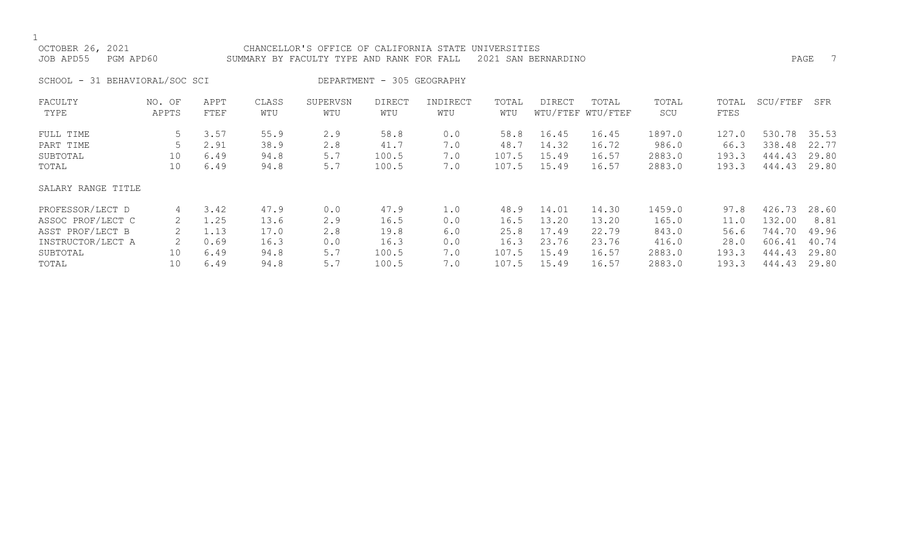OCTOBER 26, 2021 CHANCELLOR'S OFFICE OF CALIFORNIA STATE UNIVERSITIES
JOB APD55 PGM APD60 SUMMARY BY FACULTY TYPE AND RANK FOR FALL 2021 SAN BERNARDINO

SCHOOL - 31 BEHAVIORAL/SOC SCI DEPARTMENT - 305 GEOGRAPHY

| FACULTY TYPE | NO. OF APPTS | APPT FTEF | CLASS WTU | SUPERVSN WTU | DIRECT WTU | INDIRECT WTU | TOTAL WTU | DIRECT WTU/FTEF | TOTAL WTU/FTEF | TOTAL SCU | TOTAL FTES | SCU/FTEF | SFR |
|---|---|---|---|---|---|---|---|---|---|---|---|---|---|
| FULL TIME | 5 | 3.57 | 55.9 | 2.9 | 58.8 | 0.0 | 58.8 | 16.45 | 16.45 | 1897.0 | 127.0 | 530.78 | 35.53 |
| PART TIME | 5 | 2.91 | 38.9 | 2.8 | 41.7 | 7.0 | 48.7 | 14.32 | 16.72 | 986.0 | 66.3 | 338.48 | 22.77 |
| SUBTOTAL | 10 | 6.49 | 94.8 | 5.7 | 100.5 | 7.0 | 107.5 | 15.49 | 16.57 | 2883.0 | 193.3 | 444.43 | 29.80 |
| TOTAL | 10 | 6.49 | 94.8 | 5.7 | 100.5 | 7.0 | 107.5 | 15.49 | 16.57 | 2883.0 | 193.3 | 444.43 | 29.80 |
| SALARY RANGE TITLE | | | | | | | | | | | | | |
| PROFESSOR/LECT D | 4 | 3.42 | 47.9 | 0.0 | 47.9 | 1.0 | 48.9 | 14.01 | 14.30 | 1459.0 | 97.8 | 426.73 | 28.60 |
| ASSOC PROF/LECT C | 2 | 1.25 | 13.6 | 2.9 | 16.5 | 0.0 | 16.5 | 13.20 | 13.20 | 165.0 | 11.0 | 132.00 | 8.81 |
| ASST PROF/LECT B | 2 | 1.13 | 17.0 | 2.8 | 19.8 | 6.0 | 25.8 | 17.49 | 22.79 | 843.0 | 56.6 | 744.70 | 49.96 |
| INSTRUCTOR/LECT A | 2 | 0.69 | 16.3 | 0.0 | 16.3 | 0.0 | 16.3 | 23.76 | 23.76 | 416.0 | 28.0 | 606.41 | 40.74 |
| SUBTOTAL | 10 | 6.49 | 94.8 | 5.7 | 100.5 | 7.0 | 107.5 | 15.49 | 16.57 | 2883.0 | 193.3 | 444.43 | 29.80 |
| TOTAL | 10 | 6.49 | 94.8 | 5.7 | 100.5 | 7.0 | 107.5 | 15.49 | 16.57 | 2883.0 | 193.3 | 444.43 | 29.80 |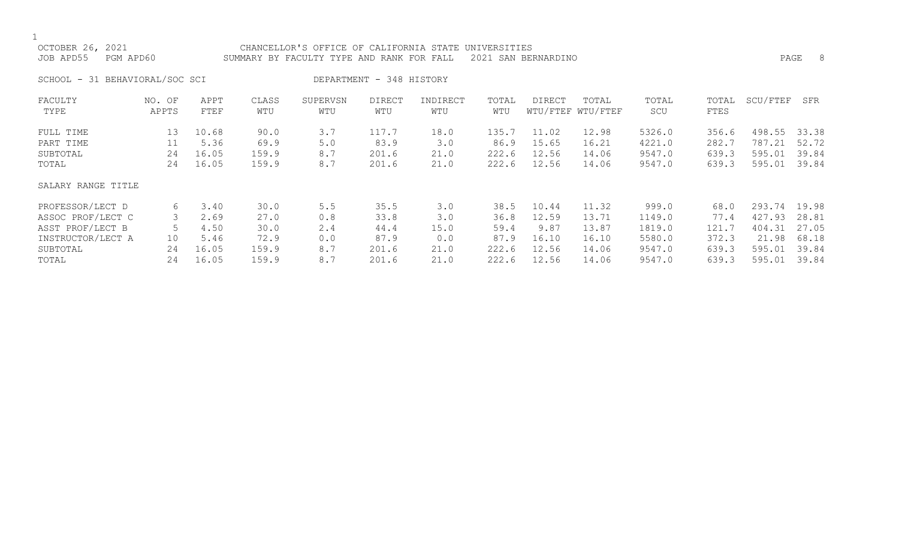OCTOBER 26, 2021 CHANCELLOR'S OFFICE OF CALIFORNIA STATE UNIVERSITIES
JOB APD55 PGM APD60 SUMMARY BY FACULTY TYPE AND RANK FOR FALL 2021 SAN BERNARDINO

SCHOOL - 31 BEHAVIORAL/SOC SCI DEPARTMENT - 348 HISTORY

| FACULTY TYPE | NO. OF APPTS | APPT FTEF | CLASS WTU | SUPERVSN WTU | DIRECT WTU | INDIRECT WTU | TOTAL WTU | DIRECT WTU/FTEF | TOTAL WTU/FTEF | TOTAL SCU | TOTAL FTES | SCU/FTEF | SFR |
|---|---|---|---|---|---|---|---|---|---|---|---|---|---|
| FULL TIME | 13 | 10.68 | 90.0 | 3.7 | 117.7 | 18.0 | 135.7 | 11.02 | 12.98 | 5326.0 | 356.6 | 498.55 | 33.38 |
| PART TIME | 11 | 5.36 | 69.9 | 5.0 | 83.9 | 3.0 | 86.9 | 15.65 | 16.21 | 4221.0 | 282.7 | 787.21 | 52.72 |
| SUBTOTAL | 24 | 16.05 | 159.9 | 8.7 | 201.6 | 21.0 | 222.6 | 12.56 | 14.06 | 9547.0 | 639.3 | 595.01 | 39.84 |
| TOTAL | 24 | 16.05 | 159.9 | 8.7 | 201.6 | 21.0 | 222.6 | 12.56 | 14.06 | 9547.0 | 639.3 | 595.01 | 39.84 |
| SALARY RANGE TITLE | | | | | | | | | | | | | |
| PROFESSOR/LECT D | 6 | 3.40 | 30.0 | 5.5 | 35.5 | 3.0 | 38.5 | 10.44 | 11.32 | 999.0 | 68.0 | 293.74 | 19.98 |
| ASSOC PROF/LECT C | 3 | 2.69 | 27.0 | 0.8 | 33.8 | 3.0 | 36.8 | 12.59 | 13.71 | 1149.0 | 77.4 | 427.93 | 28.81 |
| ASST PROF/LECT B | 5 | 4.50 | 30.0 | 2.4 | 44.4 | 15.0 | 59.4 | 9.87 | 13.87 | 1819.0 | 121.7 | 404.31 | 27.05 |
| INSTRUCTOR/LECT A | 10 | 5.46 | 72.9 | 0.0 | 87.9 | 0.0 | 87.9 | 16.10 | 16.10 | 5580.0 | 372.3 | 21.98 | 68.18 |
| SUBTOTAL | 24 | 16.05 | 159.9 | 8.7 | 201.6 | 21.0 | 222.6 | 12.56 | 14.06 | 9547.0 | 639.3 | 595.01 | 39.84 |
| TOTAL | 24 | 16.05 | 159.9 | 8.7 | 201.6 | 21.0 | 222.6 | 12.56 | 14.06 | 9547.0 | 639.3 | 595.01 | 39.84 |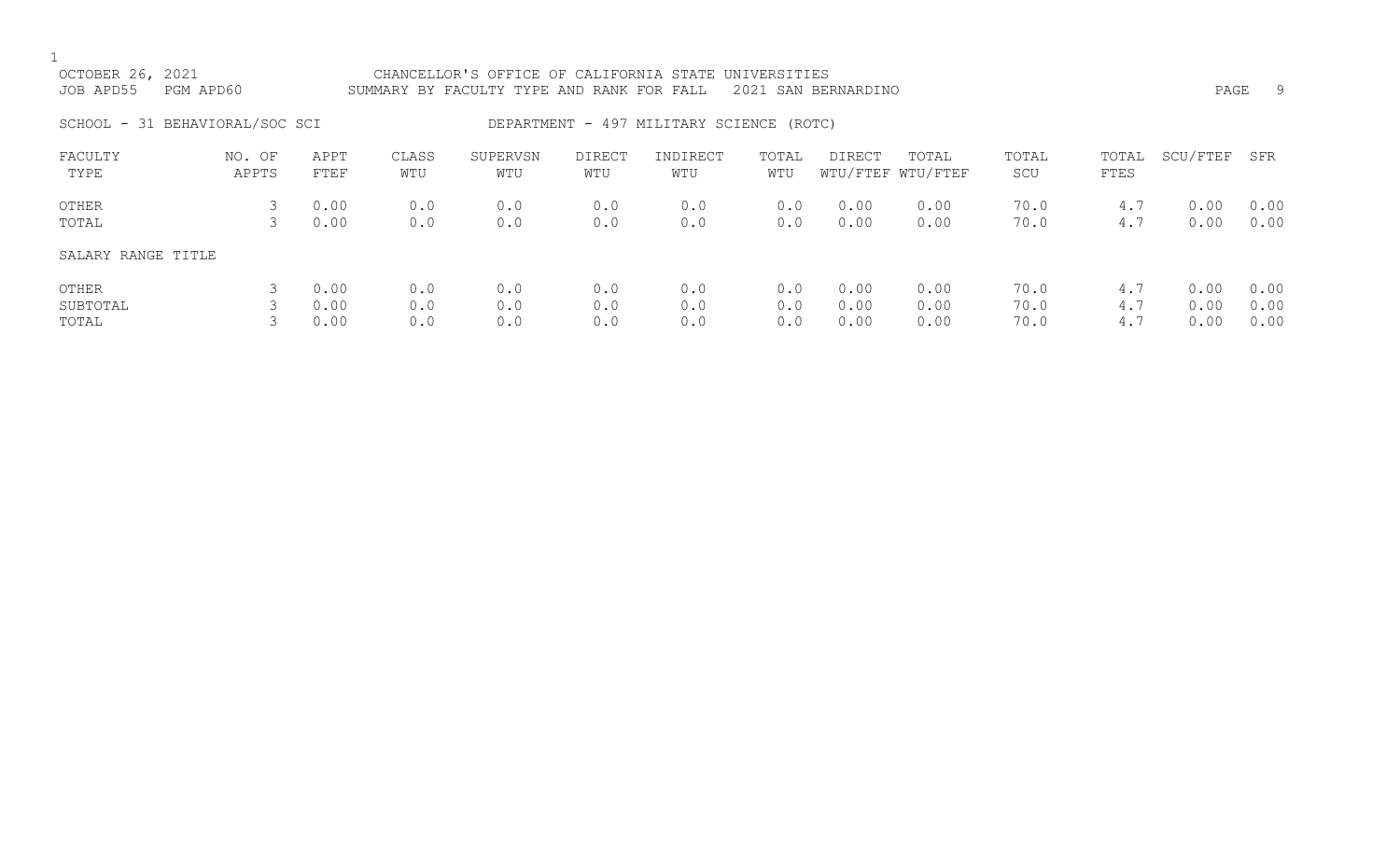CHANCELLOR'S OFFICE OF CALIFORNIA STATE UNIVERSITIES

SUMMARY BY FACULTY TYPE AND RANK FOR FALL 2021 SAN BERNARDINO

OCTOBER 26, 2021

JOB APD55 PGM APD60

SCHOOL - 31 BEHAVIORAL/SOC SCI

DEPARTMENT - 497 MILITARY SCIENCE (ROTC)

| FACULTY TYPE | NO. OF APPTS | APPT FTEF | CLASS WTU | SUPERVSN WTU | DIRECT WTU | INDIRECT WTU | TOTAL WTU | DIRECT WTU/FTEF | TOTAL WTU/FTEF | TOTAL SCU | TOTAL FTES | SCU/FTEF | SFR |
|---|---|---|---|---|---|---|---|---|---|---|---|---|---|
| OTHER | 3 | 0.00 | 0.0 | 0.0 | 0.0 | 0.0 | 0.0 | 0.00 | 0.00 | 70.0 | 4.7 | 0.00 | 0.00 |
| TOTAL | 3 | 0.00 | 0.0 | 0.0 | 0.0 | 0.0 | 0.0 | 0.00 | 0.00 | 70.0 | 4.7 | 0.00 | 0.00 |
| SALARY RANGE TITLE | | | | | | | | | | | | | |
| OTHER | 3 | 0.00 | 0.0 | 0.0 | 0.0 | 0.0 | 0.0 | 0.00 | 0.00 | 70.0 | 4.7 | 0.00 | 0.00 |
| SUBTOTAL | 3 | 0.00 | 0.0 | 0.0 | 0.0 | 0.0 | 0.0 | 0.00 | 0.00 | 70.0 | 4.7 | 0.00 | 0.00 |
| TOTAL | 3 | 0.00 | 0.0 | 0.0 | 0.0 | 0.0 | 0.0 | 0.00 | 0.00 | 70.0 | 4.7 | 0.00 | 0.00 |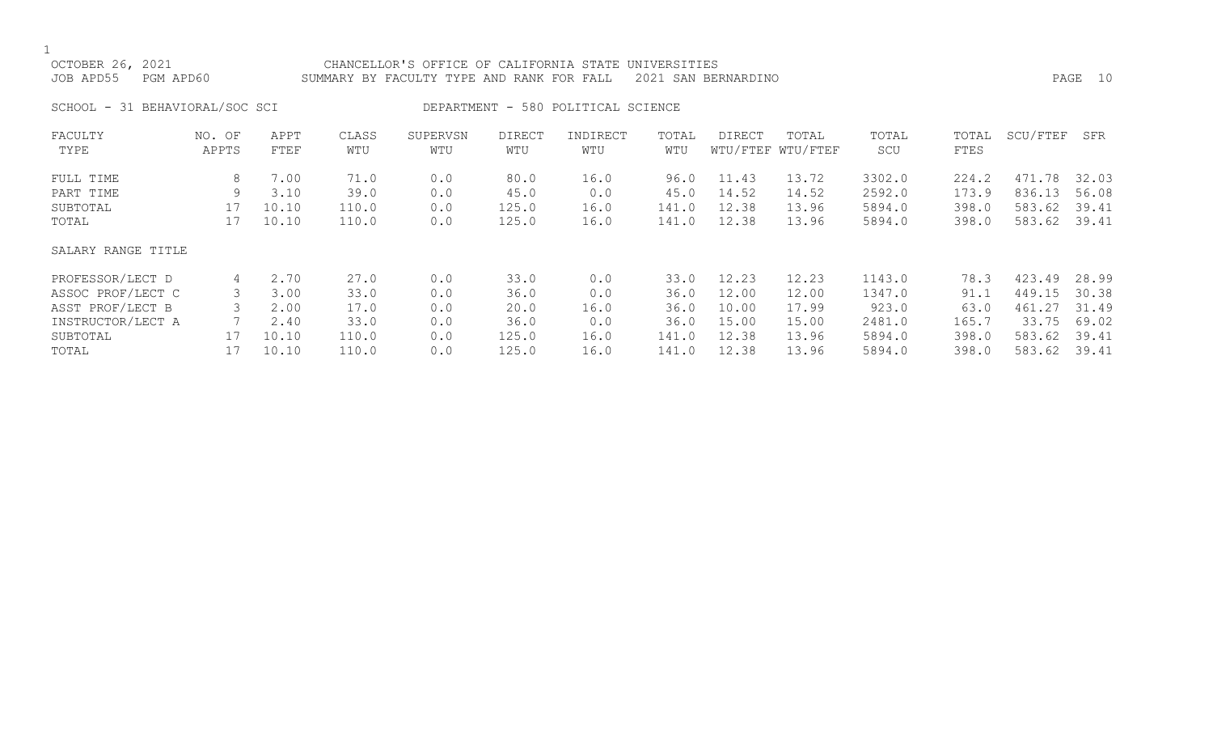OCTOBER 26, 2021 CHANCELLOR'S OFFICE OF CALIFORNIA STATE UNIVERSITIES
JOB APD55 PGM APD60 SUMMARY BY FACULTY TYPE AND RANK FOR FALL 2021 SAN BERNARDINO

SCHOOL - 31 BEHAVIORAL/SOC SCI DEPARTMENT - 580 POLITICAL SCIENCE

| FACULTY TYPE | NO. OF APPTS | APPT FTEF | CLASS WTU | SUPERVSN WTU | DIRECT WTU | INDIRECT WTU | TOTAL WTU | DIRECT WTU/FTEF | TOTAL WTU/FTEF | TOTAL SCU | TOTAL FTES | SCU/FTEF | SFR |
|---|---|---|---|---|---|---|---|---|---|---|---|---|---|
| FULL TIME | 8 | 7.00 | 71.0 | 0.0 | 80.0 | 16.0 | 96.0 | 11.43 | 13.72 | 3302.0 | 224.2 | 471.78 | 32.03 |
| PART TIME | 9 | 3.10 | 39.0 | 0.0 | 45.0 | 0.0 | 45.0 | 14.52 | 14.52 | 2592.0 | 173.9 | 836.13 | 56.08 |
| SUBTOTAL | 17 | 10.10 | 110.0 | 0.0 | 125.0 | 16.0 | 141.0 | 12.38 | 13.96 | 5894.0 | 398.0 | 583.62 | 39.41 |
| TOTAL | 17 | 10.10 | 110.0 | 0.0 | 125.0 | 16.0 | 141.0 | 12.38 | 13.96 | 5894.0 | 398.0 | 583.62 | 39.41 |
| SALARY RANGE TITLE | | | | | | | | | | | | | |
| PROFESSOR/LECT D | 4 | 2.70 | 27.0 | 0.0 | 33.0 | 0.0 | 33.0 | 12.23 | 12.23 | 1143.0 | 78.3 | 423.49 | 28.99 |
| ASSOC PROF/LECT C | 3 | 3.00 | 33.0 | 0.0 | 36.0 | 0.0 | 36.0 | 12.00 | 12.00 | 1347.0 | 91.1 | 449.15 | 30.38 |
| ASST PROF/LECT B | 3 | 2.00 | 17.0 | 0.0 | 20.0 | 16.0 | 36.0 | 10.00 | 17.99 | 923.0 | 63.0 | 461.27 | 31.49 |
| INSTRUCTOR/LECT A | 7 | 2.40 | 33.0 | 0.0 | 36.0 | 0.0 | 36.0 | 15.00 | 15.00 | 2481.0 | 165.7 | 33.75 | 69.02 |
| SUBTOTAL | 17 | 10.10 | 110.0 | 0.0 | 125.0 | 16.0 | 141.0 | 12.38 | 13.96 | 5894.0 | 398.0 | 583.62 | 39.41 |
| TOTAL | 17 | 10.10 | 110.0 | 0.0 | 125.0 | 16.0 | 141.0 | 12.38 | 13.96 | 5894.0 | 398.0 | 583.62 | 39.41 |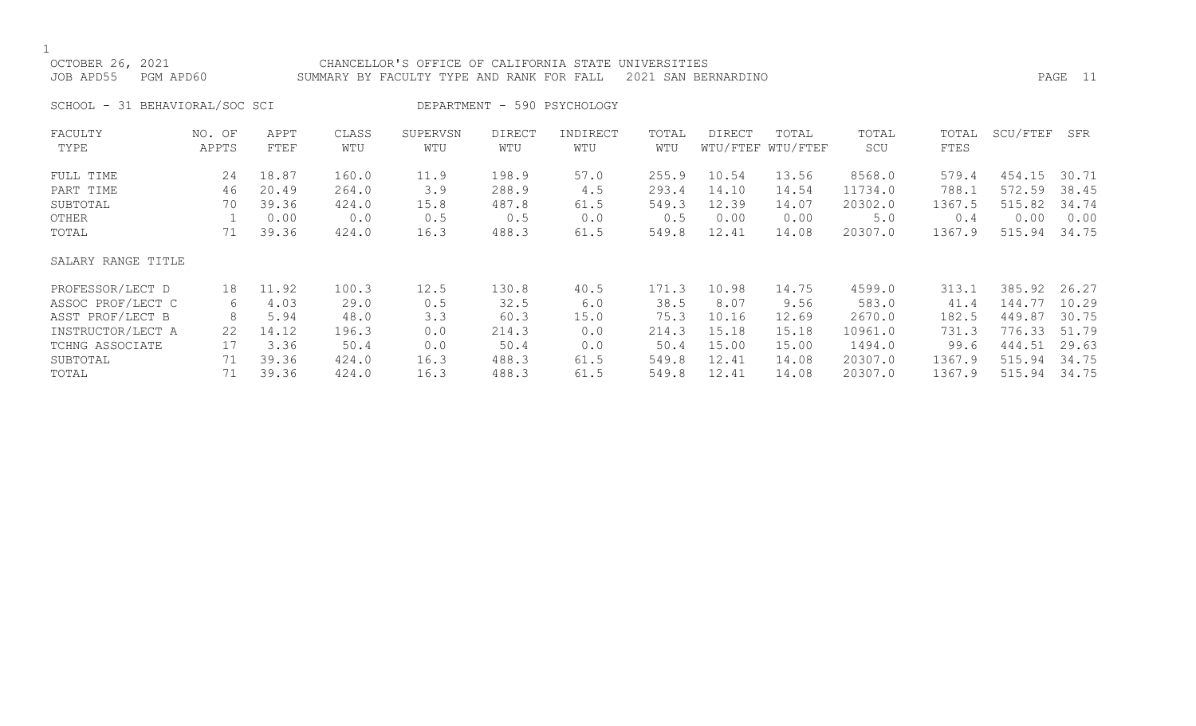CHANCELLOR'S OFFICE OF CALIFORNIA STATE UNIVERSITIES

SUMMARY BY FACULTY TYPE AND RANK FOR FALL 2021 SAN BERNARDINO

OCTOBER 26, 2021

JOB APD55 PGM APD60

SCHOOL - 31 BEHAVIORAL/SOC SCI DEPARTMENT - 590 PSYCHOLOGY

| FACULTY TYPE | NO. OF APPTS | APPT FTEF | CLASS WTU | SUPERVSN WTU | DIRECT WTU | INDIRECT WTU | TOTAL WTU | DIRECT WTU/FTEF | TOTAL WTU/FTEF | TOTAL SCU | TOTAL FTES | SCU/FTEF | SFR |
|---|---|---|---|---|---|---|---|---|---|---|---|---|---|
| FULL TIME | 24 | 18.87 | 160.0 | 11.9 | 198.9 | 57.0 | 255.9 | 10.54 | 13.56 | 8568.0 | 579.4 | 454.15 | 30.71 |
| PART TIME | 46 | 20.49 | 264.0 | 3.9 | 288.9 | 4.5 | 293.4 | 14.10 | 14.54 | 11734.0 | 788.1 | 572.59 | 38.45 |
| SUBTOTAL | 70 | 39.36 | 424.0 | 15.8 | 487.8 | 61.5 | 549.3 | 12.39 | 14.07 | 20302.0 | 1367.5 | 515.82 | 34.74 |
| OTHER | 1 | 0.00 | 0.0 | 0.5 | 0.5 | 0.0 | 0.5 | 0.00 | 0.00 | 5.0 | 0.4 | 0.00 | 0.00 |
| TOTAL | 71 | 39.36 | 424.0 | 16.3 | 488.3 | 61.5 | 549.8 | 12.41 | 14.08 | 20307.0 | 1367.9 | 515.94 | 34.75 |
| **SALARY RANGE TITLE** | | | | | | | | | | | | | |
| PROFESSOR/LECT D | 18 | 11.92 | 100.3 | 12.5 | 130.8 | 40.5 | 171.3 | 10.98 | 14.75 | 4599.0 | 313.1 | 385.92 | 26.27 |
| ASSOC PROF/LECT C | 6 | 4.03 | 29.0 | 0.5 | 32.5 | 6.0 | 38.5 | 8.07 | 9.56 | 583.0 | 41.4 | 144.77 | 10.29 |
| ASST PROF/LECT B | 8 | 5.94 | 48.0 | 3.3 | 60.3 | 15.0 | 75.3 | 10.16 | 12.69 | 2670.0 | 182.5 | 449.87 | 30.75 |
| INSTRUCTOR/LECT A | 22 | 14.12 | 196.3 | 0.0 | 214.3 | 0.0 | 214.3 | 15.18 | 15.18 | 10961.0 | 731.3 | 776.33 | 51.79 |
| TCHNG ASSOCIATE | 17 | 3.36 | 50.4 | 0.0 | 50.4 | 0.0 | 50.4 | 15.00 | 15.00 | 1494.0 | 99.6 | 444.51 | 29.63 |
| SUBTOTAL | 71 | 39.36 | 424.0 | 16.3 | 488.3 | 61.5 | 549.8 | 12.41 | 14.08 | 20307.0 | 1367.9 | 515.94 | 34.75 |
| TOTAL | 71 | 39.36 | 424.0 | 16.3 | 488.3 | 61.5 | 549.8 | 12.41 | 14.08 | 20307.0 | 1367.9 | 515.94 | 34.75 |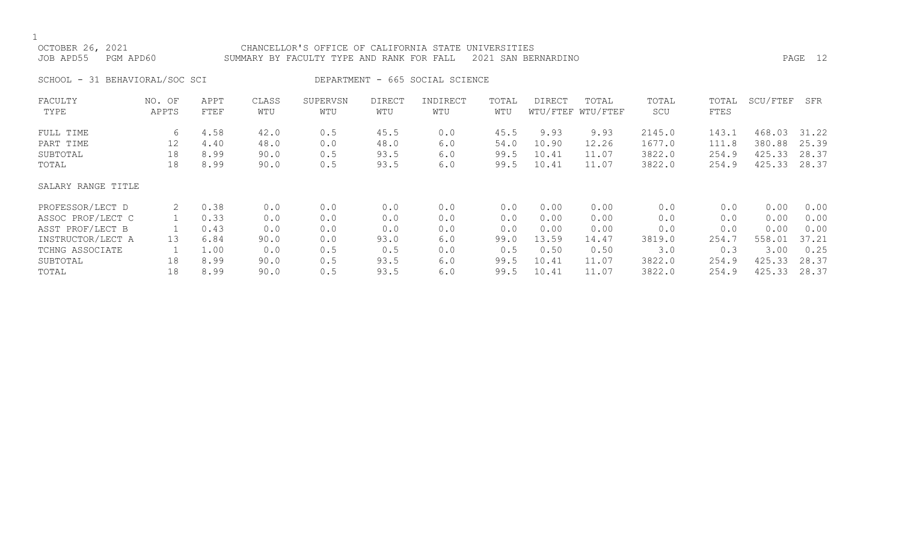OCTOBER 26, 2021 CHANCELLOR'S OFFICE OF CALIFORNIA STATE UNIVERSITIES
JOB APD55 PGM APD60 SUMMARY BY FACULTY TYPE AND RANK FOR FALL 2021 SAN BERNARDINO

SCHOOL - 31 BEHAVIORAL/SOC SCI DEPARTMENT - 665 SOCIAL SCIENCE

| FACULTY TYPE | NO. OF APPTS | APPT FTEF | CLASS WTU | SUPERVSN WTU | DIRECT WTU | INDIRECT WTU | TOTAL WTU | DIRECT WTU/FTEF | TOTAL WTU/FTEF | TOTAL SCU | TOTAL FTES | SCU/FTEF | SFR |
|---|---|---|---|---|---|---|---|---|---|---|---|---|---|
| FULL TIME | 6 | 4.58 | 42.0 | 0.5 | 45.5 | 0.0 | 45.5 | 9.93 | 9.93 | 2145.0 | 143.1 | 468.03 | 31.22 |
| PART TIME | 12 | 4.40 | 48.0 | 0.0 | 48.0 | 6.0 | 54.0 | 10.90 | 12.26 | 1677.0 | 111.8 | 380.88 | 25.39 |
| SUBTOTAL | 18 | 8.99 | 90.0 | 0.5 | 93.5 | 6.0 | 99.5 | 10.41 | 11.07 | 3822.0 | 254.9 | 425.33 | 28.37 |
| TOTAL | 18 | 8.99 | 90.0 | 0.5 | 93.5 | 6.0 | 99.5 | 10.41 | 11.07 | 3822.0 | 254.9 | 425.33 | 28.37 |
| SALARY RANGE TITLE | | | | | | | | | | | | | |
| PROFESSOR/LECT D | 2 | 0.38 | 0.0 | 0.0 | 0.0 | 0.0 | 0.0 | 0.00 | 0.00 | 0.0 | 0.0 | 0.00 | 0.00 |
| ASSOC PROF/LECT C | 1 | 0.33 | 0.0 | 0.0 | 0.0 | 0.0 | 0.0 | 0.00 | 0.00 | 0.0 | 0.0 | 0.00 | 0.00 |
| ASST PROF/LECT B | 1 | 0.43 | 0.0 | 0.0 | 0.0 | 0.0 | 0.0 | 0.00 | 0.00 | 0.0 | 0.0 | 0.00 | 0.00 |
| INSTRUCTOR/LECT A | 13 | 6.84 | 90.0 | 0.0 | 93.0 | 6.0 | 99.0 | 13.59 | 14.47 | 3819.0 | 254.7 | 558.01 | 37.21 |
| TCHNG ASSOCIATE | 1 | 1.00 | 0.0 | 0.5 | 0.5 | 0.0 | 0.5 | 0.50 | 0.50 | 3.0 | 0.3 | 3.00 | 0.25 |
| SUBTOTAL | 18 | 8.99 | 90.0 | 0.5 | 93.5 | 6.0 | 99.5 | 10.41 | 11.07 | 3822.0 | 254.9 | 425.33 | 28.37 |
| TOTAL | 18 | 8.99 | 90.0 | 0.5 | 93.5 | 6.0 | 99.5 | 10.41 | 11.07 | 3822.0 | 254.9 | 425.33 | 28.37 |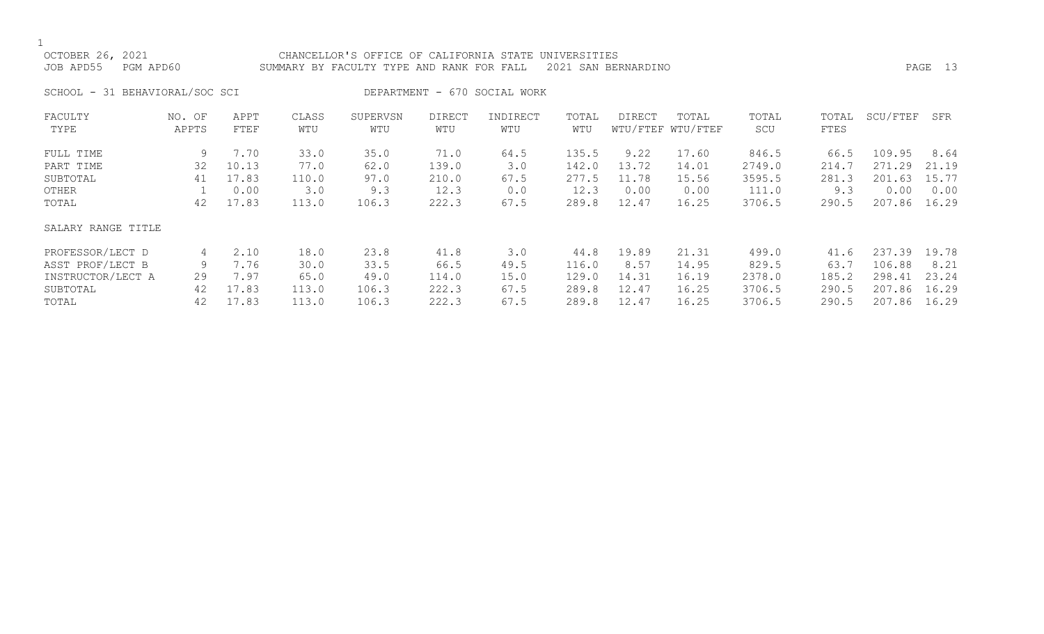OCTOBER 26, 2021 CHANCELLOR'S OFFICE OF CALIFORNIA STATE UNIVERSITIES
JOB APD55 PGM APD60 SUMMARY BY FACULTY TYPE AND RANK FOR FALL 2021 SAN BERNARDINO

SCHOOL - 31 BEHAVIORAL/SOC SCI DEPARTMENT - 670 SOCIAL WORK

| FACULTY TYPE | NO. OF APPTS | APPT FTEF | CLASS WTU | SUPERVSN WTU | DIRECT WTU | INDIRECT WTU | TOTAL WTU | DIRECT WTU/FTEF | TOTAL WTU/FTEF | TOTAL SCU | TOTAL FTES | SCU/FTEF | SFR |
|---|---|---|---|---|---|---|---|---|---|---|---|---|---|
| FULL TIME | 9 | 7.70 | 33.0 | 35.0 | 71.0 | 64.5 | 135.5 | 9.22 | 17.60 | 846.5 | 66.5 | 109.95 | 8.64 |
| PART TIME | 32 | 10.13 | 77.0 | 62.0 | 139.0 | 3.0 | 142.0 | 13.72 | 14.01 | 2749.0 | 214.7 | 271.29 | 21.19 |
| SUBTOTAL | 41 | 17.83 | 110.0 | 97.0 | 210.0 | 67.5 | 277.5 | 11.78 | 15.56 | 3595.5 | 281.3 | 201.63 | 15.77 |
| OTHER | 1 | 0.00 | 3.0 | 9.3 | 12.3 | 0.0 | 12.3 | 0.00 | 0.00 | 111.0 | 9.3 | 0.00 | 0.00 |
| TOTAL | 42 | 17.83 | 113.0 | 106.3 | 222.3 | 67.5 | 289.8 | 12.47 | 16.25 | 3706.5 | 290.5 | 207.86 | 16.29 |
| SALARY RANGE TITLE | | | | | | | | | | | | | |
| PROFESSOR/LECT D | 4 | 2.10 | 18.0 | 23.8 | 41.8 | 3.0 | 44.8 | 19.89 | 21.31 | 499.0 | 41.6 | 237.39 | 19.78 |
| ASST PROF/LECT B | 9 | 7.76 | 30.0 | 33.5 | 66.5 | 49.5 | 116.0 | 8.57 | 14.95 | 829.5 | 63.7 | 106.88 | 8.21 |
| INSTRUCTOR/LECT A | 29 | 7.97 | 65.0 | 49.0 | 114.0 | 15.0 | 129.0 | 14.31 | 16.19 | 2378.0 | 185.2 | 298.41 | 23.24 |
| SUBTOTAL | 42 | 17.83 | 113.0 | 106.3 | 222.3 | 67.5 | 289.8 | 12.47 | 16.25 | 3706.5 | 290.5 | 207.86 | 16.29 |
| TOTAL | 42 | 17.83 | 113.0 | 106.3 | 222.3 | 67.5 | 289.8 | 12.47 | 16.25 | 3706.5 | 290.5 | 207.86 | 16.29 |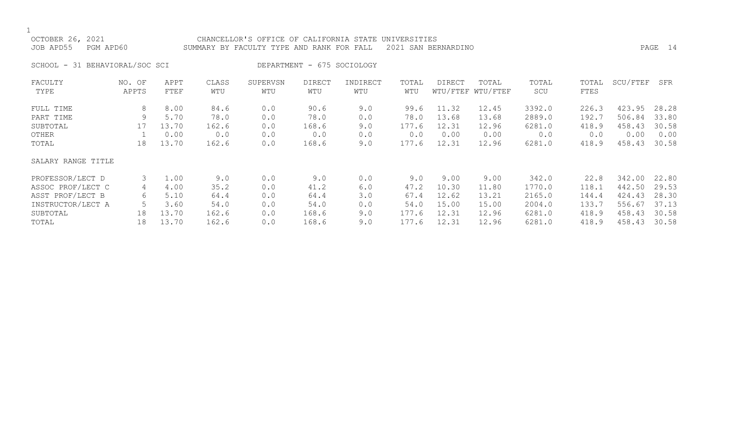CHANCELLOR'S OFFICE OF CALIFORNIA STATE UNIVERSITIES
SUMMARY BY FACULTY TYPE AND RANK FOR FALL 2021 SAN BERNARDINO

OCTOBER 26, 2021
JOB APD55 PGM APD60

SCHOOL - 31 BEHAVIORAL/SOC SCI DEPARTMENT - 675 SOCIOLOGY

| FACULTY TYPE | NO. OF APPTS | APPT FTEF | CLASS WTU | SUPERVSN WTU | DIRECT WTU | INDIRECT WTU | TOTAL WTU | DIRECT WTU/FTEF | TOTAL WTU/FTEF | TOTAL SCU | TOTAL FTES | SCU/FTEF | SFR |
|---|---|---|---|---|---|---|---|---|---|---|---|---|---|
| FULL TIME | 8 | 8.00 | 84.6 | 0.0 | 90.6 | 9.0 | 99.6 | 11.32 | 12.45 | 3392.0 | 226.3 | 423.95 | 28.28 |
| PART TIME | 9 | 5.70 | 78.0 | 0.0 | 78.0 | 0.0 | 78.0 | 13.68 | 13.68 | 2889.0 | 192.7 | 506.84 | 33.80 |
| SUBTOTAL | 17 | 13.70 | 162.6 | 0.0 | 168.6 | 9.0 | 177.6 | 12.31 | 12.96 | 6281.0 | 418.9 | 458.43 | 30.58 |
| OTHER | 1 | 0.00 | 0.0 | 0.0 | 0.0 | 0.0 | 0.0 | 0.00 | 0.00 | 0.0 | 0.0 | 0.00 | 0.00 |
| TOTAL | 18 | 13.70 | 162.6 | 0.0 | 168.6 | 9.0 | 177.6 | 12.31 | 12.96 | 6281.0 | 418.9 | 458.43 | 30.58 |

| SALARY RANGE TITLE | NO. OF APPTS | APPT FTEF | CLASS WTU | SUPERVSN WTU | DIRECT WTU | INDIRECT WTU | TOTAL WTU | DIRECT WTU/FTEF | TOTAL WTU/FTEF | TOTAL SCU | TOTAL FTES | SCU/FTEF | SFR |
|---|---|---|---|---|---|---|---|---|---|---|---|---|---|
| PROFESSOR/LECT D | 3 | 1.00 | 9.0 | 0.0 | 9.0 | 0.0 | 9.0 | 9.00 | 9.00 | 342.0 | 22.8 | 342.00 | 22.80 |
| ASSOC PROF/LECT C | 4 | 4.00 | 35.2 | 0.0 | 41.2 | 6.0 | 47.2 | 10.30 | 11.80 | 1770.0 | 118.1 | 442.50 | 29.53 |
| ASST PROF/LECT B | 6 | 5.10 | 64.4 | 0.0 | 64.4 | 3.0 | 67.4 | 12.62 | 13.21 | 2165.0 | 144.4 | 424.43 | 28.30 |
| INSTRUCTOR/LECT A | 5 | 3.60 | 54.0 | 0.0 | 54.0 | 0.0 | 54.0 | 15.00 | 15.00 | 2004.0 | 133.7 | 556.67 | 37.13 |
| SUBTOTAL | 18 | 13.70 | 162.6 | 0.0 | 168.6 | 9.0 | 177.6 | 12.31 | 12.96 | 6281.0 | 418.9 | 458.43 | 30.58 |
| TOTAL | 18 | 13.70 | 162.6 | 0.0 | 168.6 | 9.0 | 177.6 | 12.31 | 12.96 | 6281.0 | 418.9 | 458.43 | 30.58 |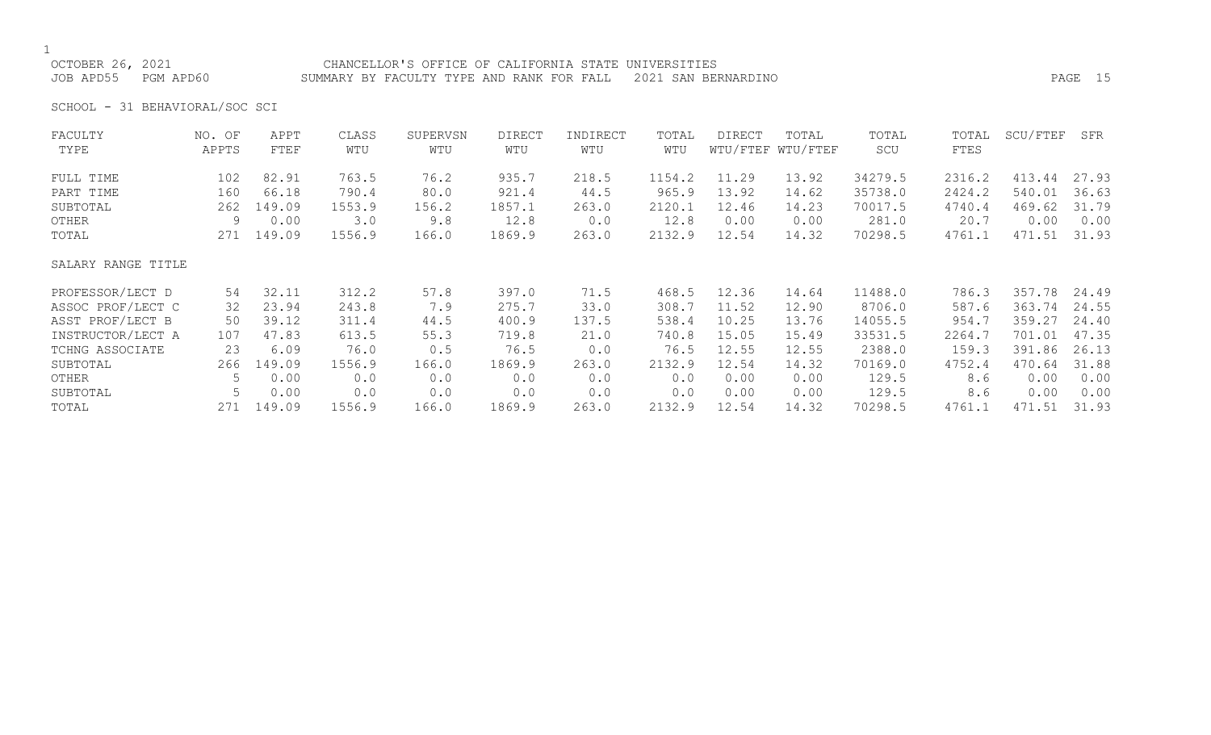CHANCELLOR'S OFFICE OF CALIFORNIA STATE UNIVERSITIES
SUMMARY BY FACULTY TYPE AND RANK FOR FALL 2021 SAN BERNARDINO

OCTOBER 26, 2021
JOB APD55 PGM APD60

SCHOOL - 31 BEHAVIORAL/SOC SCI

| FACULTY TYPE | NO. OF APPTS | APPT FTEF | CLASS WTU | SUPERVSN WTU | DIRECT WTU | INDIRECT WTU | TOTAL WTU | DIRECT WTU/FTEF | TOTAL WTU/FTEF | TOTAL SCU | TOTAL FTES | SCU/FTEF | SFR |
|---|---|---|---|---|---|---|---|---|---|---|---|---|---|
| FULL TIME | 102 | 82.91 | 763.5 | 76.2 | 935.7 | 218.5 | 1154.2 | 11.29 | 13.92 | 34279.5 | 2316.2 | 413.44 | 27.93 |
| PART TIME | 160 | 66.18 | 790.4 | 80.0 | 921.4 | 44.5 | 965.9 | 13.92 | 14.62 | 35738.0 | 2424.2 | 540.01 | 36.63 |
| SUBTOTAL | 262 | 149.09 | 1553.9 | 156.2 | 1857.1 | 263.0 | 2120.1 | 12.46 | 14.23 | 70017.5 | 4740.4 | 469.62 | 31.79 |
| OTHER | 9 | 0.00 | 3.0 | 9.8 | 12.8 | 0.0 | 12.8 | 0.00 | 0.00 | 281.0 | 20.7 | 0.00 | 0.00 |
| TOTAL | 271 | 149.09 | 1556.9 | 166.0 | 1869.9 | 263.0 | 2132.9 | 12.54 | 14.32 | 70298.5 | 4761.1 | 471.51 | 31.93 |
| **SALARY RANGE TITLE** | | | | | | | | | | | | | |
| PROFESSOR/LECT D | 54 | 32.11 | 312.2 | 57.8 | 397.0 | 71.5 | 468.5 | 12.36 | 14.64 | 11488.0 | 786.3 | 357.78 | 24.49 |
| ASSOC PROF/LECT C | 32 | 23.94 | 243.8 | 7.9 | 275.7 | 33.0 | 308.7 | 11.52 | 12.90 | 8706.0 | 587.6 | 363.74 | 24.55 |
| ASST PROF/LECT B | 50 | 39.12 | 311.4 | 44.5 | 400.9 | 137.5 | 538.4 | 10.25 | 13.76 | 14055.5 | 954.7 | 359.27 | 24.40 |
| INSTRUCTOR/LECT A | 107 | 47.83 | 613.5 | 55.3 | 719.8 | 21.0 | 740.8 | 15.05 | 15.49 | 33531.5 | 2264.7 | 701.01 | 47.35 |
| TCHNG ASSOCIATE | 23 | 6.09 | 76.0 | 0.5 | 76.5 | 0.0 | 76.5 | 12.55 | 12.55 | 2388.0 | 159.3 | 391.86 | 26.13 |
| SUBTOTAL | 266 | 149.09 | 1556.9 | 166.0 | 1869.9 | 263.0 | 2132.9 | 12.54 | 14.32 | 70169.0 | 4752.4 | 470.64 | 31.88 |
| OTHER | 5 | 0.00 | 0.0 | 0.0 | 0.0 | 0.0 | 0.0 | 0.00 | 0.00 | 129.5 | 8.6 | 0.00 | 0.00 |
| SUBTOTAL | 5 | 0.00 | 0.0 | 0.0 | 0.0 | 0.0 | 0.0 | 0.00 | 0.00 | 129.5 | 8.6 | 0.00 | 0.00 |
| TOTAL | 271 | 149.09 | 1556.9 | 166.0 | 1869.9 | 263.0 | 2132.9 | 12.54 | 14.32 | 70298.5 | 4761.1 | 471.51 | 31.93 |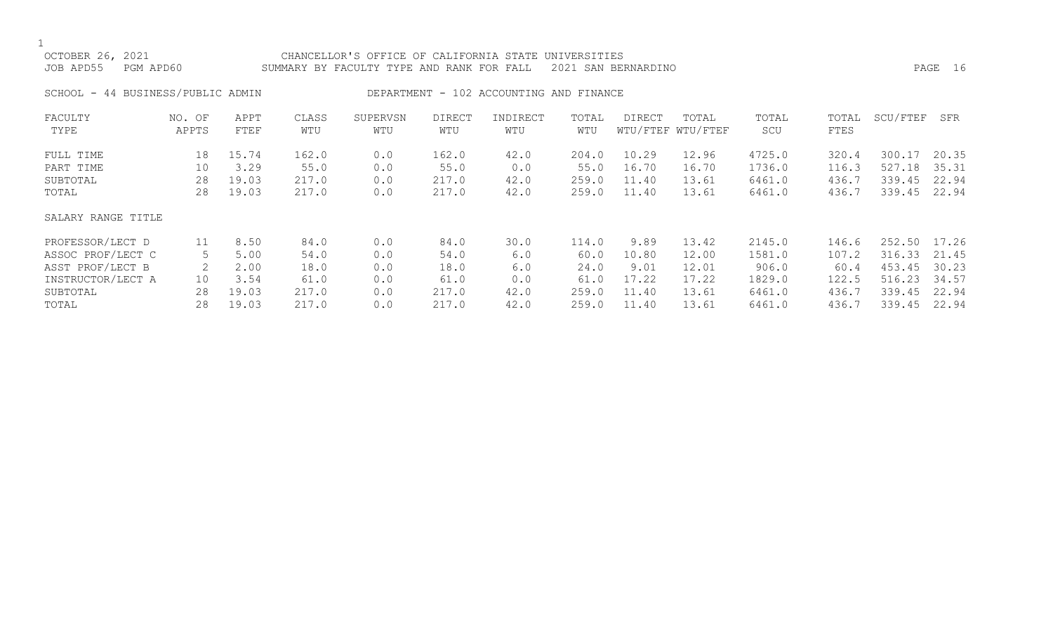CHANCELLOR'S OFFICE OF CALIFORNIA STATE UNIVERSITIES

OCTOBER 26, 2021

JOB APD55 PGM APD60 SUMMARY BY FACULTY TYPE AND RANK FOR FALL 2021 SAN BERNARDINO

SCHOOL - 44 BUSINESS/PUBLIC ADMIN DEPARTMENT - 102 ACCOUNTING AND FINANCE

| FACULTY TYPE | NO. OF APPTS | APPT FTEF | CLASS WTU | SUPERVSN WTU | DIRECT WTU | INDIRECT WTU | TOTAL WTU | DIRECT WTU/FTEF | TOTAL WTU/FTEF | TOTAL SCU | TOTAL FTES | SCU/FTEF | SFR |
|---|---|---|---|---|---|---|---|---|---|---|---|---|---|
| FULL TIME | 18 | 15.74 | 162.0 | 0.0 | 162.0 | 42.0 | 204.0 | 10.29 | 12.96 | 4725.0 | 320.4 | 300.17 | 20.35 |
| PART TIME | 10 | 3.29 | 55.0 | 0.0 | 55.0 | 0.0 | 55.0 | 16.70 | 16.70 | 1736.0 | 116.3 | 527.18 | 35.31 |
| SUBTOTAL | 28 | 19.03 | 217.0 | 0.0 | 217.0 | 42.0 | 259.0 | 11.40 | 13.61 | 6461.0 | 436.7 | 339.45 | 22.94 |
| TOTAL | 28 | 19.03 | 217.0 | 0.0 | 217.0 | 42.0 | 259.0 | 11.40 | 13.61 | 6461.0 | 436.7 | 339.45 | 22.94 |
| SALARY RANGE TITLE | | | | | | | | | | | | | |
| PROFESSOR/LECT D | 11 | 8.50 | 84.0 | 0.0 | 84.0 | 30.0 | 114.0 | 9.89 | 13.42 | 2145.0 | 146.6 | 252.50 | 17.26 |
| ASSOC PROF/LECT C | 5 | 5.00 | 54.0 | 0.0 | 54.0 | 6.0 | 60.0 | 10.80 | 12.00 | 1581.0 | 107.2 | 316.33 | 21.45 |
| ASST PROF/LECT B | 2 | 2.00 | 18.0 | 0.0 | 18.0 | 6.0 | 24.0 | 9.01 | 12.01 | 906.0 | 60.4 | 453.45 | 30.23 |
| INSTRUCTOR/LECT A | 10 | 3.54 | 61.0 | 0.0 | 61.0 | 0.0 | 61.0 | 17.22 | 17.22 | 1829.0 | 122.5 | 516.23 | 34.57 |
| SUBTOTAL | 28 | 19.03 | 217.0 | 0.0 | 217.0 | 42.0 | 259.0 | 11.40 | 13.61 | 6461.0 | 436.7 | 339.45 | 22.94 |
| TOTAL | 28 | 19.03 | 217.0 | 0.0 | 217.0 | 42.0 | 259.0 | 11.40 | 13.61 | 6461.0 | 436.7 | 339.45 | 22.94 |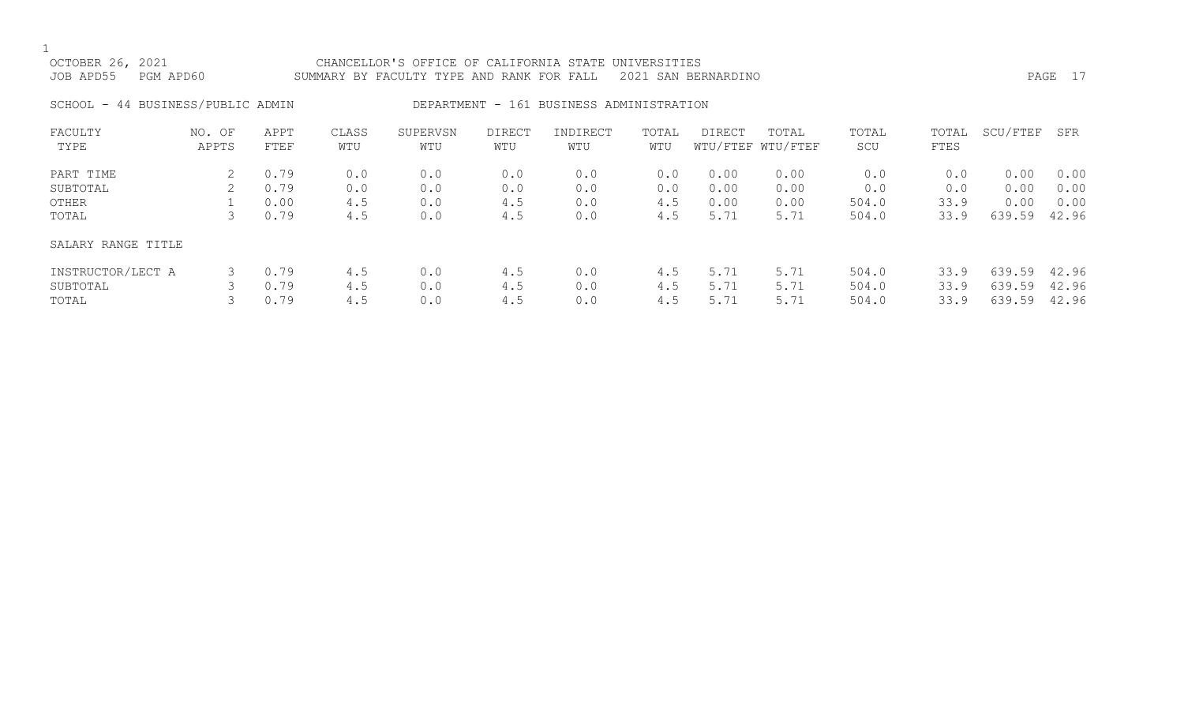OCTOBER 26, 2021 CHANCELLOR'S OFFICE OF CALIFORNIA STATE UNIVERSITIES
JOB APD55 PGM APD60 SUMMARY BY FACULTY TYPE AND RANK FOR FALL 2021 SAN BERNARDINO

SCHOOL - 44 BUSINESS/PUBLIC ADMIN DEPARTMENT - 161 BUSINESS ADMINISTRATION

| FACULTY TYPE | NO. OF APPTS | APPT FTEF | CLASS WTU | SUPERVSN WTU | DIRECT WTU | INDIRECT WTU | TOTAL WTU | DIRECT WTU/FTEF | TOTAL WTU/FTEF | TOTAL SCU | TOTAL FTES | SCU/FTEF | SFR |
|---|---|---|---|---|---|---|---|---|---|---|---|---|---|
| PART TIME | 2 | 0.79 | 0.0 | 0.0 | 0.0 | 0.0 | 0.0 | 0.00 | 0.00 | 0.0 | 0.0 | 0.00 | 0.00 |
| SUBTOTAL | 2 | 0.79 | 0.0 | 0.0 | 0.0 | 0.0 | 0.0 | 0.00 | 0.00 | 0.0 | 0.0 | 0.00 | 0.00 |
| OTHER | 1 | 0.00 | 4.5 | 0.0 | 4.5 | 0.0 | 4.5 | 0.00 | 0.00 | 504.0 | 33.9 | 0.00 | 0.00 |
| TOTAL | 3 | 0.79 | 4.5 | 0.0 | 4.5 | 0.0 | 4.5 | 5.71 | 5.71 | 504.0 | 33.9 | 639.59 | 42.96 |
| SALARY RANGE TITLE | | | | | | | | | | | | | |
| INSTRUCTOR/LECT A | 3 | 0.79 | 4.5 | 0.0 | 4.5 | 0.0 | 4.5 | 5.71 | 5.71 | 504.0 | 33.9 | 639.59 | 42.96 |
| SUBTOTAL | 3 | 0.79 | 4.5 | 0.0 | 4.5 | 0.0 | 4.5 | 5.71 | 5.71 | 504.0 | 33.9 | 639.59 | 42.96 |
| TOTAL | 3 | 0.79 | 4.5 | 0.0 | 4.5 | 0.0 | 4.5 | 5.71 | 5.71 | 504.0 | 33.9 | 639.59 | 42.96 |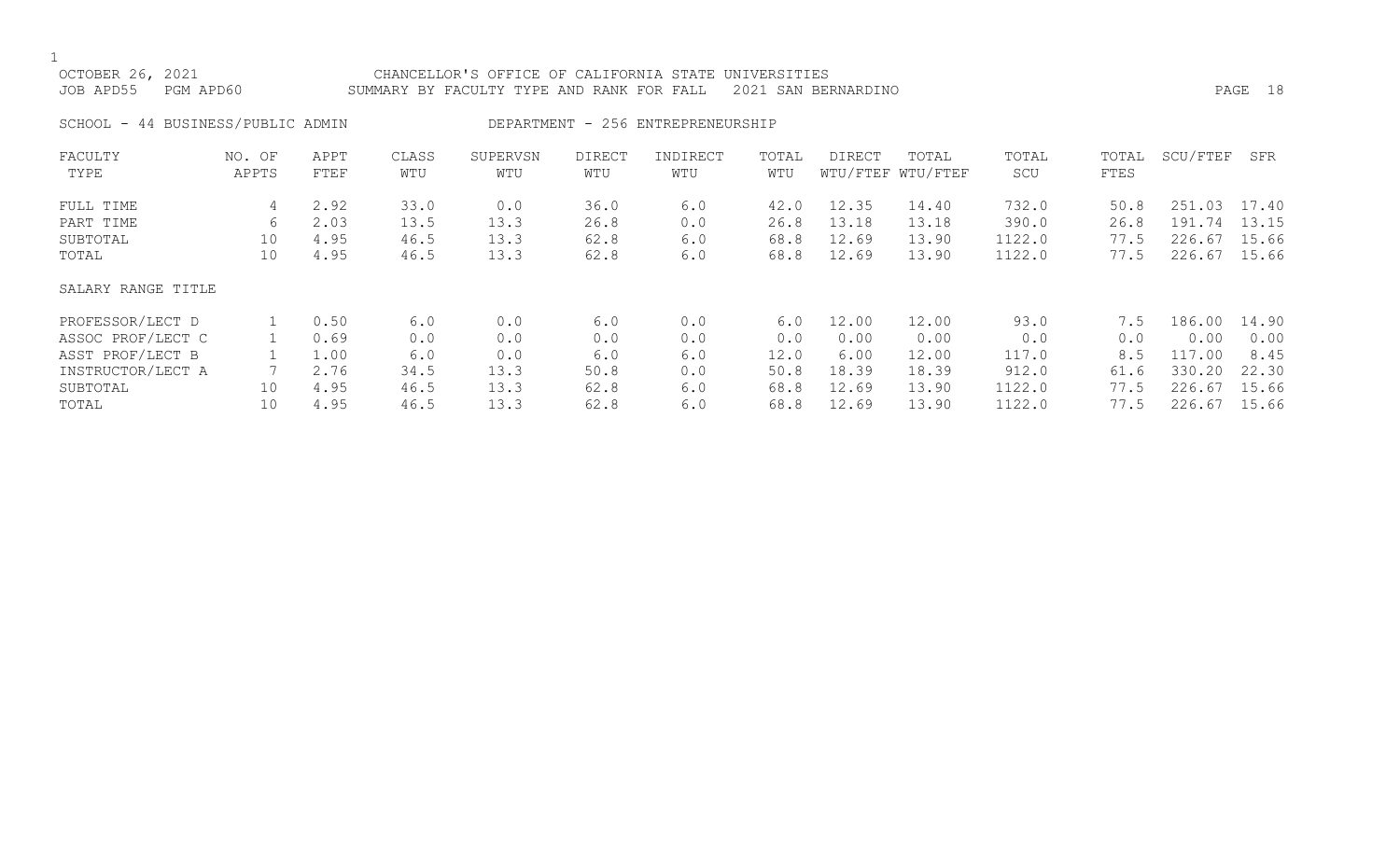CHANCELLOR'S OFFICE OF CALIFORNIA STATE UNIVERSITIES
SUMMARY BY FACULTY TYPE AND RANK FOR FALL 2021 SAN BERNARDINO

OCTOBER 26, 2021
JOB APD55 PGM APD60

SCHOOL - 44 BUSINESS/PUBLIC ADMIN DEPARTMENT - 256 ENTREPRENEURSHIP

| FACULTY TYPE | NO. OF APPTS | APPT FTEF | CLASS WTU | SUPERVSN WTU | DIRECT WTU | INDIRECT WTU | TOTAL WTU | DIRECT WTU/FTEF | TOTAL WTU/FTEF | TOTAL SCU | TOTAL FTES | SCU/FTEF | SFR |
|---|---|---|---|---|---|---|---|---|---|---|---|---|---|
| FULL TIME | 4 | 2.92 | 33.0 | 0.0 | 36.0 | 6.0 | 42.0 | 12.35 | 14.40 | 732.0 | 50.8 | 251.03 | 17.40 |
| PART TIME | 6 | 2.03 | 13.5 | 13.3 | 26.8 | 0.0 | 26.8 | 13.18 | 13.18 | 390.0 | 26.8 | 191.74 | 13.15 |
| SUBTOTAL | 10 | 4.95 | 46.5 | 13.3 | 62.8 | 6.0 | 68.8 | 12.69 | 13.90 | 1122.0 | 77.5 | 226.67 | 15.66 |
| TOTAL | 10 | 4.95 | 46.5 | 13.3 | 62.8 | 6.0 | 68.8 | 12.69 | 13.90 | 1122.0 | 77.5 | 226.67 | 15.66 |

| SALARY RANGE TITLE | NO. OF APPTS | APPT FTEF | CLASS WTU | SUPERVSN WTU | DIRECT WTU | INDIRECT WTU | TOTAL WTU | DIRECT WTU/FTEF | TOTAL WTU/FTEF | TOTAL SCU | TOTAL FTES | SCU/FTEF | SFR |
|---|---|---|---|---|---|---|---|---|---|---|---|---|---|
| PROFESSOR/LECT D | 1 | 0.50 | 6.0 | 0.0 | 6.0 | 0.0 | 6.0 | 12.00 | 12.00 | 93.0 | 7.5 | 186.00 | 14.90 |
| ASSOC PROF/LECT C | 1 | 0.69 | 0.0 | 0.0 | 0.0 | 0.0 | 0.0 | 0.00 | 0.00 | 0.0 | 0.0 | 0.00 | 0.00 |
| ASST PROF/LECT B | 1 | 1.00 | 6.0 | 0.0 | 6.0 | 6.0 | 12.0 | 6.00 | 12.00 | 117.0 | 8.5 | 117.00 | 8.45 |
| INSTRUCTOR/LECT A | 7 | 2.76 | 34.5 | 13.3 | 50.8 | 0.0 | 50.8 | 18.39 | 18.39 | 912.0 | 61.6 | 330.20 | 22.30 |
| SUBTOTAL | 10 | 4.95 | 46.5 | 13.3 | 62.8 | 6.0 | 68.8 | 12.69 | 13.90 | 1122.0 | 77.5 | 226.67 | 15.66 |
| TOTAL | 10 | 4.95 | 46.5 | 13.3 | 62.8 | 6.0 | 68.8 | 12.69 | 13.90 | 1122.0 | 77.5 | 226.67 | 15.66 |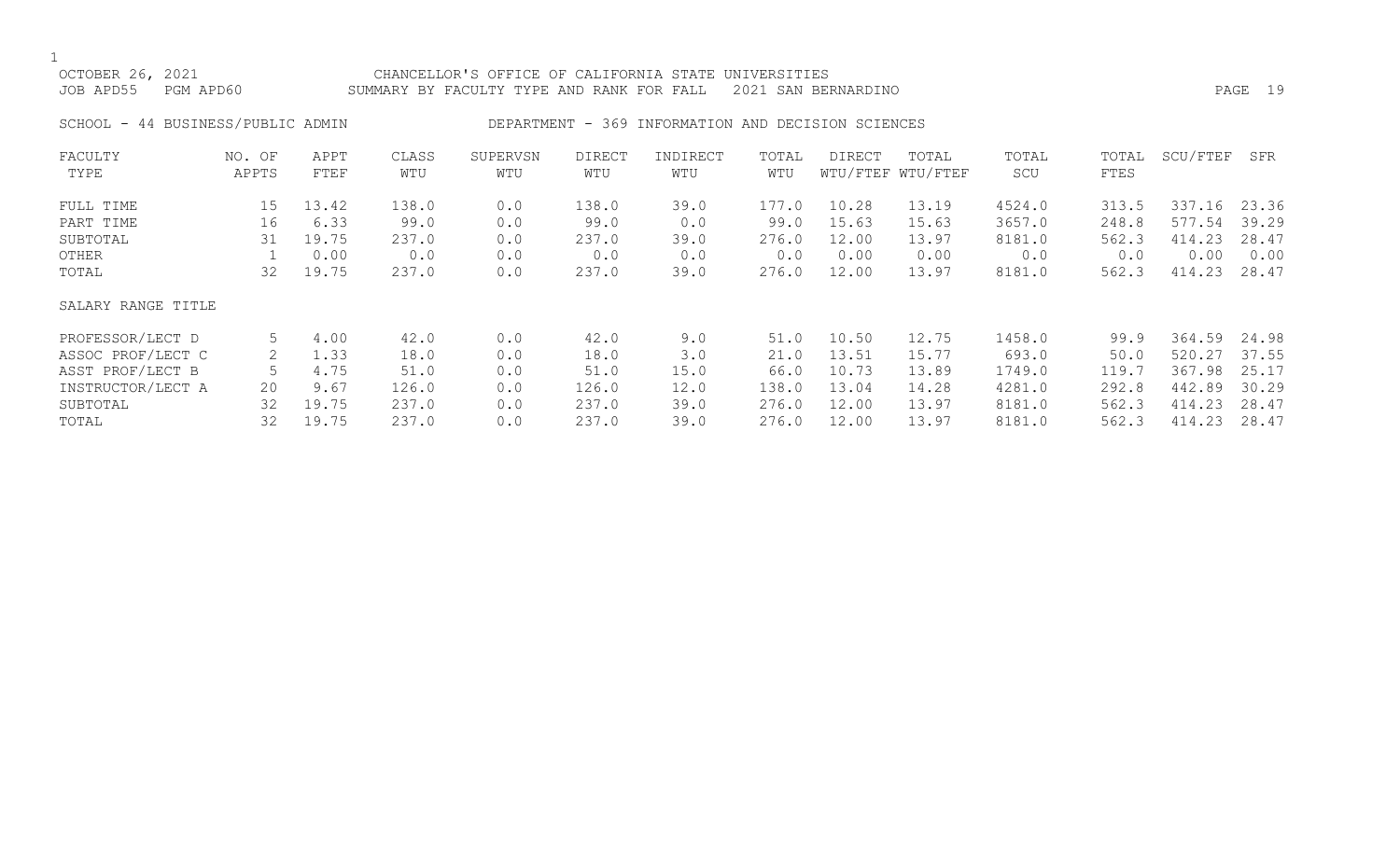CHANCELLOR'S OFFICE OF CALIFORNIA STATE UNIVERSITIES

SUMMARY BY FACULTY TYPE AND RANK FOR FALL 2021 SAN BERNARDINO

OCTOBER 26, 2021

JOB APD55 PGM APD60

SCHOOL - 44 BUSINESS/PUBLIC ADMIN

DEPARTMENT - 369 INFORMATION AND DECISION SCIENCES

| FACULTY TYPE | NO. OF APPTS | APPT FTEF | CLASS WTU | SUPERVSN WTU | DIRECT WTU | INDIRECT WTU | TOTAL WTU | DIRECT WTU/FTEF | TOTAL WTU/FTEF | TOTAL SCU | TOTAL FTES | SCU/FTEF | SFR |
|---|---|---|---|---|---|---|---|---|---|---|---|---|---|
| FULL TIME | 15 | 13.42 | 138.0 | 0.0 | 138.0 | 39.0 | 177.0 | 10.28 | 13.19 | 4524.0 | 313.5 | 337.16 | 23.36 |
| PART TIME | 16 | 6.33 | 99.0 | 0.0 | 99.0 | 0.0 | 99.0 | 15.63 | 15.63 | 3657.0 | 248.8 | 577.54 | 39.29 |
| SUBTOTAL | 31 | 19.75 | 237.0 | 0.0 | 237.0 | 39.0 | 276.0 | 12.00 | 13.97 | 8181.0 | 562.3 | 414.23 | 28.47 |
| OTHER | 1 | 0.00 | 0.0 | 0.0 | 0.0 | 0.0 | 0.0 | 0.00 | 0.00 | 0.0 | 0.0 | 0.00 | 0.00 |
| TOTAL | 32 | 19.75 | 237.0 | 0.0 | 237.0 | 39.0 | 276.0 | 12.00 | 13.97 | 8181.0 | 562.3 | 414.23 | 28.47 |
| SALARY RANGE TITLE | | | | | | | | | | | | | |
| PROFESSOR/LECT D | 5 | 4.00 | 42.0 | 0.0 | 42.0 | 9.0 | 51.0 | 10.50 | 12.75 | 1458.0 | 99.9 | 364.59 | 24.98 |
| ASSOC PROF/LECT C | 2 | 1.33 | 18.0 | 0.0 | 18.0 | 3.0 | 21.0 | 13.51 | 15.77 | 693.0 | 50.0 | 520.27 | 37.55 |
| ASST PROF/LECT B | 5 | 4.75 | 51.0 | 0.0 | 51.0 | 15.0 | 66.0 | 10.73 | 13.89 | 1749.0 | 119.7 | 367.98 | 25.17 |
| INSTRUCTOR/LECT A | 20 | 9.67 | 126.0 | 0.0 | 126.0 | 12.0 | 138.0 | 13.04 | 14.28 | 4281.0 | 292.8 | 442.89 | 30.29 |
| SUBTOTAL | 32 | 19.75 | 237.0 | 0.0 | 237.0 | 39.0 | 276.0 | 12.00 | 13.97 | 8181.0 | 562.3 | 414.23 | 28.47 |
| TOTAL | 32 | 19.75 | 237.0 | 0.0 | 237.0 | 39.0 | 276.0 | 12.00 | 13.97 | 8181.0 | 562.3 | 414.23 | 28.47 |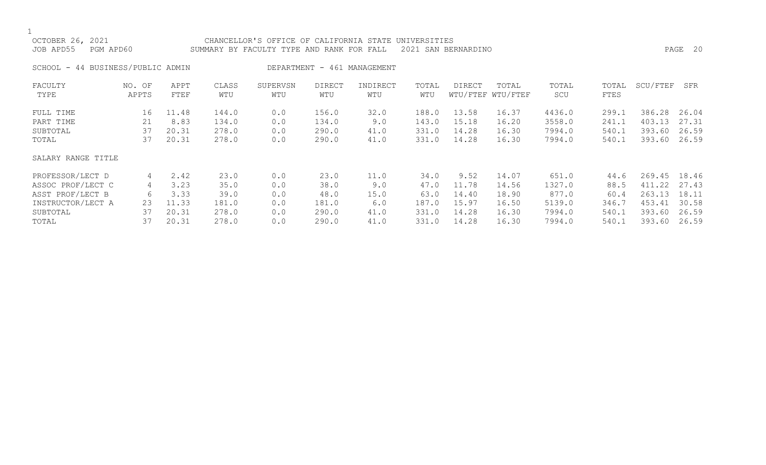OCTOBER 26, 2021 CHANCELLOR'S OFFICE OF CALIFORNIA STATE UNIVERSITIES
JOB APD55 PGM APD60 SUMMARY BY FACULTY TYPE AND RANK FOR FALL 2021 SAN BERNARDINO

SCHOOL - 44 BUSINESS/PUBLIC ADMIN DEPARTMENT - 461 MANAGEMENT

| FACULTY TYPE | NO. OF APPTS | APPT FTEF | CLASS WTU | SUPERVSN WTU | DIRECT WTU | INDIRECT WTU | TOTAL WTU | DIRECT WTU/FTEF | TOTAL WTU/FTEF | TOTAL SCU | TOTAL FTES | SCU/FTEF | SFR |
|---|---|---|---|---|---|---|---|---|---|---|---|---|---|
| FULL TIME | 16 | 11.48 | 144.0 | 0.0 | 156.0 | 32.0 | 188.0 | 13.58 | 16.37 | 4436.0 | 299.1 | 386.28 | 26.04 |
| PART TIME | 21 | 8.83 | 134.0 | 0.0 | 134.0 | 9.0 | 143.0 | 15.18 | 16.20 | 3558.0 | 241.1 | 403.13 | 27.31 |
| SUBTOTAL | 37 | 20.31 | 278.0 | 0.0 | 290.0 | 41.0 | 331.0 | 14.28 | 16.30 | 7994.0 | 540.1 | 393.60 | 26.59 |
| TOTAL | 37 | 20.31 | 278.0 | 0.0 | 290.0 | 41.0 | 331.0 | 14.28 | 16.30 | 7994.0 | 540.1 | 393.60 | 26.59 |
| SALARY RANGE TITLE | | | | | | | | | | | | | |
| PROFESSOR/LECT D | 4 | 2.42 | 23.0 | 0.0 | 23.0 | 11.0 | 34.0 | 9.52 | 14.07 | 651.0 | 44.6 | 269.45 | 18.46 |
| ASSOC PROF/LECT C | 4 | 3.23 | 35.0 | 0.0 | 38.0 | 9.0 | 47.0 | 11.78 | 14.56 | 1327.0 | 88.5 | 411.22 | 27.43 |
| ASST PROF/LECT B | 6 | 3.33 | 39.0 | 0.0 | 48.0 | 15.0 | 63.0 | 14.40 | 18.90 | 877.0 | 60.4 | 263.13 | 18.11 |
| INSTRUCTOR/LECT A | 23 | 11.33 | 181.0 | 0.0 | 181.0 | 6.0 | 187.0 | 15.97 | 16.50 | 5139.0 | 346.7 | 453.41 | 30.58 |
| SUBTOTAL | 37 | 20.31 | 278.0 | 0.0 | 290.0 | 41.0 | 331.0 | 14.28 | 16.30 | 7994.0 | 540.1 | 393.60 | 26.59 |
| TOTAL | 37 | 20.31 | 278.0 | 0.0 | 290.0 | 41.0 | 331.0 | 14.28 | 16.30 | 7994.0 | 540.1 | 393.60 | 26.59 |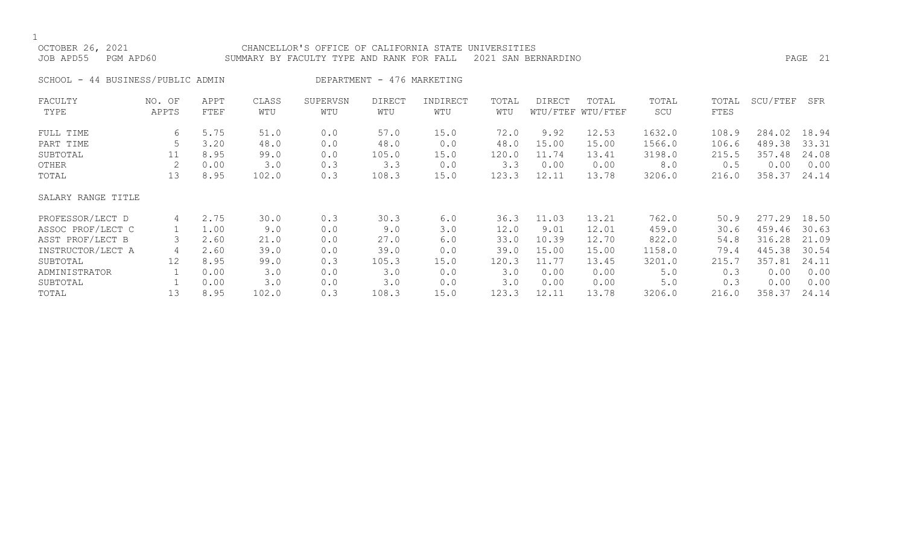CHANCELLOR'S OFFICE OF CALIFORNIA STATE UNIVERSITIES

SUMMARY BY FACULTY TYPE AND RANK FOR FALL 2021 SAN BERNARDINO

OCTOBER 26, 2021

JOB APD55 PGM APD60

SCHOOL - 44 BUSINESS/PUBLIC ADMIN DEPARTMENT - 476 MARKETING

| FACULTY TYPE | NO. OF APPTS | APPT FTEF | CLASS WTU | SUPERVSN WTU | DIRECT WTU | INDIRECT WTU | TOTAL WTU | DIRECT WTU/FTEF | TOTAL WTU/FTEF | TOTAL SCU | TOTAL FTES | SCU/FTEF | SFR |
|---|---|---|---|---|---|---|---|---|---|---|---|---|---|
| FULL TIME | 6 | 5.75 | 51.0 | 0.0 | 57.0 | 15.0 | 72.0 | 9.92 | 12.53 | 1632.0 | 108.9 | 284.02 | 18.94 |
| PART TIME | 5 | 3.20 | 48.0 | 0.0 | 48.0 | 0.0 | 48.0 | 15.00 | 15.00 | 1566.0 | 106.6 | 489.38 | 33.31 |
| SUBTOTAL | 11 | 8.95 | 99.0 | 0.0 | 105.0 | 15.0 | 120.0 | 11.74 | 13.41 | 3198.0 | 215.5 | 357.48 | 24.08 |
| OTHER | 2 | 0.00 | 3.0 | 0.3 | 3.3 | 0.0 | 3.3 | 0.00 | 0.00 | 8.0 | 0.5 | 0.00 | 0.00 |
| TOTAL | 13 | 8.95 | 102.0 | 0.3 | 108.3 | 15.0 | 123.3 | 12.11 | 13.78 | 3206.0 | 216.0 | 358.37 | 24.14 |

| SALARY RANGE TITLE | NO. OF APPTS | APPT FTEF | CLASS WTU | SUPERVSN WTU | DIRECT WTU | INDIRECT WTU | TOTAL WTU | DIRECT WTU/FTEF | TOTAL WTU/FTEF | TOTAL SCU | TOTAL FTES | SCU/FTEF | SFR |
|---|---|---|---|---|---|---|---|---|---|---|---|---|---|
| PROFESSOR/LECT D | 4 | 2.75 | 30.0 | 0.3 | 30.3 | 6.0 | 36.3 | 11.03 | 13.21 | 762.0 | 50.9 | 277.29 | 18.50 |
| ASSOC PROF/LECT C | 1 | 1.00 | 9.0 | 0.0 | 9.0 | 3.0 | 12.0 | 9.01 | 12.01 | 459.0 | 30.6 | 459.46 | 30.63 |
| ASST PROF/LECT B | 3 | 2.60 | 21.0 | 0.0 | 27.0 | 6.0 | 33.0 | 10.39 | 12.70 | 822.0 | 54.8 | 316.28 | 21.09 |
| INSTRUCTOR/LECT A | 4 | 2.60 | 39.0 | 0.0 | 39.0 | 0.0 | 39.0 | 15.00 | 15.00 | 1158.0 | 79.4 | 445.38 | 30.54 |
| SUBTOTAL | 12 | 8.95 | 99.0 | 0.3 | 105.3 | 15.0 | 120.3 | 11.77 | 13.45 | 3201.0 | 215.7 | 357.81 | 24.11 |
| ADMINISTRATOR | 1 | 0.00 | 3.0 | 0.0 | 3.0 | 0.0 | 3.0 | 0.00 | 0.00 | 5.0 | 0.3 | 0.00 | 0.00 |
| SUBTOTAL | 1 | 0.00 | 3.0 | 0.0 | 3.0 | 0.0 | 3.0 | 0.00 | 0.00 | 5.0 | 0.3 | 0.00 | 0.00 |
| TOTAL | 13 | 8.95 | 102.0 | 0.3 | 108.3 | 15.0 | 123.3 | 12.11 | 13.78 | 3206.0 | 216.0 | 358.37 | 24.14 |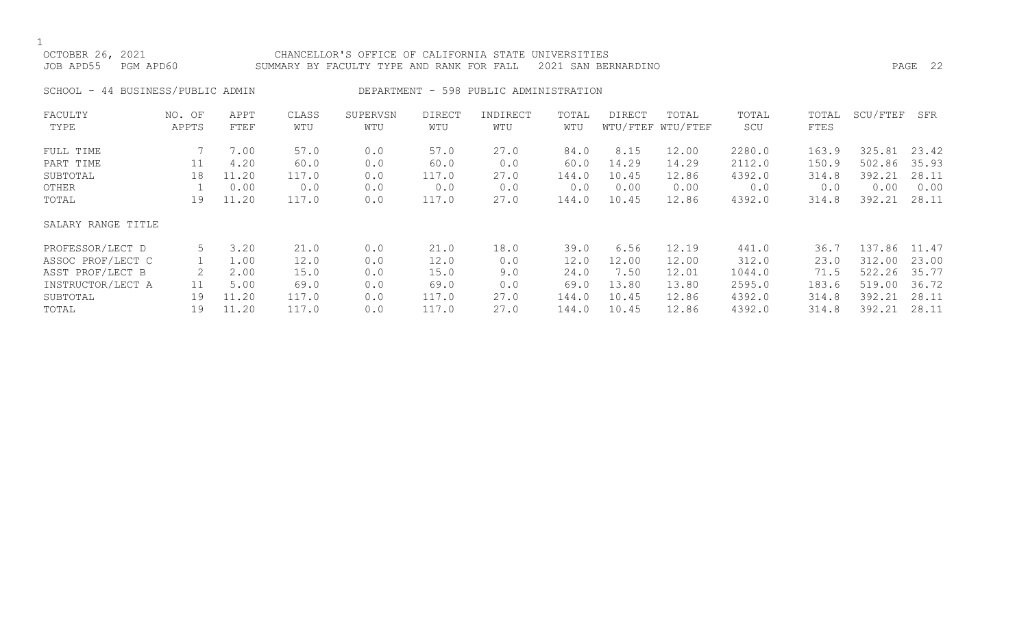OCTOBER 26, 2021 CHANCELLOR'S OFFICE OF CALIFORNIA STATE UNIVERSITIES
JOB APD55 PGM APD60 SUMMARY BY FACULTY TYPE AND RANK FOR FALL 2021 SAN BERNARDINO

SCHOOL - 44 BUSINESS/PUBLIC ADMIN DEPARTMENT - 598 PUBLIC ADMINISTRATION

| FACULTY TYPE | NO. OF APPTS | APPT FTEF | CLASS WTU | SUPERVSN WTU | DIRECT WTU | INDIRECT WTU | TOTAL WTU | DIRECT WTU/FTEF | TOTAL WTU/FTEF | TOTAL SCU | TOTAL FTES | SCU/FTEF | SFR |
|---|---|---|---|---|---|---|---|---|---|---|---|---|---|
| FULL TIME | 7 | 7.00 | 57.0 | 0.0 | 57.0 | 27.0 | 84.0 | 8.15 | 12.00 | 2280.0 | 163.9 | 325.81 | 23.42 |
| PART TIME | 11 | 4.20 | 60.0 | 0.0 | 60.0 | 0.0 | 60.0 | 14.29 | 14.29 | 2112.0 | 150.9 | 502.86 | 35.93 |
| SUBTOTAL | 18 | 11.20 | 117.0 | 0.0 | 117.0 | 27.0 | 144.0 | 10.45 | 12.86 | 4392.0 | 314.8 | 392.21 | 28.11 |
| OTHER | 1 | 0.00 | 0.0 | 0.0 | 0.0 | 0.0 | 0.0 | 0.00 | 0.00 | 0.0 | 0.0 | 0.00 | 0.00 |
| TOTAL | 19 | 11.20 | 117.0 | 0.0 | 117.0 | 27.0 | 144.0 | 10.45 | 12.86 | 4392.0 | 314.8 | 392.21 | 28.11 |
| SALARY RANGE TITLE | | | | | | | | | | | | | |
| PROFESSOR/LECT D | 5 | 3.20 | 21.0 | 0.0 | 21.0 | 18.0 | 39.0 | 6.56 | 12.19 | 441.0 | 36.7 | 137.86 | 11.47 |
| ASSOC PROF/LECT C | 1 | 1.00 | 12.0 | 0.0 | 12.0 | 0.0 | 12.0 | 12.00 | 12.00 | 312.0 | 23.0 | 312.00 | 23.00 |
| ASST PROF/LECT B | 2 | 2.00 | 15.0 | 0.0 | 15.0 | 9.0 | 24.0 | 7.50 | 12.01 | 1044.0 | 71.5 | 522.26 | 35.77 |
| INSTRUCTOR/LECT A | 11 | 5.00 | 69.0 | 0.0 | 69.0 | 0.0 | 69.0 | 13.80 | 13.80 | 2595.0 | 183.6 | 519.00 | 36.72 |
| SUBTOTAL | 19 | 11.20 | 117.0 | 0.0 | 117.0 | 27.0 | 144.0 | 10.45 | 12.86 | 4392.0 | 314.8 | 392.21 | 28.11 |
| TOTAL | 19 | 11.20 | 117.0 | 0.0 | 117.0 | 27.0 | 144.0 | 10.45 | 12.86 | 4392.0 | 314.8 | 392.21 | 28.11 |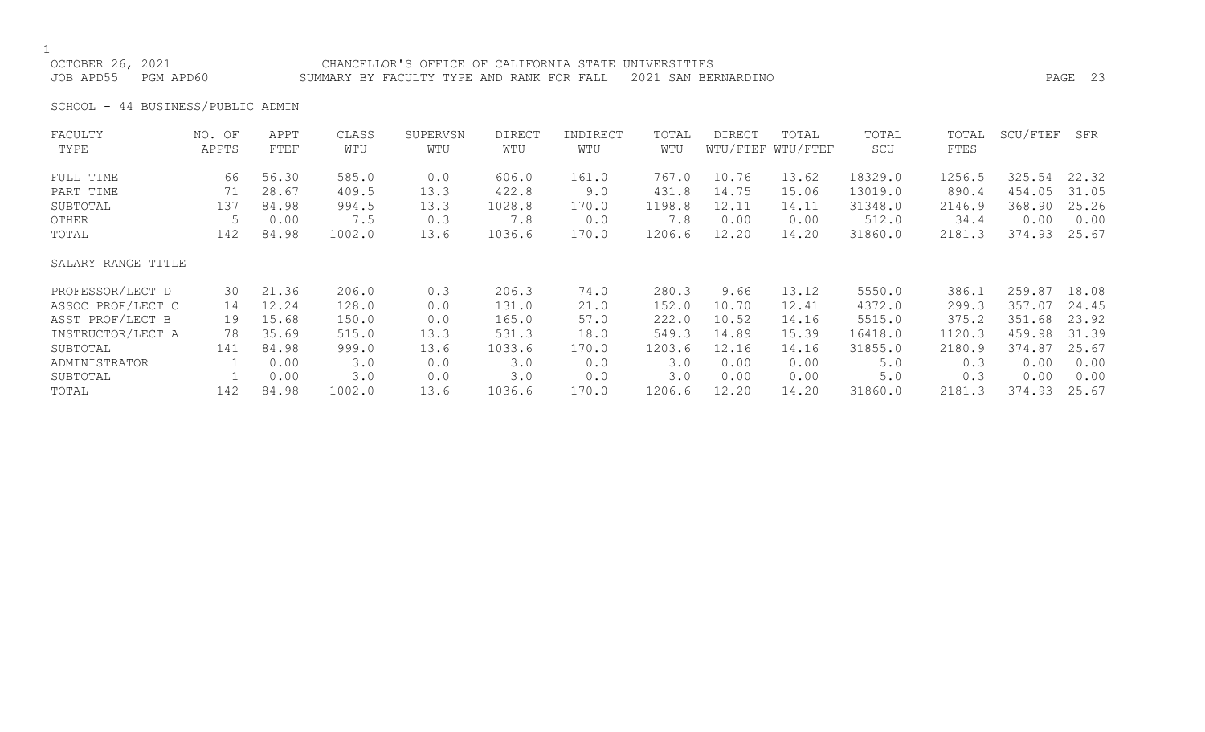CHANCELLOR'S OFFICE OF CALIFORNIA STATE UNIVERSITIES

SUMMARY BY FACULTY TYPE AND RANK FOR FALL 2021 SAN BERNARDINO

OCTOBER 26, 2021

JOB APD55 PGM APD60

SCHOOL - 44 BUSINESS/PUBLIC ADMIN

| FACULTY TYPE | NO. OF APPTS | APPT FTEF | CLASS WTU | SUPERVSN WTU | DIRECT WTU | INDIRECT WTU | TOTAL WTU | DIRECT WTU/FTEF | TOTAL WTU/FTEF | TOTAL SCU | TOTAL FTES | SCU/FTEF | SFR |
|---|---|---|---|---|---|---|---|---|---|---|---|---|---|
| FULL TIME | 66 | 56.30 | 585.0 | 0.0 | 606.0 | 161.0 | 767.0 | 10.76 | 13.62 | 18329.0 | 1256.5 | 325.54 | 22.32 |
| PART TIME | 71 | 28.67 | 409.5 | 13.3 | 422.8 | 9.0 | 431.8 | 14.75 | 15.06 | 13019.0 | 890.4 | 454.05 | 31.05 |
| SUBTOTAL | 137 | 84.98 | 994.5 | 13.3 | 1028.8 | 170.0 | 1198.8 | 12.11 | 14.11 | 31348.0 | 2146.9 | 368.90 | 25.26 |
| OTHER | 5 | 0.00 | 7.5 | 0.3 | 7.8 | 0.0 | 7.8 | 0.00 | 0.00 | 512.0 | 34.4 | 0.00 | 0.00 |
| TOTAL | 142 | 84.98 | 1002.0 | 13.6 | 1036.6 | 170.0 | 1206.6 | 12.20 | 14.20 | 31860.0 | 2181.3 | 374.93 | 25.67 |
| **SALARY RANGE TITLE** | | | | | | | | | | | | | |
| PROFESSOR/LECT D | 30 | 21.36 | 206.0 | 0.3 | 206.3 | 74.0 | 280.3 | 9.66 | 13.12 | 5550.0 | 386.1 | 259.87 | 18.08 |
| ASSOC PROF/LECT C | 14 | 12.24 | 128.0 | 0.0 | 131.0 | 21.0 | 152.0 | 10.70 | 12.41 | 4372.0 | 299.3 | 357.07 | 24.45 |
| ASST PROF/LECT B | 19 | 15.68 | 150.0 | 0.0 | 165.0 | 57.0 | 222.0 | 10.52 | 14.16 | 5515.0 | 375.2 | 351.68 | 23.92 |
| INSTRUCTOR/LECT A | 78 | 35.69 | 515.0 | 13.3 | 531.3 | 18.0 | 549.3 | 14.89 | 15.39 | 16418.0 | 1120.3 | 459.98 | 31.39 |
| SUBTOTAL | 141 | 84.98 | 999.0 | 13.6 | 1033.6 | 170.0 | 1203.6 | 12.16 | 14.16 | 31855.0 | 2180.9 | 374.87 | 25.67 |
| ADMINISTRATOR | 1 | 0.00 | 3.0 | 0.0 | 3.0 | 0.0 | 3.0 | 0.00 | 0.00 | 5.0 | 0.3 | 0.00 | 0.00 |
| SUBTOTAL | 1 | 0.00 | 3.0 | 0.0 | 3.0 | 0.0 | 3.0 | 0.00 | 0.00 | 5.0 | 0.3 | 0.00 | 0.00 |
| TOTAL | 142 | 84.98 | 1002.0 | 13.6 | 1036.6 | 170.0 | 1206.6 | 12.20 | 14.20 | 31860.0 | 2181.3 | 374.93 | 25.67 |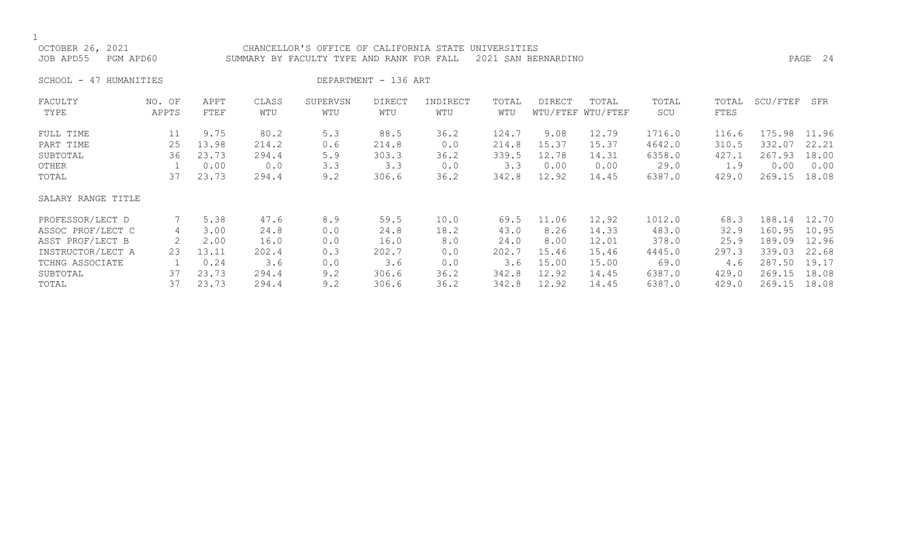OCTOBER 26, 2021 CHANCELLOR'S OFFICE OF CALIFORNIA STATE UNIVERSITIES
JOB APD55 PGM APD60 SUMMARY BY FACULTY TYPE AND RANK FOR FALL 2021 SAN BERNARDINO

SCHOOL - 47 HUMANITIES DEPARTMENT - 136 ART

| FACULTY TYPE | NO. OF APPTS | APPT FTEF | CLASS WTU | SUPERVSN WTU | DIRECT WTU | INDIRECT WTU | TOTAL WTU | DIRECT WTU/FTEF | TOTAL WTU/FTEF | TOTAL SCU | TOTAL FTES | SCU/FTEF | SFR |
|---|---|---|---|---|---|---|---|---|---|---|---|---|---|
| FULL TIME | 11 | 9.75 | 80.2 | 5.3 | 88.5 | 36.2 | 124.7 | 9.08 | 12.79 | 1716.0 | 116.6 | 175.98 | 11.96 |
| PART TIME | 25 | 13.98 | 214.2 | 0.6 | 214.8 | 0.0 | 214.8 | 15.37 | 15.37 | 4642.0 | 310.5 | 332.07 | 22.21 |
| SUBTOTAL | 36 | 23.73 | 294.4 | 5.9 | 303.3 | 36.2 | 339.5 | 12.78 | 14.31 | 6358.0 | 427.1 | 267.93 | 18.00 |
| OTHER | 1 | 0.00 | 0.0 | 3.3 | 3.3 | 0.0 | 3.3 | 0.00 | 0.00 | 29.0 | 1.9 | 0.00 | 0.00 |
| TOTAL | 37 | 23.73 | 294.4 | 9.2 | 306.6 | 36.2 | 342.8 | 12.92 | 14.45 | 6387.0 | 429.0 | 269.15 | 18.08 |
| SALARY RANGE TITLE | | | | | | | | | | | | | |
| PROFESSOR/LECT D | 7 | 5.38 | 47.6 | 8.9 | 59.5 | 10.0 | 69.5 | 11.06 | 12.92 | 1012.0 | 68.3 | 188.14 | 12.70 |
| ASSOC PROF/LECT C | 4 | 3.00 | 24.8 | 0.0 | 24.8 | 18.2 | 43.0 | 8.26 | 14.33 | 483.0 | 32.9 | 160.95 | 10.95 |
| ASST PROF/LECT B | 2 | 2.00 | 16.0 | 0.0 | 16.0 | 8.0 | 24.0 | 8.00 | 12.01 | 378.0 | 25.9 | 189.09 | 12.96 |
| INSTRUCTOR/LECT A | 23 | 13.11 | 202.4 | 0.3 | 202.7 | 0.0 | 202.7 | 15.46 | 15.46 | 4445.0 | 297.3 | 339.03 | 22.68 |
| TCHNG ASSOCIATE | 1 | 0.24 | 3.6 | 0.0 | 3.6 | 0.0 | 3.6 | 15.00 | 15.00 | 69.0 | 4.6 | 287.50 | 19.17 |
| SUBTOTAL | 37 | 23.73 | 294.4 | 9.2 | 306.6 | 36.2 | 342.8 | 12.92 | 14.45 | 6387.0 | 429.0 | 269.15 | 18.08 |
| TOTAL | 37 | 23.73 | 294.4 | 9.2 | 306.6 | 36.2 | 342.8 | 12.92 | 14.45 | 6387.0 | 429.0 | 269.15 | 18.08 |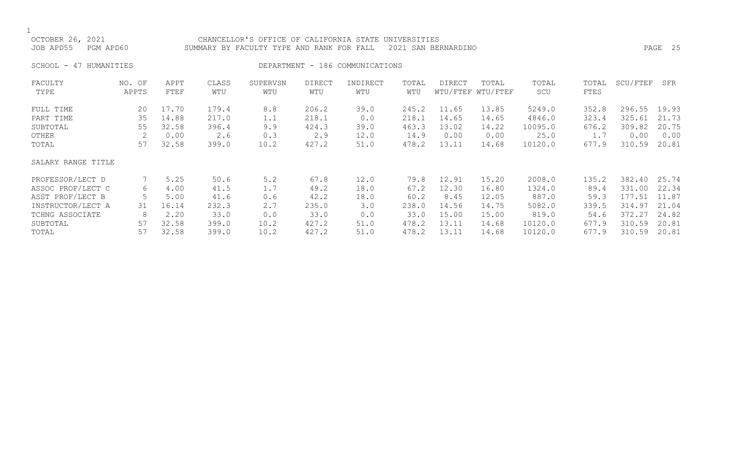OCTOBER 26, 2021 CHANCELLOR'S OFFICE OF CALIFORNIA STATE UNIVERSITIES
JOB APD55 PGM APD60 SUMMARY BY FACULTY TYPE AND RANK FOR FALL 2021 SAN BERNARDINO

SCHOOL - 47 HUMANITIES DEPARTMENT - 186 COMMUNICATIONS

| FACULTY TYPE | NO. OF APPTS | APPT FTEF | CLASS WTU | SUPERVSN WTU | DIRECT WTU | INDIRECT WTU | TOTAL WTU | DIRECT WTU/FTEF | TOTAL WTU/FTEF | TOTAL SCU | TOTAL FTES | SCU/FTEF | SFR |
|---|---|---|---|---|---|---|---|---|---|---|---|---|---|
| FULL TIME | 20 | 17.70 | 179.4 | 8.8 | 206.2 | 39.0 | 245.2 | 11.65 | 13.85 | 5249.0 | 352.8 | 296.55 | 19.93 |
| PART TIME | 35 | 14.88 | 217.0 | 1.1 | 218.1 | 0.0 | 218.1 | 14.65 | 14.65 | 4846.0 | 323.4 | 325.61 | 21.73 |
| SUBTOTAL | 55 | 32.58 | 396.4 | 9.9 | 424.3 | 39.0 | 463.3 | 13.02 | 14.22 | 10095.0 | 676.2 | 309.82 | 20.75 |
| OTHER | 2 | 0.00 | 2.6 | 0.3 | 2.9 | 12.0 | 14.9 | 0.00 | 0.00 | 25.0 | 1.7 | 0.00 | 0.00 |
| TOTAL | 57 | 32.58 | 399.0 | 10.2 | 427.2 | 51.0 | 478.2 | 13.11 | 14.68 | 10120.0 | 677.9 | 310.59 | 20.81 |
| **SALARY RANGE TITLE** | | | | | | | | | | | | | |
| PROFESSOR/LECT D | 7 | 5.25 | 50.6 | 5.2 | 67.8 | 12.0 | 79.8 | 12.91 | 15.20 | 2008.0 | 135.2 | 382.40 | 25.74 |
| ASSOC PROF/LECT C | 6 | 4.00 | 41.5 | 1.7 | 49.2 | 18.0 | 67.2 | 12.30 | 16.80 | 1324.0 | 89.4 | 331.00 | 22.34 |
| ASST PROF/LECT B | 5 | 5.00 | 41.6 | 0.6 | 42.2 | 18.0 | 60.2 | 8.45 | 12.05 | 887.0 | 59.3 | 177.51 | 11.87 |
| INSTRUCTOR/LECT A | 31 | 16.14 | 232.3 | 2.7 | 235.0 | 3.0 | 238.0 | 14.56 | 14.75 | 5082.0 | 339.5 | 314.97 | 21.04 |
| TCHNG ASSOCIATE | 8 | 2.20 | 33.0 | 0.0 | 33.0 | 0.0 | 33.0 | 15.00 | 15.00 | 819.0 | 54.6 | 372.27 | 24.82 |
| SUBTOTAL | 57 | 32.58 | 399.0 | 10.2 | 427.2 | 51.0 | 478.2 | 13.11 | 14.68 | 10120.0 | 677.9 | 310.59 | 20.81 |
| TOTAL | 57 | 32.58 | 399.0 | 10.2 | 427.2 | 51.0 | 478.2 | 13.11 | 14.68 | 10120.0 | 677.9 | 310.59 | 20.81 |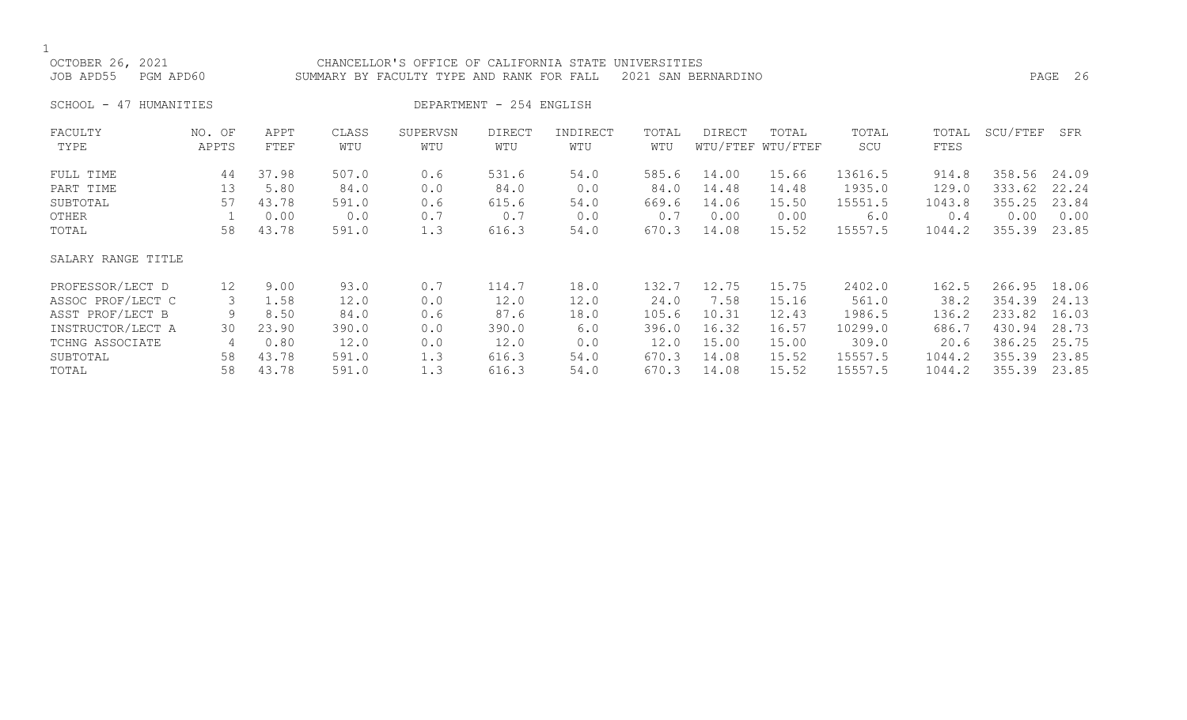CHANCELLOR'S OFFICE OF CALIFORNIA STATE UNIVERSITIES

SUMMARY BY FACULTY TYPE AND RANK FOR FALL 2021 SAN BERNARDINO

OCTOBER 26, 2021

JOB APD55 PGM APD60

SCHOOL - 47 HUMANITIES

DEPARTMENT - 254 ENGLISH

| FACULTY TYPE | NO. OF APPTS | APPT FTEF | CLASS WTU | SUPERVSN WTU | DIRECT WTU | INDIRECT WTU | TOTAL WTU | DIRECT WTU/FTEF | TOTAL WTU/FTEF | TOTAL SCU | TOTAL FTES | SCU/FTEF | SFR |
|---|---|---|---|---|---|---|---|---|---|---|---|---|---|
| FULL TIME | 44 | 37.98 | 507.0 | 0.6 | 531.6 | 54.0 | 585.6 | 14.00 | 15.66 | 13616.5 | 914.8 | 358.56 | 24.09 |
| PART TIME | 13 | 5.80 | 84.0 | 0.0 | 84.0 | 0.0 | 84.0 | 14.48 | 14.48 | 1935.0 | 129.0 | 333.62 | 22.24 |
| SUBTOTAL | 57 | 43.78 | 591.0 | 0.6 | 615.6 | 54.0 | 669.6 | 14.06 | 15.50 | 15551.5 | 1043.8 | 355.25 | 23.84 |
| OTHER | 1 | 0.00 | 0.0 | 0.7 | 0.7 | 0.0 | 0.7 | 0.00 | 0.00 | 6.0 | 0.4 | 0.00 | 0.00 |
| TOTAL | 58 | 43.78 | 591.0 | 1.3 | 616.3 | 54.0 | 670.3 | 14.08 | 15.52 | 15557.5 | 1044.2 | 355.39 | 23.85 |

SALARY RANGE TITLE

| SALARY RANGE TITLE | NO. OF APPTS | APPT FTEF | CLASS WTU | SUPERVSN WTU | DIRECT WTU | INDIRECT WTU | TOTAL WTU | DIRECT WTU/FTEF | TOTAL WTU/FTEF | TOTAL SCU | TOTAL FTES | SCU/FTEF | SFR |
|---|---|---|---|---|---|---|---|---|---|---|---|---|---|
| PROFESSOR/LECT D | 12 | 9.00 | 93.0 | 0.7 | 114.7 | 18.0 | 132.7 | 12.75 | 15.75 | 2402.0 | 162.5 | 266.95 | 18.06 |
| ASSOC PROF/LECT C | 3 | 1.58 | 12.0 | 0.0 | 12.0 | 12.0 | 24.0 | 7.58 | 15.16 | 561.0 | 38.2 | 354.39 | 24.13 |
| ASST PROF/LECT B | 9 | 8.50 | 84.0 | 0.6 | 87.6 | 18.0 | 105.6 | 10.31 | 12.43 | 1986.5 | 136.2 | 233.82 | 16.03 |
| INSTRUCTOR/LECT A | 30 | 23.90 | 390.0 | 0.0 | 390.0 | 6.0 | 396.0 | 16.32 | 16.57 | 10299.0 | 686.7 | 430.94 | 28.73 |
| TCHNG ASSOCIATE | 4 | 0.80 | 12.0 | 0.0 | 12.0 | 0.0 | 12.0 | 15.00 | 15.00 | 309.0 | 20.6 | 386.25 | 25.75 |
| SUBTOTAL | 58 | 43.78 | 591.0 | 1.3 | 616.3 | 54.0 | 670.3 | 14.08 | 15.52 | 15557.5 | 1044.2 | 355.39 | 23.85 |
| TOTAL | 58 | 43.78 | 591.0 | 1.3 | 616.3 | 54.0 | 670.3 | 14.08 | 15.52 | 15557.5 | 1044.2 | 355.39 | 23.85 |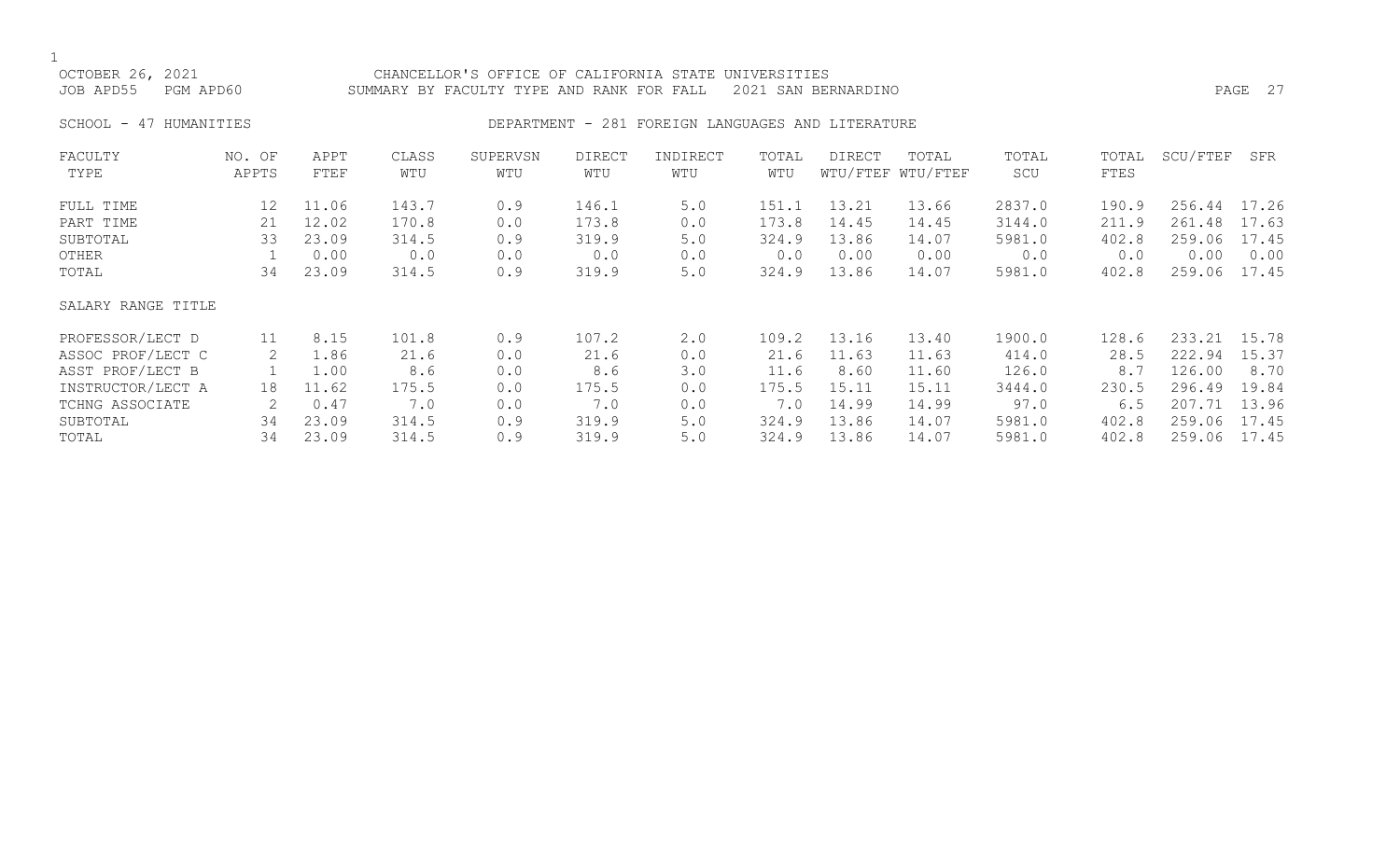OCTOBER 26, 2021 CHANCELLOR'S OFFICE OF CALIFORNIA STATE UNIVERSITIES
JOB APD55 PGM APD60 SUMMARY BY FACULTY TYPE AND RANK FOR FALL 2021 SAN BERNARDINO

SCHOOL - 47 HUMANITIES DEPARTMENT - 281 FOREIGN LANGUAGES AND LITERATURE

| FACULTY TYPE | NO. OF APPTS | APPT FTEF | CLASS WTU | SUPERVSN WTU | DIRECT WTU | INDIRECT WTU | TOTAL WTU | DIRECT WTU/FTEF | TOTAL WTU/FTEF | TOTAL SCU | TOTAL FTES | SCU/FTEF | SFR |
|---|---|---|---|---|---|---|---|---|---|---|---|---|---|
| FULL TIME | 12 | 11.06 | 143.7 | 0.9 | 146.1 | 5.0 | 151.1 | 13.21 | 13.66 | 2837.0 | 190.9 | 256.44 | 17.26 |
| PART TIME | 21 | 12.02 | 170.8 | 0.0 | 173.8 | 0.0 | 173.8 | 14.45 | 14.45 | 3144.0 | 211.9 | 261.48 | 17.63 |
| SUBTOTAL | 33 | 23.09 | 314.5 | 0.9 | 319.9 | 5.0 | 324.9 | 13.86 | 14.07 | 5981.0 | 402.8 | 259.06 | 17.45 |
| OTHER | 1 | 0.00 | 0.0 | 0.0 | 0.0 | 0.0 | 0.0 | 0.00 | 0.00 | 0.0 | 0.0 | 0.00 | 0.00 |
| TOTAL | 34 | 23.09 | 314.5 | 0.9 | 319.9 | 5.0 | 324.9 | 13.86 | 14.07 | 5981.0 | 402.8 | 259.06 | 17.45 |
| SALARY RANGE TITLE | | | | | | | | | | | | | |
| PROFESSOR/LECT D | 11 | 8.15 | 101.8 | 0.9 | 107.2 | 2.0 | 109.2 | 13.16 | 13.40 | 1900.0 | 128.6 | 233.21 | 15.78 |
| ASSOC PROF/LECT C | 2 | 1.86 | 21.6 | 0.0 | 21.6 | 0.0 | 21.6 | 11.63 | 11.63 | 414.0 | 28.5 | 222.94 | 15.37 |
| ASST PROF/LECT B | 1 | 1.00 | 8.6 | 0.0 | 8.6 | 3.0 | 11.6 | 8.60 | 11.60 | 126.0 | 8.7 | 126.00 | 8.70 |
| INSTRUCTOR/LECT A | 18 | 11.62 | 175.5 | 0.0 | 175.5 | 0.0 | 175.5 | 15.11 | 15.11 | 3444.0 | 230.5 | 296.49 | 19.84 |
| TCHNG ASSOCIATE | 2 | 0.47 | 7.0 | 0.0 | 7.0 | 0.0 | 7.0 | 14.99 | 14.99 | 97.0 | 6.5 | 207.71 | 13.96 |
| SUBTOTAL | 34 | 23.09 | 314.5 | 0.9 | 319.9 | 5.0 | 324.9 | 13.86 | 14.07 | 5981.0 | 402.8 | 259.06 | 17.45 |
| TOTAL | 34 | 23.09 | 314.5 | 0.9 | 319.9 | 5.0 | 324.9 | 13.86 | 14.07 | 5981.0 | 402.8 | 259.06 | 17.45 |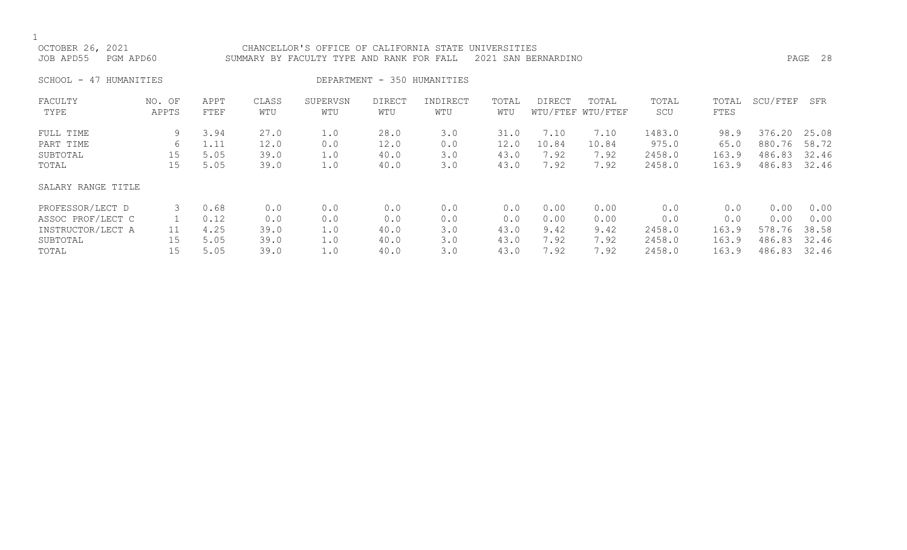CHANCELLOR'S OFFICE OF CALIFORNIA STATE UNIVERSITIES

SUMMARY BY FACULTY TYPE AND RANK FOR FALL 2021 SAN BERNARDINO

OCTOBER 26, 2021

JOB APD55 PGM APD60

SCHOOL - 47 HUMANITIES

DEPARTMENT - 350 HUMANITIES

| FACULTY TYPE | NO. OF APPTS | APPT FTEF | CLASS WTU | SUPERVSN WTU | DIRECT WTU | INDIRECT WTU | TOTAL WTU | DIRECT WTU/FTEF | TOTAL WTU/FTEF | TOTAL SCU | TOTAL FTES | SCU/FTEF | SFR |
|---|---|---|---|---|---|---|---|---|---|---|---|---|---|
| FULL TIME | 9 | 3.94 | 27.0 | 1.0 | 28.0 | 3.0 | 31.0 | 7.10 | 7.10 | 1483.0 | 98.9 | 376.20 | 25.08 |
| PART TIME | 6 | 1.11 | 12.0 | 0.0 | 12.0 | 0.0 | 12.0 | 10.84 | 10.84 | 975.0 | 65.0 | 880.76 | 58.72 |
| SUBTOTAL | 15 | 5.05 | 39.0 | 1.0 | 40.0 | 3.0 | 43.0 | 7.92 | 7.92 | 2458.0 | 163.9 | 486.83 | 32.46 |
| TOTAL | 15 | 5.05 | 39.0 | 1.0 | 40.0 | 3.0 | 43.0 | 7.92 | 7.92 | 2458.0 | 163.9 | 486.83 | 32.46 |

| SALARY RANGE TITLE | NO. OF APPTS | APPT FTEF | CLASS WTU | SUPERVSN WTU | DIRECT WTU | INDIRECT WTU | TOTAL WTU | DIRECT WTU/FTEF | TOTAL WTU/FTEF | TOTAL SCU | TOTAL FTES | SCU/FTEF | SFR |
|---|---|---|---|---|---|---|---|---|---|---|---|---|---|
| PROFESSOR/LECT D | 3 | 0.68 | 0.0 | 0.0 | 0.0 | 0.0 | 0.0 | 0.00 | 0.00 | 0.0 | 0.0 | 0.00 | 0.00 |
| ASSOC PROF/LECT C | 1 | 0.12 | 0.0 | 0.0 | 0.0 | 0.0 | 0.0 | 0.00 | 0.00 | 0.0 | 0.0 | 0.00 | 0.00 |
| INSTRUCTOR/LECT A | 11 | 4.25 | 39.0 | 1.0 | 40.0 | 3.0 | 43.0 | 9.42 | 9.42 | 2458.0 | 163.9 | 578.76 | 38.58 |
| SUBTOTAL | 15 | 5.05 | 39.0 | 1.0 | 40.0 | 3.0 | 43.0 | 7.92 | 7.92 | 2458.0 | 163.9 | 486.83 | 32.46 |
| TOTAL | 15 | 5.05 | 39.0 | 1.0 | 40.0 | 3.0 | 43.0 | 7.92 | 7.92 | 2458.0 | 163.9 | 486.83 | 32.46 |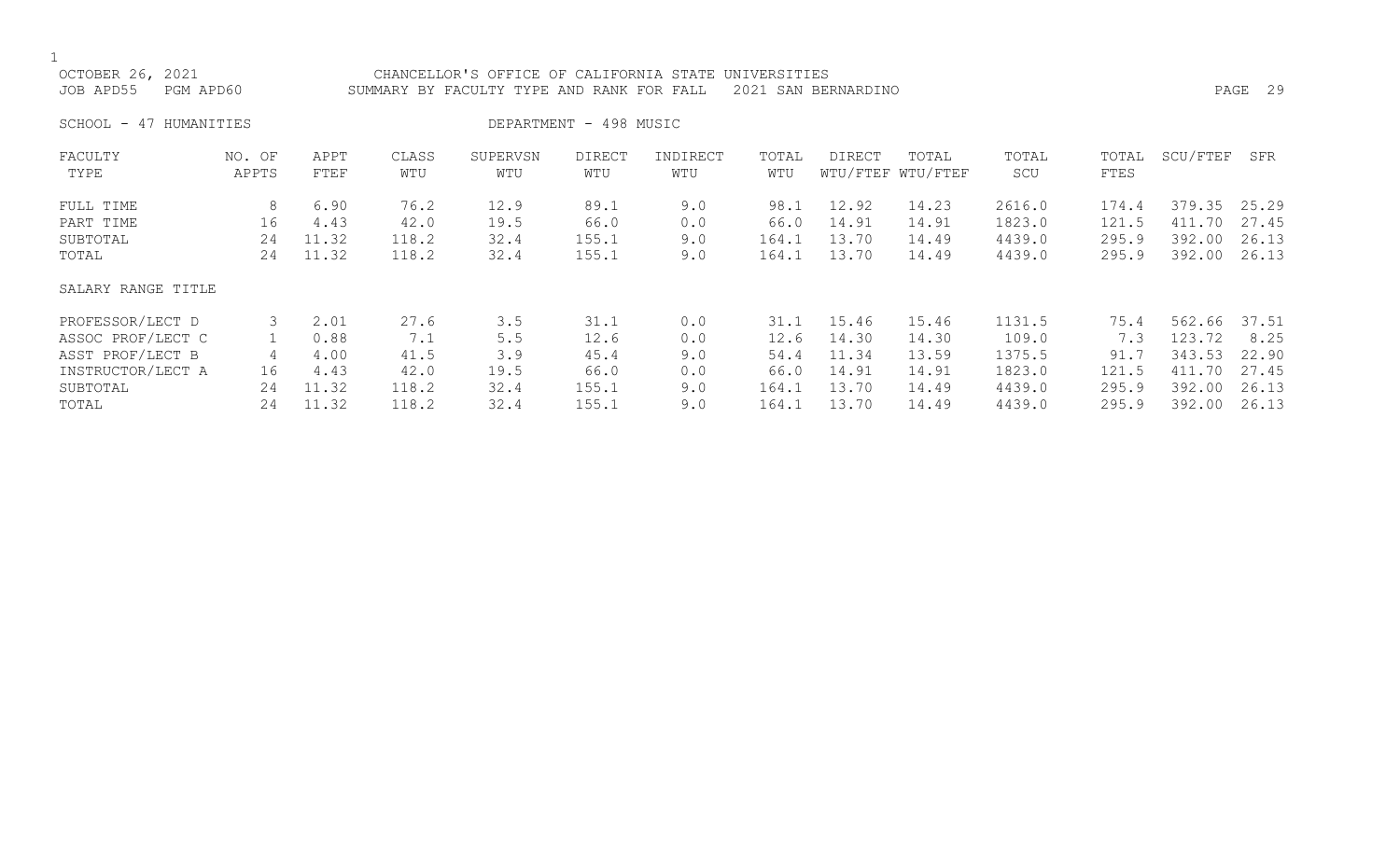CHANCELLOR'S OFFICE OF CALIFORNIA STATE UNIVERSITIES
SUMMARY BY FACULTY TYPE AND RANK FOR FALL 2021 SAN BERNARDINO

OCTOBER 26, 2021
JOB APD55 PGM APD60

SCHOOL - 47 HUMANITIES
DEPARTMENT - 498 MUSIC

| FACULTY TYPE | NO. OF APPTS | APPT FTEF | CLASS WTU | SUPERVSN WTU | DIRECT WTU | INDIRECT WTU | TOTAL WTU | DIRECT WTU/FTEF | TOTAL WTU/FTEF | TOTAL SCU | TOTAL FTES | SCU/FTEF | SFR |
|---|---|---|---|---|---|---|---|---|---|---|---|---|---|
| FULL TIME | 8 | 6.90 | 76.2 | 12.9 | 89.1 | 9.0 | 98.1 | 12.92 | 14.23 | 2616.0 | 174.4 | 379.35 | 25.29 |
| PART TIME | 16 | 4.43 | 42.0 | 19.5 | 66.0 | 0.0 | 66.0 | 14.91 | 14.91 | 1823.0 | 121.5 | 411.70 | 27.45 |
| SUBTOTAL | 24 | 11.32 | 118.2 | 32.4 | 155.1 | 9.0 | 164.1 | 13.70 | 14.49 | 4439.0 | 295.9 | 392.00 | 26.13 |
| TOTAL | 24 | 11.32 | 118.2 | 32.4 | 155.1 | 9.0 | 164.1 | 13.70 | 14.49 | 4439.0 | 295.9 | 392.00 | 26.13 |

SALARY RANGE TITLE

| SALARY RANGE TITLE | NO. OF APPTS | APPT FTEF | CLASS WTU | SUPERVSN WTU | DIRECT WTU | INDIRECT WTU | TOTAL WTU | DIRECT WTU/FTEF | TOTAL WTU/FTEF | TOTAL SCU | TOTAL FTES | SCU/FTEF | SFR |
|---|---|---|---|---|---|---|---|---|---|---|---|---|---|
| PROFESSOR/LECT D | 3 | 2.01 | 27.6 | 3.5 | 31.1 | 0.0 | 31.1 | 15.46 | 15.46 | 1131.5 | 75.4 | 562.66 | 37.51 |
| ASSOC PROF/LECT C | 1 | 0.88 | 7.1 | 5.5 | 12.6 | 0.0 | 12.6 | 14.30 | 14.30 | 109.0 | 7.3 | 123.72 | 8.25 |
| ASST PROF/LECT B | 4 | 4.00 | 41.5 | 3.9 | 45.4 | 9.0 | 54.4 | 11.34 | 13.59 | 1375.5 | 91.7 | 343.53 | 22.90 |
| INSTRUCTOR/LECT A | 16 | 4.43 | 42.0 | 19.5 | 66.0 | 0.0 | 66.0 | 14.91 | 14.91 | 1823.0 | 121.5 | 411.70 | 27.45 |
| SUBTOTAL | 24 | 11.32 | 118.2 | 32.4 | 155.1 | 9.0 | 164.1 | 13.70 | 14.49 | 4439.0 | 295.9 | 392.00 | 26.13 |
| TOTAL | 24 | 11.32 | 118.2 | 32.4 | 155.1 | 9.0 | 164.1 | 13.70 | 14.49 | 4439.0 | 295.9 | 392.00 | 26.13 |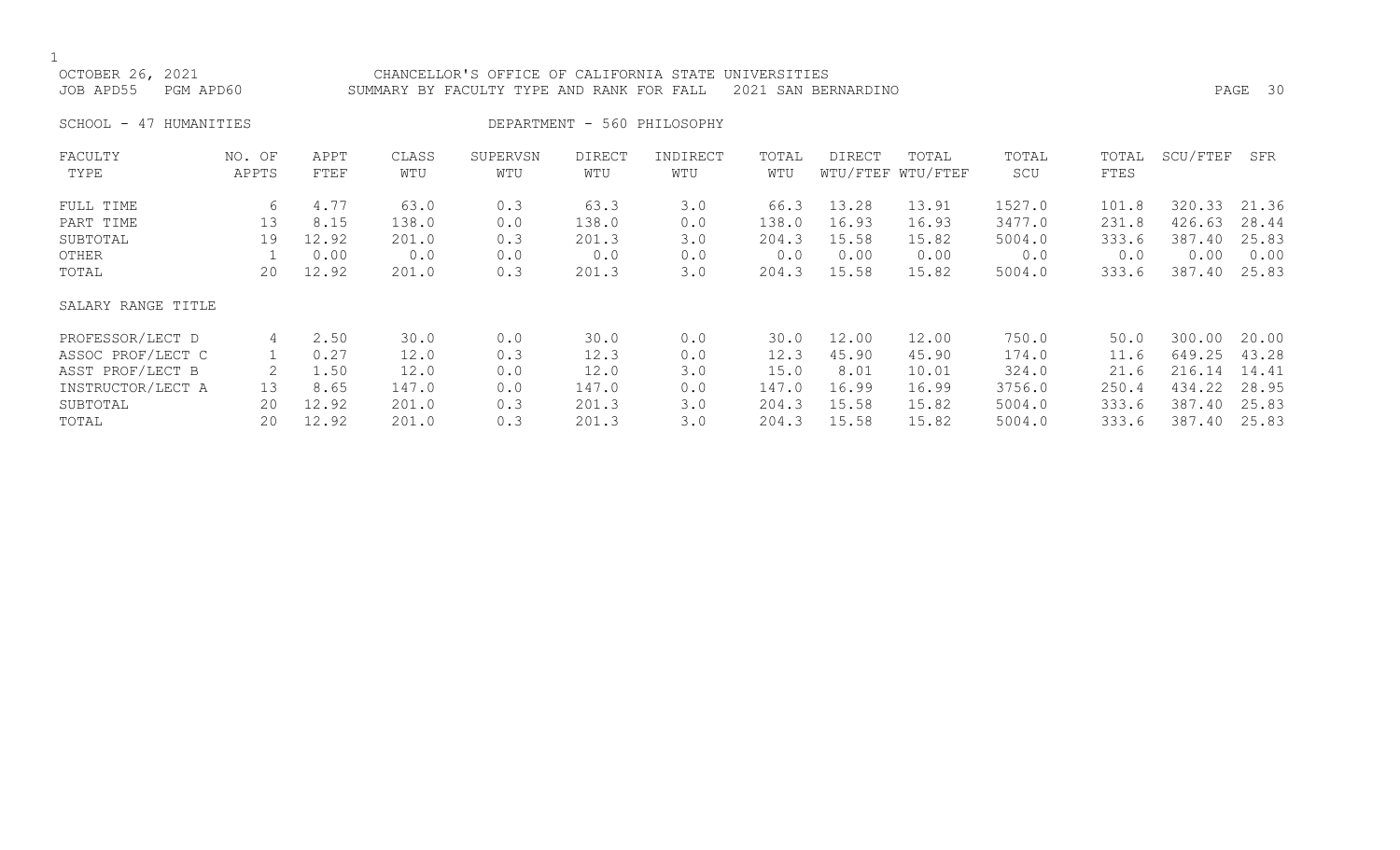OCTOBER 26, 2021 CHANCELLOR'S OFFICE OF CALIFORNIA STATE UNIVERSITIES
JOB APD55 PGM APD60 SUMMARY BY FACULTY TYPE AND RANK FOR FALL 2021 SAN BERNARDINO

SCHOOL - 47 HUMANITIES DEPARTMENT - 560 PHILOSOPHY

| FACULTY TYPE | NO. OF APPTS | APPT FTEF | CLASS WTU | SUPERVSN WTU | DIRECT WTU | INDIRECT WTU | TOTAL WTU | DIRECT WTU/FTEF | TOTAL WTU/FTEF | TOTAL SCU | TOTAL FTES | SCU/FTEF | SFR |
|---|---|---|---|---|---|---|---|---|---|---|---|---|---|
| FULL TIME | 6 | 4.77 | 63.0 | 0.3 | 63.3 | 3.0 | 66.3 | 13.28 | 13.91 | 1527.0 | 101.8 | 320.33 | 21.36 |
| PART TIME | 13 | 8.15 | 138.0 | 0.0 | 138.0 | 0.0 | 138.0 | 16.93 | 16.93 | 3477.0 | 231.8 | 426.63 | 28.44 |
| SUBTOTAL | 19 | 12.92 | 201.0 | 0.3 | 201.3 | 3.0 | 204.3 | 15.58 | 15.82 | 5004.0 | 333.6 | 387.40 | 25.83 |
| OTHER | 1 | 0.00 | 0.0 | 0.0 | 0.0 | 0.0 | 0.0 | 0.00 | 0.00 | 0.0 | 0.0 | 0.00 | 0.00 |
| TOTAL | 20 | 12.92 | 201.0 | 0.3 | 201.3 | 3.0 | 204.3 | 15.58 | 15.82 | 5004.0 | 333.6 | 387.40 | 25.83 |
| SALARY RANGE TITLE | | | | | | | | | | | | | |
| PROFESSOR/LECT D | 4 | 2.50 | 30.0 | 0.0 | 30.0 | 0.0 | 30.0 | 12.00 | 12.00 | 750.0 | 50.0 | 300.00 | 20.00 |
| ASSOC PROF/LECT C | 1 | 0.27 | 12.0 | 0.3 | 12.3 | 0.0 | 12.3 | 45.90 | 45.90 | 174.0 | 11.6 | 649.25 | 43.28 |
| ASST PROF/LECT B | 2 | 1.50 | 12.0 | 0.0 | 12.0 | 3.0 | 15.0 | 8.01 | 10.01 | 324.0 | 21.6 | 216.14 | 14.41 |
| INSTRUCTOR/LECT A | 13 | 8.65 | 147.0 | 0.0 | 147.0 | 0.0 | 147.0 | 16.99 | 16.99 | 3756.0 | 250.4 | 434.22 | 28.95 |
| SUBTOTAL | 20 | 12.92 | 201.0 | 0.3 | 201.3 | 3.0 | 204.3 | 15.58 | 15.82 | 5004.0 | 333.6 | 387.40 | 25.83 |
| TOTAL | 20 | 12.92 | 201.0 | 0.3 | 201.3 | 3.0 | 204.3 | 15.58 | 15.82 | 5004.0 | 333.6 | 387.40 | 25.83 |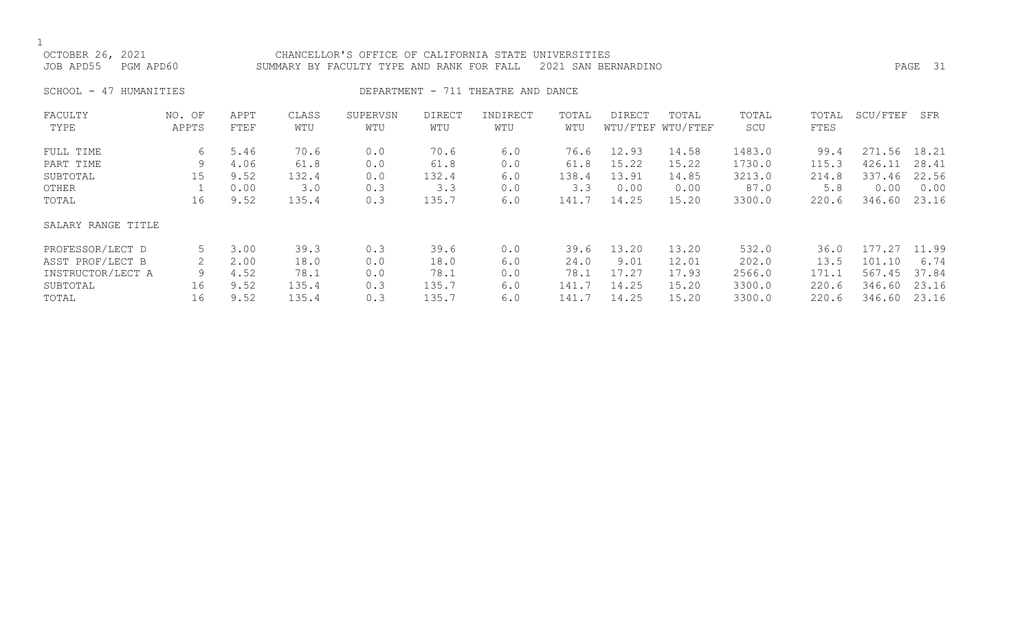OCTOBER 26, 2021 — CHANCELLOR'S OFFICE OF CALIFORNIA STATE UNIVERSITIES

JOB APD55 PGM APD60 — SUMMARY BY FACULTY TYPE AND RANK FOR FALL 2021 SAN BERNARDINO

SCHOOL - 47 HUMANITIES — DEPARTMENT - 711 THEATRE AND DANCE

| FACULTY TYPE | NO. OF APPTS | APPT FTEF | CLASS WTU | SUPERVSN WTU | DIRECT WTU | INDIRECT WTU | TOTAL WTU | DIRECT WTU/FTEF | TOTAL WTU/FTEF | TOTAL SCU | TOTAL FTES | SCU/FTEF | SFR |
|---|---|---|---|---|---|---|---|---|---|---|---|---|---|
| FULL TIME | 6 | 5.46 | 70.6 | 0.0 | 70.6 | 6.0 | 76.6 | 12.93 | 14.58 | 1483.0 | 99.4 | 271.56 | 18.21 |
| PART TIME | 9 | 4.06 | 61.8 | 0.0 | 61.8 | 0.0 | 61.8 | 15.22 | 15.22 | 1730.0 | 115.3 | 426.11 | 28.41 |
| SUBTOTAL | 15 | 9.52 | 132.4 | 0.0 | 132.4 | 6.0 | 138.4 | 13.91 | 14.85 | 3213.0 | 214.8 | 337.46 | 22.56 |
| OTHER | 1 | 0.00 | 3.0 | 0.3 | 3.3 | 0.0 | 3.3 | 0.00 | 0.00 | 87.0 | 5.8 | 0.00 | 0.00 |
| TOTAL | 16 | 9.52 | 135.4 | 0.3 | 135.7 | 6.0 | 141.7 | 14.25 | 15.20 | 3300.0 | 220.6 | 346.60 | 23.16 |
| SALARY RANGE TITLE | | | | | | | | | | | | | |
| PROFESSOR/LECT D | 5 | 3.00 | 39.3 | 0.3 | 39.6 | 0.0 | 39.6 | 13.20 | 13.20 | 532.0 | 36.0 | 177.27 | 11.99 |
| ASST PROF/LECT B | 2 | 2.00 | 18.0 | 0.0 | 18.0 | 6.0 | 24.0 | 9.01 | 12.01 | 202.0 | 13.5 | 101.10 | 6.74 |
| INSTRUCTOR/LECT A | 9 | 4.52 | 78.1 | 0.0 | 78.1 | 0.0 | 78.1 | 17.27 | 17.93 | 2566.0 | 171.1 | 567.45 | 37.84 |
| SUBTOTAL | 16 | 9.52 | 135.4 | 0.3 | 135.7 | 6.0 | 141.7 | 14.25 | 15.20 | 3300.0 | 220.6 | 346.60 | 23.16 |
| TOTAL | 16 | 9.52 | 135.4 | 0.3 | 135.7 | 6.0 | 141.7 | 14.25 | 15.20 | 3300.0 | 220.6 | 346.60 | 23.16 |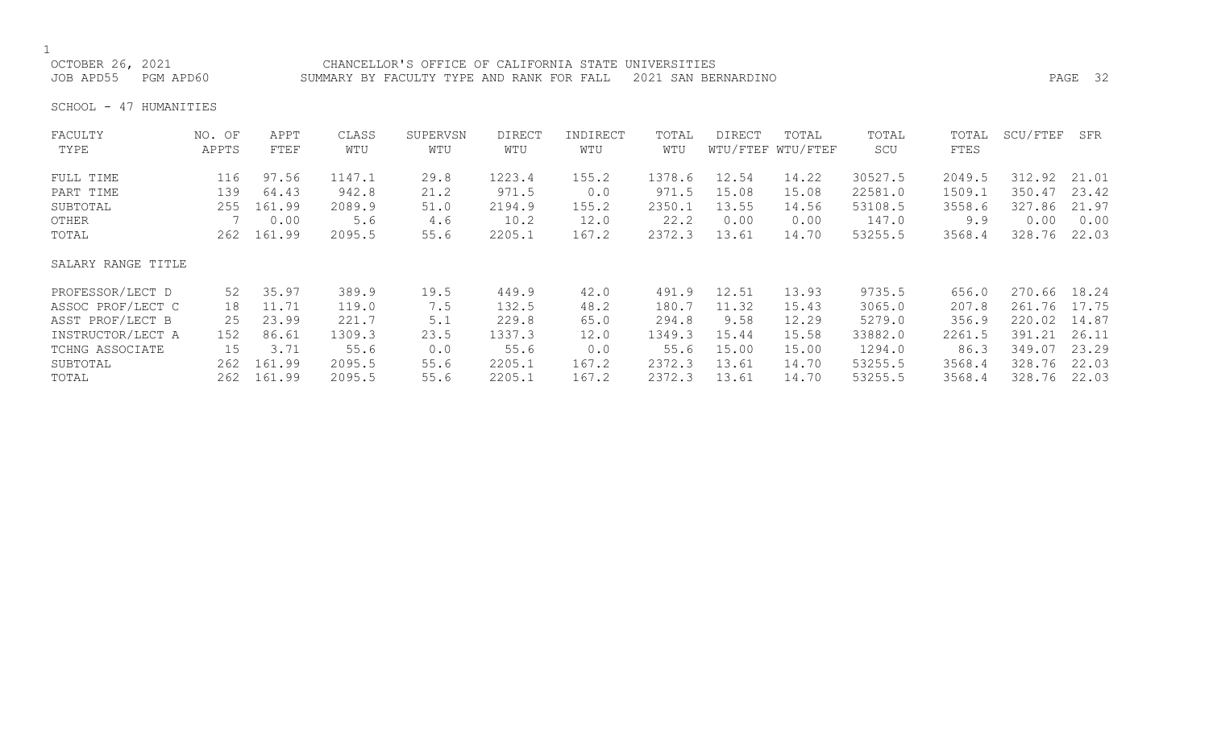CHANCELLOR'S OFFICE OF CALIFORNIA STATE UNIVERSITIES

SUMMARY BY FACULTY TYPE AND RANK FOR FALL 2021 SAN BERNARDINO

OCTOBER 26, 2021

JOB APD55 PGM APD60

SCHOOL - 47 HUMANITIES

| FACULTY TYPE | NO. OF APPTS | APPT FTEF | CLASS WTU | SUPERVSN WTU | DIRECT WTU | INDIRECT WTU | TOTAL WTU | DIRECT WTU/FTEF | TOTAL WTU/FTEF | TOTAL SCU | TOTAL FTES | SCU/FTEF | SFR |
|---|---|---|---|---|---|---|---|---|---|---|---|---|---|
| FULL TIME | 116 | 97.56 | 1147.1 | 29.8 | 1223.4 | 155.2 | 1378.6 | 12.54 | 14.22 | 30527.5 | 2049.5 | 312.92 | 21.01 |
| PART TIME | 139 | 64.43 | 942.8 | 21.2 | 971.5 | 0.0 | 971.5 | 15.08 | 15.08 | 22581.0 | 1509.1 | 350.47 | 23.42 |
| SUBTOTAL | 255 | 161.99 | 2089.9 | 51.0 | 2194.9 | 155.2 | 2350.1 | 13.55 | 14.56 | 53108.5 | 3558.6 | 327.86 | 21.97 |
| OTHER | 7 | 0.00 | 5.6 | 4.6 | 10.2 | 12.0 | 22.2 | 0.00 | 0.00 | 147.0 | 9.9 | 0.00 | 0.00 |
| TOTAL | 262 | 161.99 | 2095.5 | 55.6 | 2205.1 | 167.2 | 2372.3 | 13.61 | 14.70 | 53255.5 | 3568.4 | 328.76 | 22.03 |
| **SALARY RANGE TITLE** | | | | | | | | | | | | | |
| PROFESSOR/LECT D | 52 | 35.97 | 389.9 | 19.5 | 449.9 | 42.0 | 491.9 | 12.51 | 13.93 | 9735.5 | 656.0 | 270.66 | 18.24 |
| ASSOC PROF/LECT C | 18 | 11.71 | 119.0 | 7.5 | 132.5 | 48.2 | 180.7 | 11.32 | 15.43 | 3065.0 | 207.8 | 261.76 | 17.75 |
| ASST PROF/LECT B | 25 | 23.99 | 221.7 | 5.1 | 229.8 | 65.0 | 294.8 | 9.58 | 12.29 | 5279.0 | 356.9 | 220.02 | 14.87 |
| INSTRUCTOR/LECT A | 152 | 86.61 | 1309.3 | 23.5 | 1337.3 | 12.0 | 1349.3 | 15.44 | 15.58 | 33882.0 | 2261.5 | 391.21 | 26.11 |
| TCHNG ASSOCIATE | 15 | 3.71 | 55.6 | 0.0 | 55.6 | 0.0 | 55.6 | 15.00 | 15.00 | 1294.0 | 86.3 | 349.07 | 23.29 |
| SUBTOTAL | 262 | 161.99 | 2095.5 | 55.6 | 2205.1 | 167.2 | 2372.3 | 13.61 | 14.70 | 53255.5 | 3568.4 | 328.76 | 22.03 |
| TOTAL | 262 | 161.99 | 2095.5 | 55.6 | 2205.1 | 167.2 | 2372.3 | 13.61 | 14.70 | 53255.5 | 3568.4 | 328.76 | 22.03 |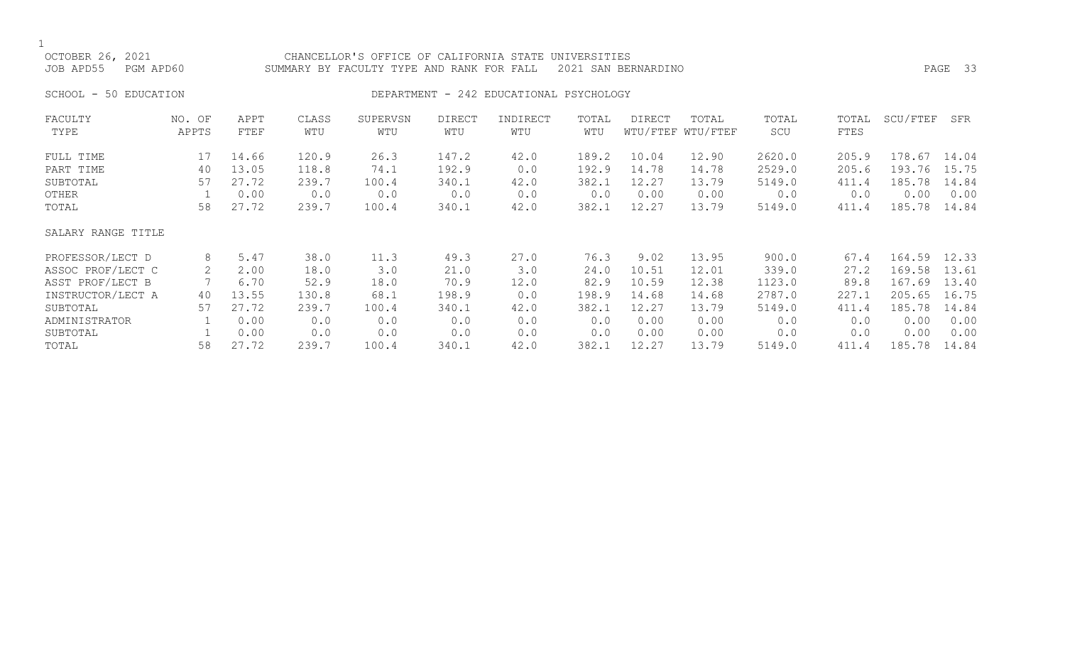CHANCELLOR'S OFFICE OF CALIFORNIA STATE UNIVERSITIES
SUMMARY BY FACULTY TYPE AND RANK FOR FALL 2021 SAN BERNARDINO

OCTOBER 26, 2021
JOB APD55 PGM APD60

SCHOOL - 50 EDUCATION

DEPARTMENT - 242 EDUCATIONAL PSYCHOLOGY

| FACULTY TYPE | NO. OF APPTS | APPT FTEF | CLASS WTU | SUPERVSN WTU | DIRECT WTU | INDIRECT WTU | TOTAL WTU | DIRECT WTU/FTEF | TOTAL WTU/FTEF | TOTAL SCU | TOTAL FTES | SCU/FTEF | SFR |
|---|---|---|---|---|---|---|---|---|---|---|---|---|---|
| FULL TIME | 17 | 14.66 | 120.9 | 26.3 | 147.2 | 42.0 | 189.2 | 10.04 | 12.90 | 2620.0 | 205.9 | 178.67 | 14.04 |
| PART TIME | 40 | 13.05 | 118.8 | 74.1 | 192.9 | 0.0 | 192.9 | 14.78 | 14.78 | 2529.0 | 205.6 | 193.76 | 15.75 |
| SUBTOTAL | 57 | 27.72 | 239.7 | 100.4 | 340.1 | 42.0 | 382.1 | 12.27 | 13.79 | 5149.0 | 411.4 | 185.78 | 14.84 |
| OTHER | 1 | 0.00 | 0.0 | 0.0 | 0.0 | 0.0 | 0.0 | 0.00 | 0.00 | 0.0 | 0.0 | 0.00 | 0.00 |
| TOTAL | 58 | 27.72 | 239.7 | 100.4 | 340.1 | 42.0 | 382.1 | 12.27 | 13.79 | 5149.0 | 411.4 | 185.78 | 14.84 |
| SALARY RANGE TITLE | | | | | | | | | | | | | |
| PROFESSOR/LECT D | 8 | 5.47 | 38.0 | 11.3 | 49.3 | 27.0 | 76.3 | 9.02 | 13.95 | 900.0 | 67.4 | 164.59 | 12.33 |
| ASSOC PROF/LECT C | 2 | 2.00 | 18.0 | 3.0 | 21.0 | 3.0 | 24.0 | 10.51 | 12.01 | 339.0 | 27.2 | 169.58 | 13.61 |
| ASST PROF/LECT B | 7 | 6.70 | 52.9 | 18.0 | 70.9 | 12.0 | 82.9 | 10.59 | 12.38 | 1123.0 | 89.8 | 167.69 | 13.40 |
| INSTRUCTOR/LECT A | 40 | 13.55 | 130.8 | 68.1 | 198.9 | 0.0 | 198.9 | 14.68 | 14.68 | 2787.0 | 227.1 | 205.65 | 16.75 |
| SUBTOTAL | 57 | 27.72 | 239.7 | 100.4 | 340.1 | 42.0 | 382.1 | 12.27 | 13.79 | 5149.0 | 411.4 | 185.78 | 14.84 |
| ADMINISTRATOR | 1 | 0.00 | 0.0 | 0.0 | 0.0 | 0.0 | 0.0 | 0.00 | 0.00 | 0.0 | 0.0 | 0.00 | 0.00 |
| SUBTOTAL | 1 | 0.00 | 0.0 | 0.0 | 0.0 | 0.0 | 0.0 | 0.00 | 0.00 | 0.0 | 0.0 | 0.00 | 0.00 |
| TOTAL | 58 | 27.72 | 239.7 | 100.4 | 340.1 | 42.0 | 382.1 | 12.27 | 13.79 | 5149.0 | 411.4 | 185.78 | 14.84 |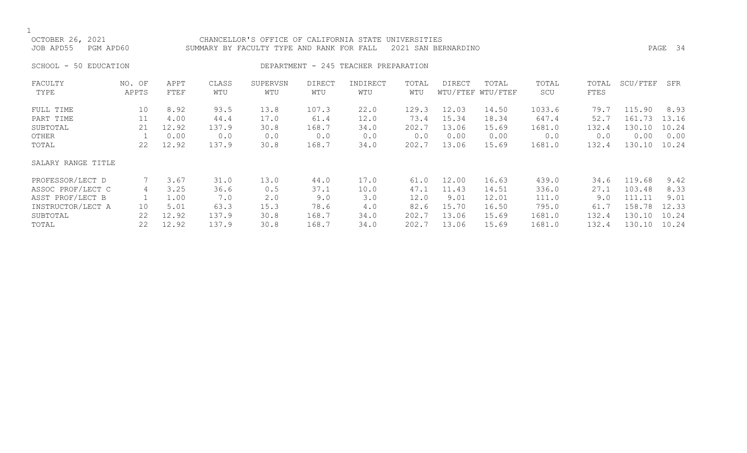OCTOBER 26, 2021 CHANCELLOR'S OFFICE OF CALIFORNIA STATE UNIVERSITIES
JOB APD55 PGM APD60 SUMMARY BY FACULTY TYPE AND RANK FOR FALL 2021 SAN BERNARDINO

SCHOOL - 50 EDUCATION DEPARTMENT - 245 TEACHER PREPARATION

| FACULTY TYPE | NO. OF APPTS | APPT FTEF | CLASS WTU | SUPERVSN WTU | DIRECT WTU | INDIRECT WTU | TOTAL WTU | DIRECT WTU/FTEF | TOTAL WTU/FTEF | TOTAL SCU | TOTAL FTES | SCU/FTEF | SFR |
|---|---|---|---|---|---|---|---|---|---|---|---|---|---|
| FULL TIME | 10 | 8.92 | 93.5 | 13.8 | 107.3 | 22.0 | 129.3 | 12.03 | 14.50 | 1033.6 | 79.7 | 115.90 | 8.93 |
| PART TIME | 11 | 4.00 | 44.4 | 17.0 | 61.4 | 12.0 | 73.4 | 15.34 | 18.34 | 647.4 | 52.7 | 161.73 | 13.16 |
| SUBTOTAL | 21 | 12.92 | 137.9 | 30.8 | 168.7 | 34.0 | 202.7 | 13.06 | 15.69 | 1681.0 | 132.4 | 130.10 | 10.24 |
| OTHER | 1 | 0.00 | 0.0 | 0.0 | 0.0 | 0.0 | 0.0 | 0.00 | 0.00 | 0.0 | 0.0 | 0.00 | 0.00 |
| TOTAL | 22 | 12.92 | 137.9 | 30.8 | 168.7 | 34.0 | 202.7 | 13.06 | 15.69 | 1681.0 | 132.4 | 130.10 | 10.24 |
| SALARY RANGE TITLE | | | | | | | | | | | | | |
| PROFESSOR/LECT D | 7 | 3.67 | 31.0 | 13.0 | 44.0 | 17.0 | 61.0 | 12.00 | 16.63 | 439.0 | 34.6 | 119.68 | 9.42 |
| ASSOC PROF/LECT C | 4 | 3.25 | 36.6 | 0.5 | 37.1 | 10.0 | 47.1 | 11.43 | 14.51 | 336.0 | 27.1 | 103.48 | 8.33 |
| ASST PROF/LECT B | 1 | 1.00 | 7.0 | 2.0 | 9.0 | 3.0 | 12.0 | 9.01 | 12.01 | 111.0 | 9.0 | 111.11 | 9.01 |
| INSTRUCTOR/LECT A | 10 | 5.01 | 63.3 | 15.3 | 78.6 | 4.0 | 82.6 | 15.70 | 16.50 | 795.0 | 61.7 | 158.78 | 12.33 |
| SUBTOTAL | 22 | 12.92 | 137.9 | 30.8 | 168.7 | 34.0 | 202.7 | 13.06 | 15.69 | 1681.0 | 132.4 | 130.10 | 10.24 |
| TOTAL | 22 | 12.92 | 137.9 | 30.8 | 168.7 | 34.0 | 202.7 | 13.06 | 15.69 | 1681.0 | 132.4 | 130.10 | 10.24 |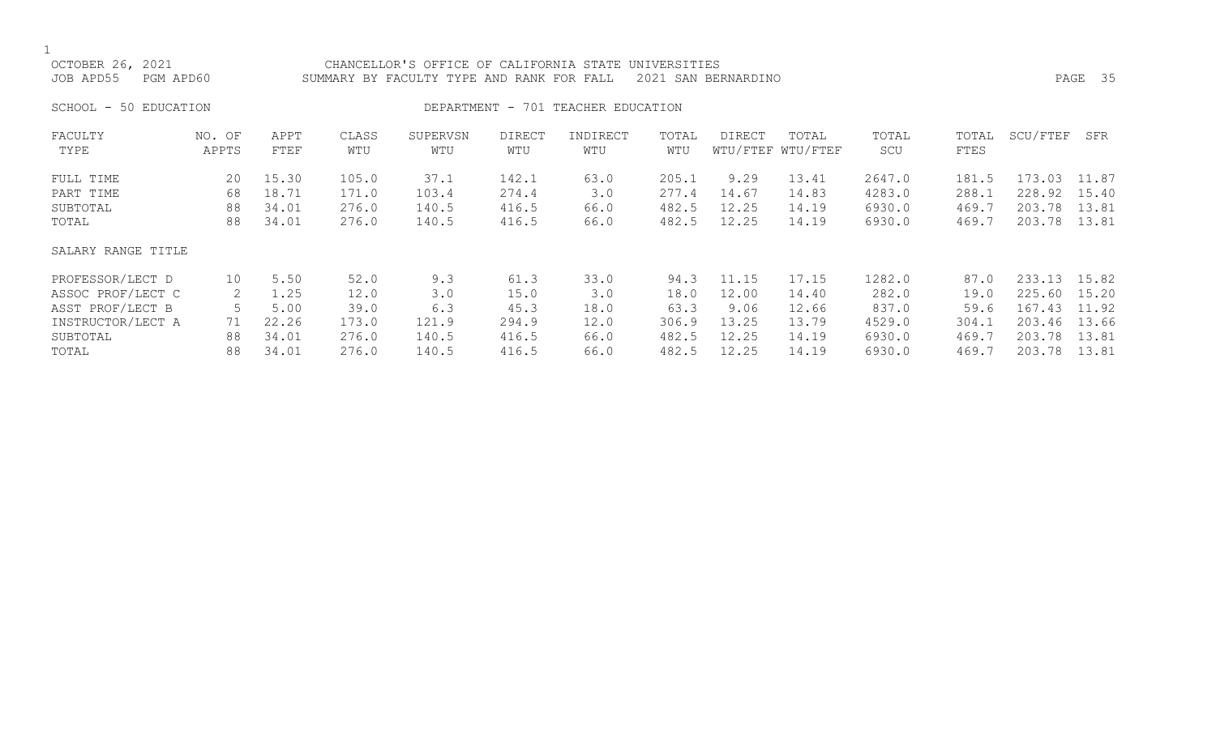CHANCELLOR'S OFFICE OF CALIFORNIA STATE UNIVERSITIES

SUMMARY BY FACULTY TYPE AND RANK FOR FALL 2021 SAN BERNARDINO

OCTOBER 26, 2021

JOB APD55 PGM APD60

SCHOOL - 50 EDUCATION

DEPARTMENT - 701 TEACHER EDUCATION

| FACULTY TYPE | NO. OF APPTS | APPT FTEF | CLASS WTU | SUPERVSN WTU | DIRECT WTU | INDIRECT WTU | TOTAL WTU | DIRECT WTU/FTEF | TOTAL WTU/FTEF | TOTAL SCU | TOTAL FTES | SCU/FTEF | SFR |
|---|---|---|---|---|---|---|---|---|---|---|---|---|---|
| FULL TIME | 20 | 15.30 | 105.0 | 37.1 | 142.1 | 63.0 | 205.1 | 9.29 | 13.41 | 2647.0 | 181.5 | 173.03 | 11.87 |
| PART TIME | 68 | 18.71 | 171.0 | 103.4 | 274.4 | 3.0 | 277.4 | 14.67 | 14.83 | 4283.0 | 288.1 | 228.92 | 15.40 |
| SUBTOTAL | 88 | 34.01 | 276.0 | 140.5 | 416.5 | 66.0 | 482.5 | 12.25 | 14.19 | 6930.0 | 469.7 | 203.78 | 13.81 |
| TOTAL | 88 | 34.01 | 276.0 | 140.5 | 416.5 | 66.0 | 482.5 | 12.25 | 14.19 | 6930.0 | 469.7 | 203.78 | 13.81 |
| SALARY RANGE TITLE | | | | | | | | | | | | | |
| PROFESSOR/LECT D | 10 | 5.50 | 52.0 | 9.3 | 61.3 | 33.0 | 94.3 | 11.15 | 17.15 | 1282.0 | 87.0 | 233.13 | 15.82 |
| ASSOC PROF/LECT C | 2 | 1.25 | 12.0 | 3.0 | 15.0 | 3.0 | 18.0 | 12.00 | 14.40 | 282.0 | 19.0 | 225.60 | 15.20 |
| ASST PROF/LECT B | 5 | 5.00 | 39.0 | 6.3 | 45.3 | 18.0 | 63.3 | 9.06 | 12.66 | 837.0 | 59.6 | 167.43 | 11.92 |
| INSTRUCTOR/LECT A | 71 | 22.26 | 173.0 | 121.9 | 294.9 | 12.0 | 306.9 | 13.25 | 13.79 | 4529.0 | 304.1 | 203.46 | 13.66 |
| SUBTOTAL | 88 | 34.01 | 276.0 | 140.5 | 416.5 | 66.0 | 482.5 | 12.25 | 14.19 | 6930.0 | 469.7 | 203.78 | 13.81 |
| TOTAL | 88 | 34.01 | 276.0 | 140.5 | 416.5 | 66.0 | 482.5 | 12.25 | 14.19 | 6930.0 | 469.7 | 203.78 | 13.81 |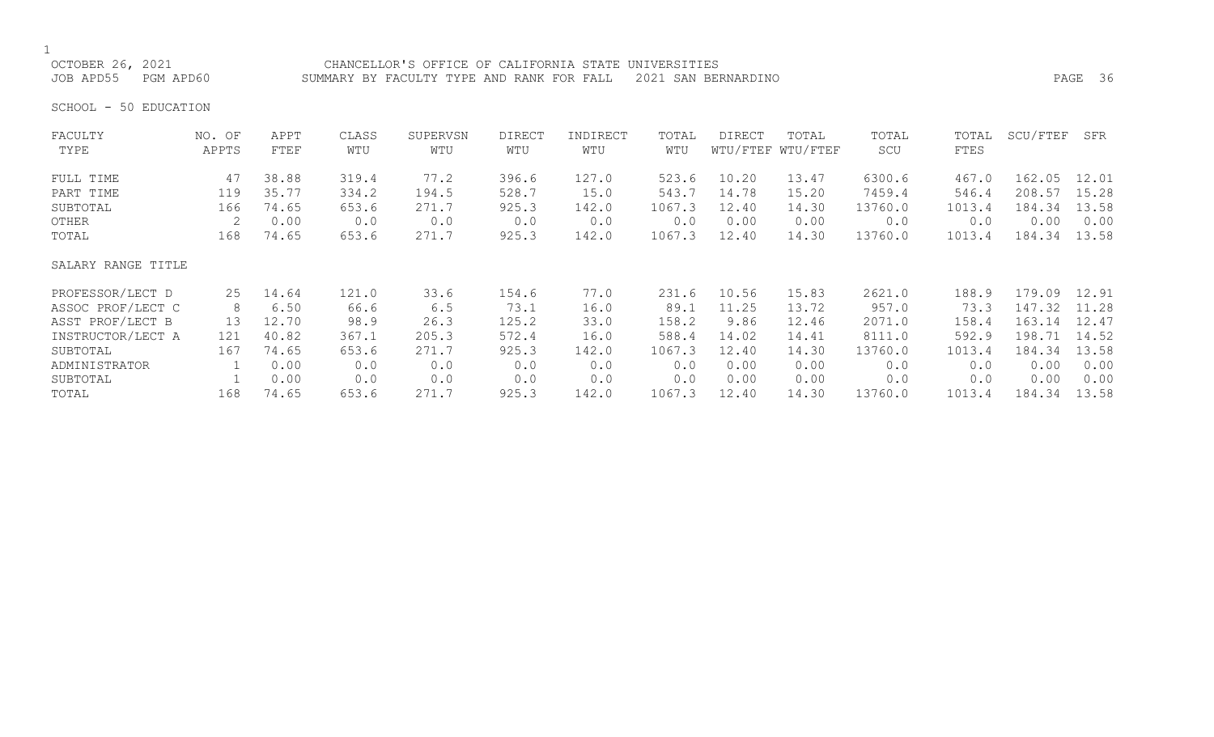OCTOBER 26, 2021 CHANCELLOR'S OFFICE OF CALIFORNIA STATE UNIVERSITIES
JOB APD55 PGM APD60 SUMMARY BY FACULTY TYPE AND RANK FOR FALL 2021 SAN BERNARDINO

SCHOOL - 50 EDUCATION

| FACULTY TYPE | NO. OF APPTS | APPT FTEF | CLASS WTU | SUPERVSN WTU | DIRECT WTU | INDIRECT WTU | TOTAL WTU | DIRECT WTU/FTEF | TOTAL WTU/FTEF | TOTAL SCU | TOTAL FTES | SCU/FTEF | SFR |
|---|---|---|---|---|---|---|---|---|---|---|---|---|---|
| FULL TIME | 47 | 38.88 | 319.4 | 77.2 | 396.6 | 127.0 | 523.6 | 10.20 | 13.47 | 6300.6 | 467.0 | 162.05 | 12.01 |
| PART TIME | 119 | 35.77 | 334.2 | 194.5 | 528.7 | 15.0 | 543.7 | 14.78 | 15.20 | 7459.4 | 546.4 | 208.57 | 15.28 |
| SUBTOTAL | 166 | 74.65 | 653.6 | 271.7 | 925.3 | 142.0 | 1067.3 | 12.40 | 14.30 | 13760.0 | 1013.4 | 184.34 | 13.58 |
| OTHER | 2 | 0.00 | 0.0 | 0.0 | 0.0 | 0.0 | 0.0 | 0.00 | 0.00 | 0.0 | 0.0 | 0.00 | 0.00 |
| TOTAL | 168 | 74.65 | 653.6 | 271.7 | 925.3 | 142.0 | 1067.3 | 12.40 | 14.30 | 13760.0 | 1013.4 | 184.34 | 13.58 |
| **SALARY RANGE TITLE** | | | | | | | | | | | | | |
| PROFESSOR/LECT D | 25 | 14.64 | 121.0 | 33.6 | 154.6 | 77.0 | 231.6 | 10.56 | 15.83 | 2621.0 | 188.9 | 179.09 | 12.91 |
| ASSOC PROF/LECT C | 8 | 6.50 | 66.6 | 6.5 | 73.1 | 16.0 | 89.1 | 11.25 | 13.72 | 957.0 | 73.3 | 147.32 | 11.28 |
| ASST PROF/LECT B | 13 | 12.70 | 98.9 | 26.3 | 125.2 | 33.0 | 158.2 | 9.86 | 12.46 | 2071.0 | 158.4 | 163.14 | 12.47 |
| INSTRUCTOR/LECT A | 121 | 40.82 | 367.1 | 205.3 | 572.4 | 16.0 | 588.4 | 14.02 | 14.41 | 8111.0 | 592.9 | 198.71 | 14.52 |
| SUBTOTAL | 167 | 74.65 | 653.6 | 271.7 | 925.3 | 142.0 | 1067.3 | 12.40 | 14.30 | 13760.0 | 1013.4 | 184.34 | 13.58 |
| ADMINISTRATOR | 1 | 0.00 | 0.0 | 0.0 | 0.0 | 0.0 | 0.0 | 0.00 | 0.00 | 0.0 | 0.0 | 0.00 | 0.00 |
| SUBTOTAL | 1 | 0.00 | 0.0 | 0.0 | 0.0 | 0.0 | 0.0 | 0.00 | 0.00 | 0.0 | 0.0 | 0.00 | 0.00 |
| TOTAL | 168 | 74.65 | 653.6 | 271.7 | 925.3 | 142.0 | 1067.3 | 12.40 | 14.30 | 13760.0 | 1013.4 | 184.34 | 13.58 |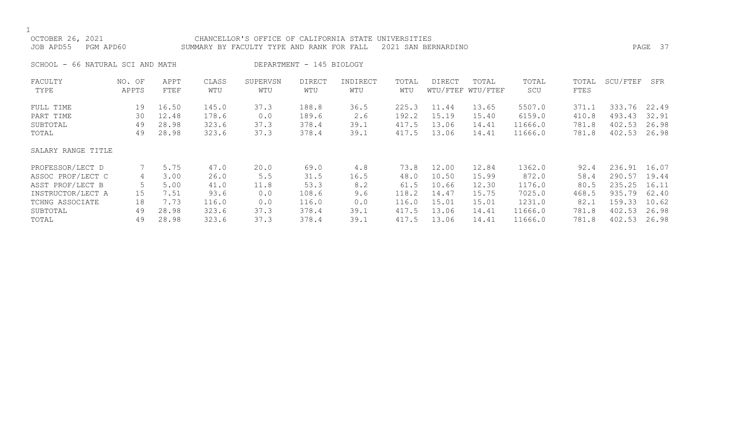OCTOBER 26, 2021 CHANCELLOR'S OFFICE OF CALIFORNIA STATE UNIVERSITIES
JOB APD55 PGM APD60 SUMMARY BY FACULTY TYPE AND RANK FOR FALL 2021 SAN BERNARDINO

SCHOOL - 66 NATURAL SCI AND MATH DEPARTMENT - 145 BIOLOGY

| FACULTY TYPE | NO. OF APPTS | APPT FTEF | CLASS WTU | SUPERVSN WTU | DIRECT WTU | INDIRECT WTU | TOTAL WTU | DIRECT WTU/FTEF | TOTAL WTU/FTEF | TOTAL SCU | TOTAL FTES | SCU/FTEF | SFR |
|---|---|---|---|---|---|---|---|---|---|---|---|---|---|
| FULL TIME | 19 | 16.50 | 145.0 | 37.3 | 188.8 | 36.5 | 225.3 | 11.44 | 13.65 | 5507.0 | 371.1 | 333.76 | 22.49 |
| PART TIME | 30 | 12.48 | 178.6 | 0.0 | 189.6 | 2.6 | 192.2 | 15.19 | 15.40 | 6159.0 | 410.8 | 493.43 | 32.91 |
| SUBTOTAL | 49 | 28.98 | 323.6 | 37.3 | 378.4 | 39.1 | 417.5 | 13.06 | 14.41 | 11666.0 | 781.8 | 402.53 | 26.98 |
| TOTAL | 49 | 28.98 | 323.6 | 37.3 | 378.4 | 39.1 | 417.5 | 13.06 | 14.41 | 11666.0 | 781.8 | 402.53 | 26.98 |
| SALARY RANGE TITLE | | | | | | | | | | | | | |
| PROFESSOR/LECT D | 7 | 5.75 | 47.0 | 20.0 | 69.0 | 4.8 | 73.8 | 12.00 | 12.84 | 1362.0 | 92.4 | 236.91 | 16.07 |
| ASSOC PROF/LECT C | 4 | 3.00 | 26.0 | 5.5 | 31.5 | 16.5 | 48.0 | 10.50 | 15.99 | 872.0 | 58.4 | 290.57 | 19.44 |
| ASST PROF/LECT B | 5 | 5.00 | 41.0 | 11.8 | 53.3 | 8.2 | 61.5 | 10.66 | 12.30 | 1176.0 | 80.5 | 235.25 | 16.11 |
| INSTRUCTOR/LECT A | 15 | 7.51 | 93.6 | 0.0 | 108.6 | 9.6 | 118.2 | 14.47 | 15.75 | 7025.0 | 468.5 | 935.79 | 62.40 |
| TCHNG ASSOCIATE | 18 | 7.73 | 116.0 | 0.0 | 116.0 | 0.0 | 116.0 | 15.01 | 15.01 | 1231.0 | 82.1 | 159.33 | 10.62 |
| SUBTOTAL | 49 | 28.98 | 323.6 | 37.3 | 378.4 | 39.1 | 417.5 | 13.06 | 14.41 | 11666.0 | 781.8 | 402.53 | 26.98 |
| TOTAL | 49 | 28.98 | 323.6 | 37.3 | 378.4 | 39.1 | 417.5 | 13.06 | 14.41 | 11666.0 | 781.8 | 402.53 | 26.98 |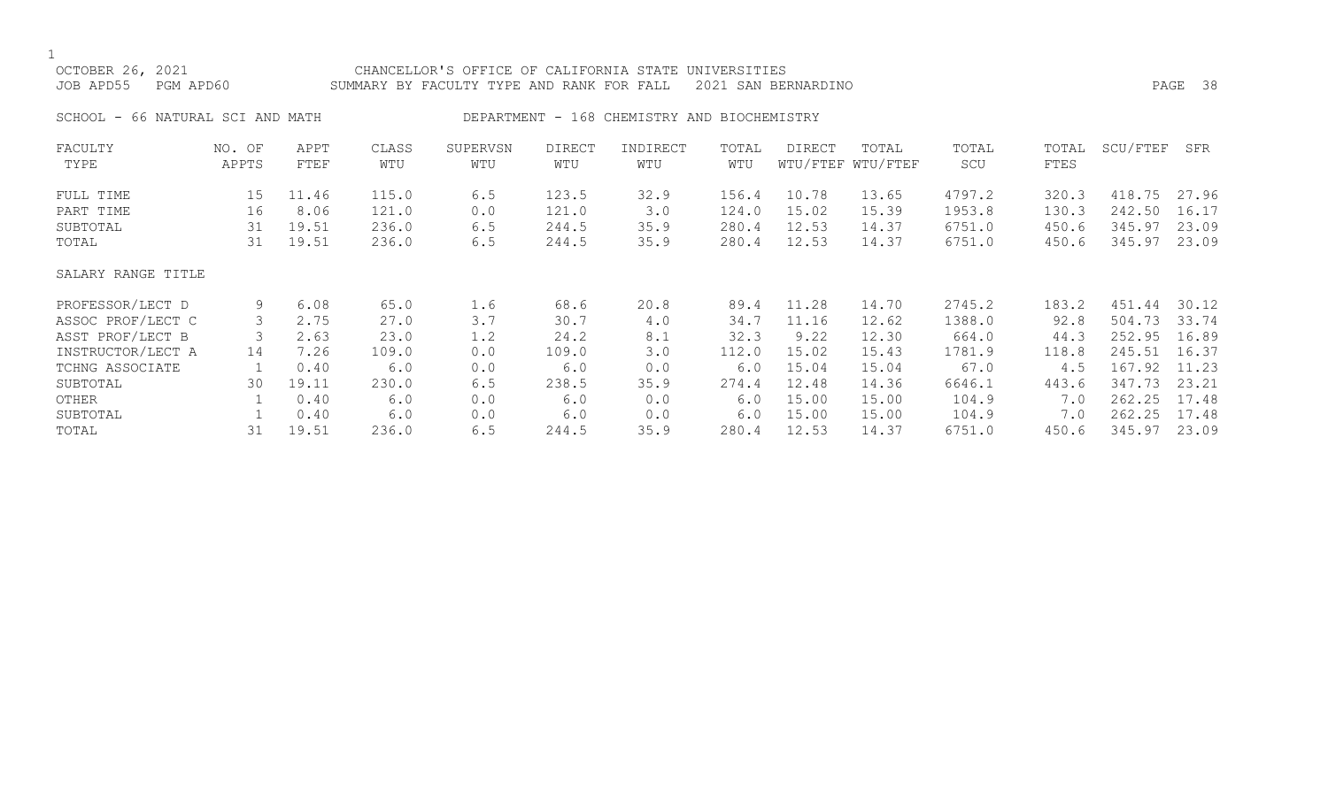OCTOBER 26, 2021 CHANCELLOR'S OFFICE OF CALIFORNIA STATE UNIVERSITIES
JOB APD55 PGM APD60 SUMMARY BY FACULTY TYPE AND RANK FOR FALL 2021 SAN BERNARDINO

SCHOOL - 66 NATURAL SCI AND MATH DEPARTMENT - 168 CHEMISTRY AND BIOCHEMISTRY

| FACULTY TYPE | NO. OF APPTS | APPT FTEF | CLASS WTU | SUPERVSN WTU | DIRECT WTU | INDIRECT WTU | TOTAL WTU | DIRECT WTU/FTEF | TOTAL WTU/FTEF | TOTAL SCU | TOTAL FTES | SCU/FTEF | SFR |
|---|---|---|---|---|---|---|---|---|---|---|---|---|---|
| FULL TIME | 15 | 11.46 | 115.0 | 6.5 | 123.5 | 32.9 | 156.4 | 10.78 | 13.65 | 4797.2 | 320.3 | 418.75 | 27.96 |
| PART TIME | 16 | 8.06 | 121.0 | 0.0 | 121.0 | 3.0 | 124.0 | 15.02 | 15.39 | 1953.8 | 130.3 | 242.50 | 16.17 |
| SUBTOTAL | 31 | 19.51 | 236.0 | 6.5 | 244.5 | 35.9 | 280.4 | 12.53 | 14.37 | 6751.0 | 450.6 | 345.97 | 23.09 |
| TOTAL | 31 | 19.51 | 236.0 | 6.5 | 244.5 | 35.9 | 280.4 | 12.53 | 14.37 | 6751.0 | 450.6 | 345.97 | 23.09 |
| SALARY RANGE TITLE | | | | | | | | | | | | | |
| PROFESSOR/LECT D | 9 | 6.08 | 65.0 | 1.6 | 68.6 | 20.8 | 89.4 | 11.28 | 14.70 | 2745.2 | 183.2 | 451.44 | 30.12 |
| ASSOC PROF/LECT C | 3 | 2.75 | 27.0 | 3.7 | 30.7 | 4.0 | 34.7 | 11.16 | 12.62 | 1388.0 | 92.8 | 504.73 | 33.74 |
| ASST PROF/LECT B | 3 | 2.63 | 23.0 | 1.2 | 24.2 | 8.1 | 32.3 | 9.22 | 12.30 | 664.0 | 44.3 | 252.95 | 16.89 |
| INSTRUCTOR/LECT A | 14 | 7.26 | 109.0 | 0.0 | 109.0 | 3.0 | 112.0 | 15.02 | 15.43 | 1781.9 | 118.8 | 245.51 | 16.37 |
| TCHNG ASSOCIATE | 1 | 0.40 | 6.0 | 0.0 | 6.0 | 0.0 | 6.0 | 15.04 | 15.04 | 67.0 | 4.5 | 167.92 | 11.23 |
| SUBTOTAL | 30 | 19.11 | 230.0 | 6.5 | 238.5 | 35.9 | 274.4 | 12.48 | 14.36 | 6646.1 | 443.6 | 347.73 | 23.21 |
| OTHER | 1 | 0.40 | 6.0 | 0.0 | 6.0 | 0.0 | 6.0 | 15.00 | 15.00 | 104.9 | 7.0 | 262.25 | 17.48 |
| SUBTOTAL | 1 | 0.40 | 6.0 | 0.0 | 6.0 | 0.0 | 6.0 | 15.00 | 15.00 | 104.9 | 7.0 | 262.25 | 17.48 |
| TOTAL | 31 | 19.51 | 236.0 | 6.5 | 244.5 | 35.9 | 280.4 | 12.53 | 14.37 | 6751.0 | 450.6 | 345.97 | 23.09 |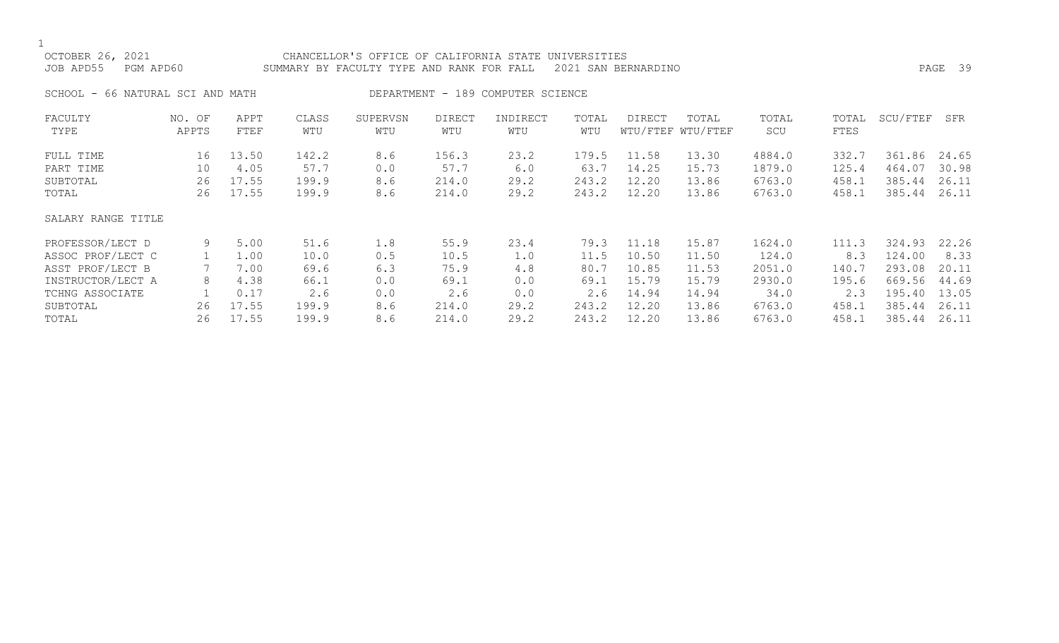OCTOBER 26, 2021 CHANCELLOR'S OFFICE OF CALIFORNIA STATE UNIVERSITIES
JOB APD55 PGM APD60 SUMMARY BY FACULTY TYPE AND RANK FOR FALL 2021 SAN BERNARDINO

SCHOOL - 66 NATURAL SCI AND MATH DEPARTMENT - 189 COMPUTER SCIENCE

| FACULTY TYPE | NO. OF APPTS | APPT FTEF | CLASS WTU | SUPERVSN WTU | DIRECT WTU | INDIRECT WTU | TOTAL WTU | DIRECT WTU/FTEF | TOTAL WTU/FTEF | TOTAL SCU | TOTAL FTES | SCU/FTEF | SFR |
|---|---|---|---|---|---|---|---|---|---|---|---|---|---|
| FULL TIME | 16 | 13.50 | 142.2 | 8.6 | 156.3 | 23.2 | 179.5 | 11.58 | 13.30 | 4884.0 | 332.7 | 361.86 | 24.65 |
| PART TIME | 10 | 4.05 | 57.7 | 0.0 | 57.7 | 6.0 | 63.7 | 14.25 | 15.73 | 1879.0 | 125.4 | 464.07 | 30.98 |
| SUBTOTAL | 26 | 17.55 | 199.9 | 8.6 | 214.0 | 29.2 | 243.2 | 12.20 | 13.86 | 6763.0 | 458.1 | 385.44 | 26.11 |
| TOTAL | 26 | 17.55 | 199.9 | 8.6 | 214.0 | 29.2 | 243.2 | 12.20 | 13.86 | 6763.0 | 458.1 | 385.44 | 26.11 |
| SALARY RANGE TITLE | | | | | | | | | | | | | |
| PROFESSOR/LECT D | 9 | 5.00 | 51.6 | 1.8 | 55.9 | 23.4 | 79.3 | 11.18 | 15.87 | 1624.0 | 111.3 | 324.93 | 22.26 |
| ASSOC PROF/LECT C | 1 | 1.00 | 10.0 | 0.5 | 10.5 | 1.0 | 11.5 | 10.50 | 11.50 | 124.0 | 8.3 | 124.00 | 8.33 |
| ASST PROF/LECT B | 7 | 7.00 | 69.6 | 6.3 | 75.9 | 4.8 | 80.7 | 10.85 | 11.53 | 2051.0 | 140.7 | 293.08 | 20.11 |
| INSTRUCTOR/LECT A | 8 | 4.38 | 66.1 | 0.0 | 69.1 | 0.0 | 69.1 | 15.79 | 15.79 | 2930.0 | 195.6 | 669.56 | 44.69 |
| TCHNG ASSOCIATE | 1 | 0.17 | 2.6 | 0.0 | 2.6 | 0.0 | 2.6 | 14.94 | 14.94 | 34.0 | 2.3 | 195.40 | 13.05 |
| SUBTOTAL | 26 | 17.55 | 199.9 | 8.6 | 214.0 | 29.2 | 243.2 | 12.20 | 13.86 | 6763.0 | 458.1 | 385.44 | 26.11 |
| TOTAL | 26 | 17.55 | 199.9 | 8.6 | 214.0 | 29.2 | 243.2 | 12.20 | 13.86 | 6763.0 | 458.1 | 385.44 | 26.11 |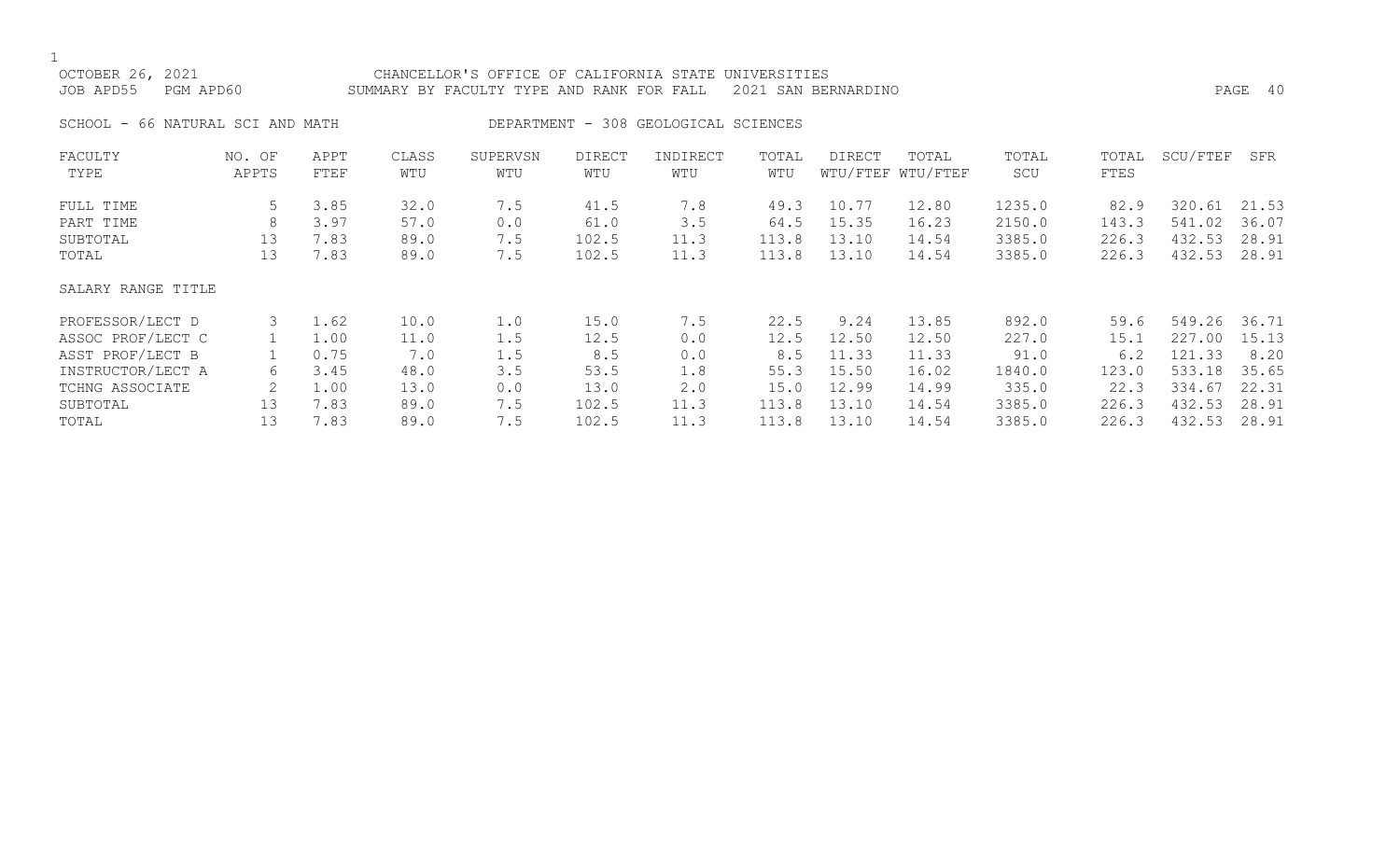OCTOBER 26, 2021 CHANCELLOR'S OFFICE OF CALIFORNIA STATE UNIVERSITIES
JOB APD55 PGM APD60 SUMMARY BY FACULTY TYPE AND RANK FOR FALL 2021 SAN BERNARDINO

SCHOOL - 66 NATURAL SCI AND MATH DEPARTMENT - 308 GEOLOGICAL SCIENCES

| FACULTY TYPE | NO. OF APPTS | APPT FTEF | CLASS WTU | SUPERVSN WTU | DIRECT WTU | INDIRECT WTU | TOTAL WTU | DIRECT WTU/FTEF | TOTAL WTU/FTEF | TOTAL SCU | TOTAL FTES | SCU/FTEF | SFR |
|---|---|---|---|---|---|---|---|---|---|---|---|---|---|
| FULL TIME | 5 | 3.85 | 32.0 | 7.5 | 41.5 | 7.8 | 49.3 | 10.77 | 12.80 | 1235.0 | 82.9 | 320.61 | 21.53 |
| PART TIME | 8 | 3.97 | 57.0 | 0.0 | 61.0 | 3.5 | 64.5 | 15.35 | 16.23 | 2150.0 | 143.3 | 541.02 | 36.07 |
| SUBTOTAL | 13 | 7.83 | 89.0 | 7.5 | 102.5 | 11.3 | 113.8 | 13.10 | 14.54 | 3385.0 | 226.3 | 432.53 | 28.91 |
| TOTAL | 13 | 7.83 | 89.0 | 7.5 | 102.5 | 11.3 | 113.8 | 13.10 | 14.54 | 3385.0 | 226.3 | 432.53 | 28.91 |
| SALARY RANGE TITLE | | | | | | | | | | | | | |
| PROFESSOR/LECT D | 3 | 1.62 | 10.0 | 1.0 | 15.0 | 7.5 | 22.5 | 9.24 | 13.85 | 892.0 | 59.6 | 549.26 | 36.71 |
| ASSOC PROF/LECT C | 1 | 1.00 | 11.0 | 1.5 | 12.5 | 0.0 | 12.5 | 12.50 | 12.50 | 227.0 | 15.1 | 227.00 | 15.13 |
| ASST PROF/LECT B | 1 | 0.75 | 7.0 | 1.5 | 8.5 | 0.0 | 8.5 | 11.33 | 11.33 | 91.0 | 6.2 | 121.33 | 8.20 |
| INSTRUCTOR/LECT A | 6 | 3.45 | 48.0 | 3.5 | 53.5 | 1.8 | 55.3 | 15.50 | 16.02 | 1840.0 | 123.0 | 533.18 | 35.65 |
| TCHNG ASSOCIATE | 2 | 1.00 | 13.0 | 0.0 | 13.0 | 2.0 | 15.0 | 12.99 | 14.99 | 335.0 | 22.3 | 334.67 | 22.31 |
| SUBTOTAL | 13 | 7.83 | 89.0 | 7.5 | 102.5 | 11.3 | 113.8 | 13.10 | 14.54 | 3385.0 | 226.3 | 432.53 | 28.91 |
| TOTAL | 13 | 7.83 | 89.0 | 7.5 | 102.5 | 11.3 | 113.8 | 13.10 | 14.54 | 3385.0 | 226.3 | 432.53 | 28.91 |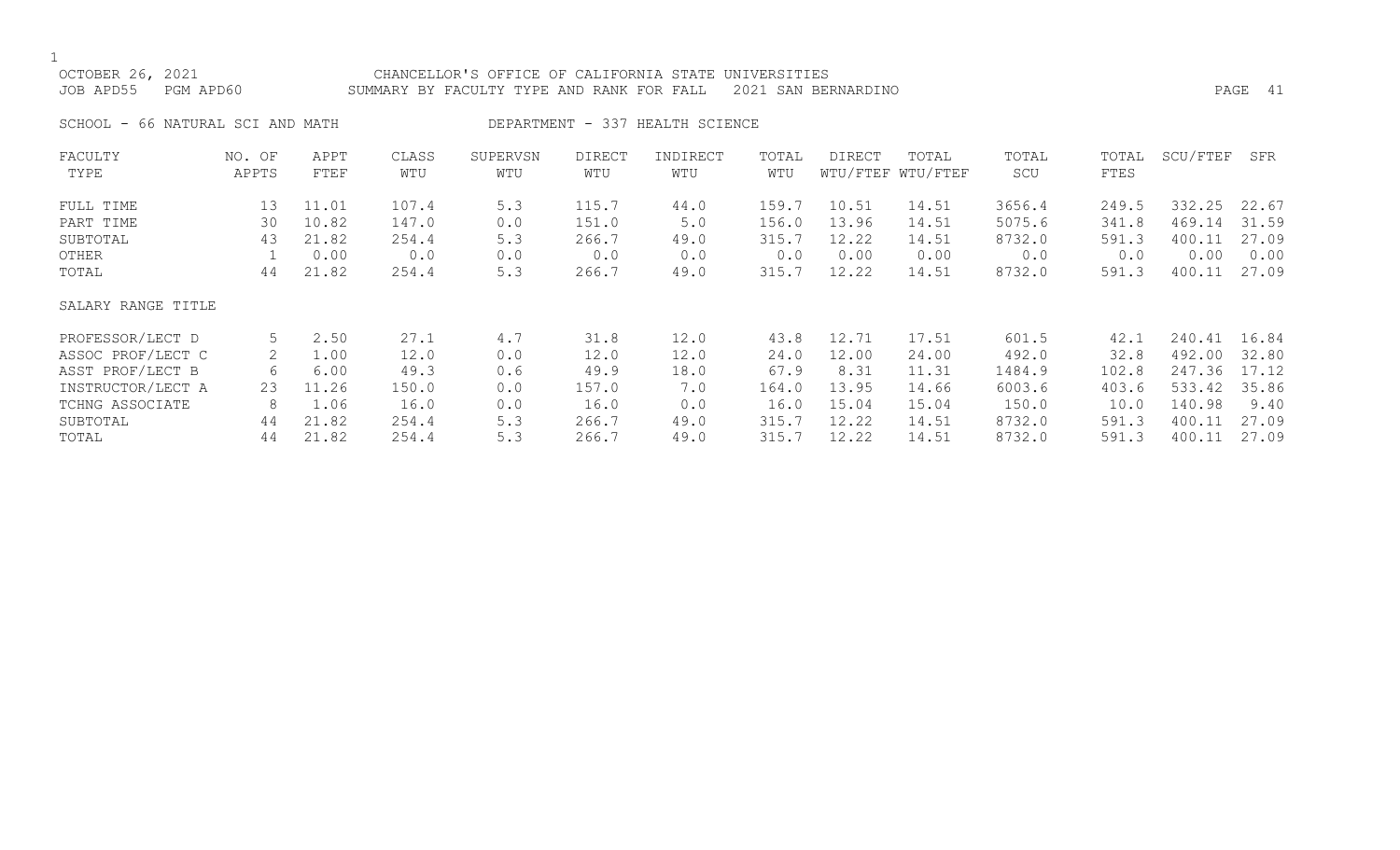CHANCELLOR'S OFFICE OF CALIFORNIA STATE UNIVERSITIES
SUMMARY BY FACULTY TYPE AND RANK FOR FALL 2021 SAN BERNARDINO

OCTOBER 26, 2021
JOB APD55 PGM APD60

SCHOOL - 66 NATURAL SCI AND MATH DEPARTMENT - 337 HEALTH SCIENCE

| FACULTY TYPE | NO. OF APPTS | APPT FTEF | CLASS WTU | SUPERVSN WTU | DIRECT WTU | INDIRECT WTU | TOTAL WTU | DIRECT WTU/FTEF | TOTAL WTU/FTEF | TOTAL SCU | TOTAL FTES | SCU/FTEF | SFR |
|---|---|---|---|---|---|---|---|---|---|---|---|---|---|
| FULL TIME | 13 | 11.01 | 107.4 | 5.3 | 115.7 | 44.0 | 159.7 | 10.51 | 14.51 | 3656.4 | 249.5 | 332.25 | 22.67 |
| PART TIME | 30 | 10.82 | 147.0 | 0.0 | 151.0 | 5.0 | 156.0 | 13.96 | 14.51 | 5075.6 | 341.8 | 469.14 | 31.59 |
| SUBTOTAL | 43 | 21.82 | 254.4 | 5.3 | 266.7 | 49.0 | 315.7 | 12.22 | 14.51 | 8732.0 | 591.3 | 400.11 | 27.09 |
| OTHER | 1 | 0.00 | 0.0 | 0.0 | 0.0 | 0.0 | 0.0 | 0.00 | 0.00 | 0.0 | 0.0 | 0.00 | 0.00 |
| TOTAL | 44 | 21.82 | 254.4 | 5.3 | 266.7 | 49.0 | 315.7 | 12.22 | 14.51 | 8732.0 | 591.3 | 400.11 | 27.09 |
| SALARY RANGE TITLE | | | | | | | | | | | | | |
| PROFESSOR/LECT D | 5 | 2.50 | 27.1 | 4.7 | 31.8 | 12.0 | 43.8 | 12.71 | 17.51 | 601.5 | 42.1 | 240.41 | 16.84 |
| ASSOC PROF/LECT C | 2 | 1.00 | 12.0 | 0.0 | 12.0 | 12.0 | 24.0 | 12.00 | 24.00 | 492.0 | 32.8 | 492.00 | 32.80 |
| ASST PROF/LECT B | 6 | 6.00 | 49.3 | 0.6 | 49.9 | 18.0 | 67.9 | 8.31 | 11.31 | 1484.9 | 102.8 | 247.36 | 17.12 |
| INSTRUCTOR/LECT A | 23 | 11.26 | 150.0 | 0.0 | 157.0 | 7.0 | 164.0 | 13.95 | 14.66 | 6003.6 | 403.6 | 533.42 | 35.86 |
| TCHNG ASSOCIATE | 8 | 1.06 | 16.0 | 0.0 | 16.0 | 0.0 | 16.0 | 15.04 | 15.04 | 150.0 | 10.0 | 140.98 | 9.40 |
| SUBTOTAL | 44 | 21.82 | 254.4 | 5.3 | 266.7 | 49.0 | 315.7 | 12.22 | 14.51 | 8732.0 | 591.3 | 400.11 | 27.09 |
| TOTAL | 44 | 21.82 | 254.4 | 5.3 | 266.7 | 49.0 | 315.7 | 12.22 | 14.51 | 8732.0 | 591.3 | 400.11 | 27.09 |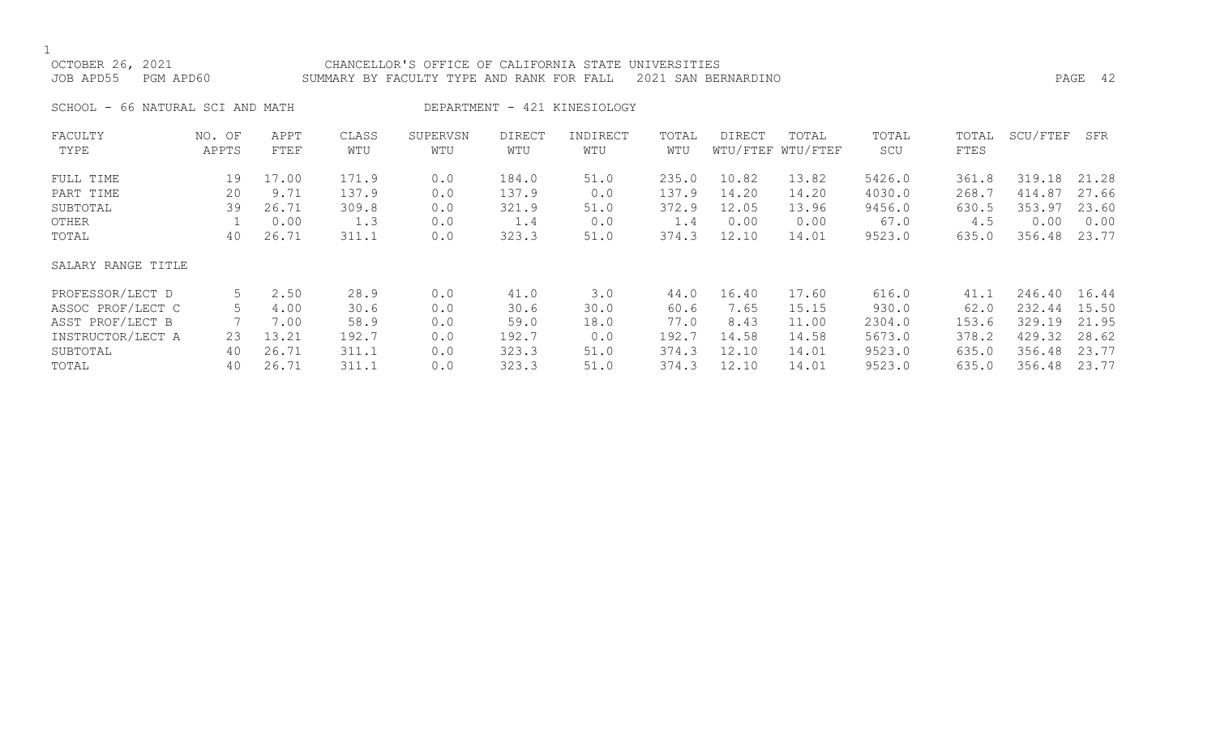CHANCELLOR'S OFFICE OF CALIFORNIA STATE UNIVERSITIES

SUMMARY BY FACULTY TYPE AND RANK FOR FALL 2021 SAN BERNARDINO

OCTOBER 26, 2021

JOB APD55 PGM APD60

SCHOOL - 66 NATURAL SCI AND MATH

DEPARTMENT - 421 KINESIOLOGY

| FACULTY TYPE | NO. OF APPTS | APPT FTEF | CLASS WTU | SUPERVSN WTU | DIRECT WTU | INDIRECT WTU | TOTAL WTU | DIRECT WTU/FTEF | TOTAL WTU/FTEF | TOTAL SCU | TOTAL FTES | SCU/FTEF | SFR |
|---|---|---|---|---|---|---|---|---|---|---|---|---|---|
| FULL TIME | 19 | 17.00 | 171.9 | 0.0 | 184.0 | 51.0 | 235.0 | 10.82 | 13.82 | 5426.0 | 361.8 | 319.18 | 21.28 |
| PART TIME | 20 | 9.71 | 137.9 | 0.0 | 137.9 | 0.0 | 137.9 | 14.20 | 14.20 | 4030.0 | 268.7 | 414.87 | 27.66 |
| SUBTOTAL | 39 | 26.71 | 309.8 | 0.0 | 321.9 | 51.0 | 372.9 | 12.05 | 13.96 | 9456.0 | 630.5 | 353.97 | 23.60 |
| OTHER | 1 | 0.00 | 1.3 | 0.0 | 1.4 | 0.0 | 1.4 | 0.00 | 0.00 | 67.0 | 4.5 | 0.00 | 0.00 |
| TOTAL | 40 | 26.71 | 311.1 | 0.0 | 323.3 | 51.0 | 374.3 | 12.10 | 14.01 | 9523.0 | 635.0 | 356.48 | 23.77 |
| SALARY RANGE TITLE | | | | | | | | | | | | | |
| PROFESSOR/LECT D | 5 | 2.50 | 28.9 | 0.0 | 41.0 | 3.0 | 44.0 | 16.40 | 17.60 | 616.0 | 41.1 | 246.40 | 16.44 |
| ASSOC PROF/LECT C | 5 | 4.00 | 30.6 | 0.0 | 30.6 | 30.0 | 60.6 | 7.65 | 15.15 | 930.0 | 62.0 | 232.44 | 15.50 |
| ASST PROF/LECT B | 7 | 7.00 | 58.9 | 0.0 | 59.0 | 18.0 | 77.0 | 8.43 | 11.00 | 2304.0 | 153.6 | 329.19 | 21.95 |
| INSTRUCTOR/LECT A | 23 | 13.21 | 192.7 | 0.0 | 192.7 | 0.0 | 192.7 | 14.58 | 14.58 | 5673.0 | 378.2 | 429.32 | 28.62 |
| SUBTOTAL | 40 | 26.71 | 311.1 | 0.0 | 323.3 | 51.0 | 374.3 | 12.10 | 14.01 | 9523.0 | 635.0 | 356.48 | 23.77 |
| TOTAL | 40 | 26.71 | 311.1 | 0.0 | 323.3 | 51.0 | 374.3 | 12.10 | 14.01 | 9523.0 | 635.0 | 356.48 | 23.77 |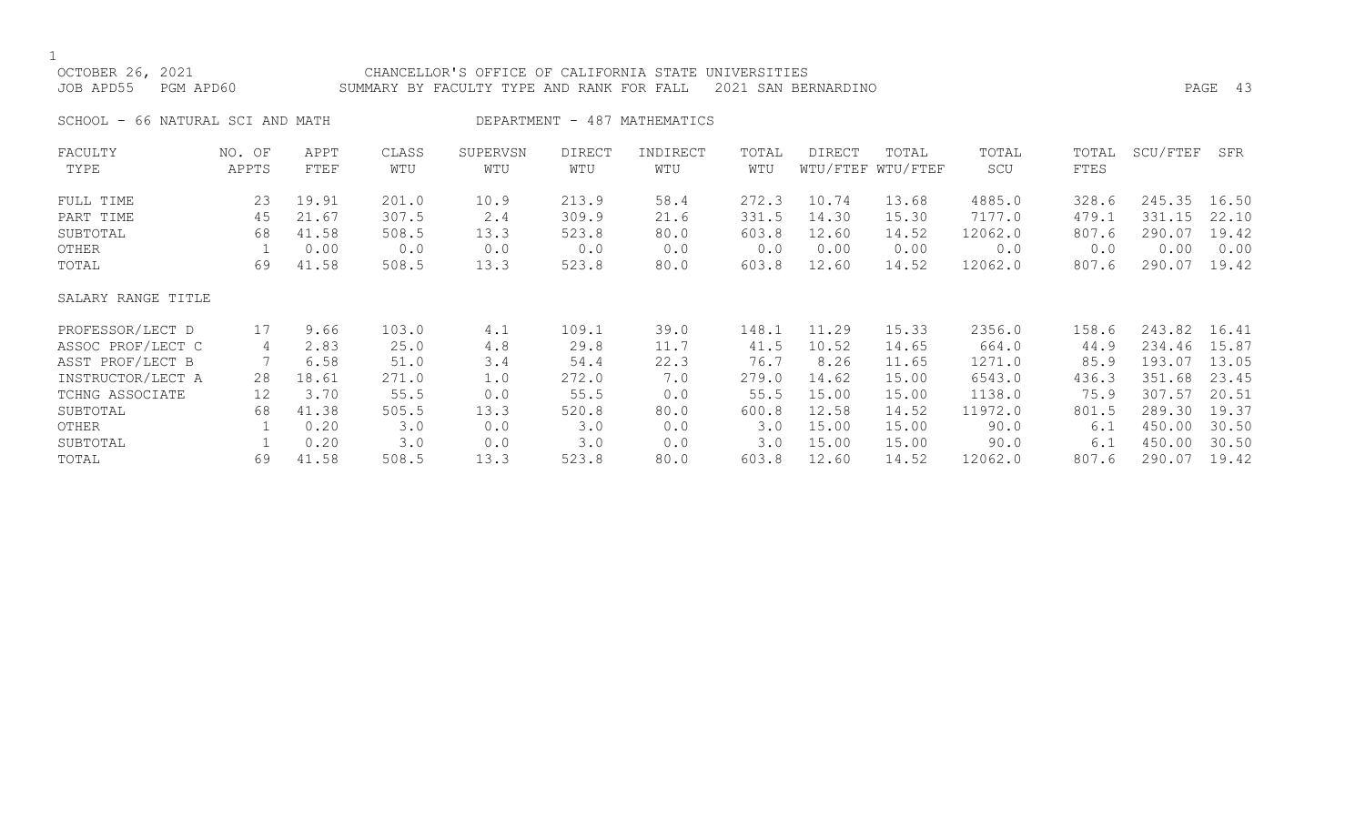CHANCELLOR'S OFFICE OF CALIFORNIA STATE UNIVERSITIES

SUMMARY BY FACULTY TYPE AND RANK FOR FALL 2021 SAN BERNARDINO

OCTOBER 26, 2021
JOB APD55 PGM APD60

SCHOOL - 66 NATURAL SCI AND MATH DEPARTMENT - 487 MATHEMATICS

| FACULTY TYPE | NO. OF APPTS | APPT FTEF | CLASS WTU | SUPERVSN WTU | DIRECT WTU | INDIRECT WTU | TOTAL WTU | DIRECT WTU/FTEF | TOTAL WTU/FTEF | TOTAL SCU | TOTAL FTES | SCU/FTEF | SFR |
|---|---|---|---|---|---|---|---|---|---|---|---|---|---|
| FULL TIME | 23 | 19.91 | 201.0 | 10.9 | 213.9 | 58.4 | 272.3 | 10.74 | 13.68 | 4885.0 | 328.6 | 245.35 | 16.50 |
| PART TIME | 45 | 21.67 | 307.5 | 2.4 | 309.9 | 21.6 | 331.5 | 14.30 | 15.30 | 7177.0 | 479.1 | 331.15 | 22.10 |
| SUBTOTAL | 68 | 41.58 | 508.5 | 13.3 | 523.8 | 80.0 | 603.8 | 12.60 | 14.52 | 12062.0 | 807.6 | 290.07 | 19.42 |
| OTHER | 1 | 0.00 | 0.0 | 0.0 | 0.0 | 0.0 | 0.0 | 0.00 | 0.00 | 0.0 | 0.0 | 0.00 | 0.00 |
| TOTAL | 69 | 41.58 | 508.5 | 13.3 | 523.8 | 80.0 | 603.8 | 12.60 | 14.52 | 12062.0 | 807.6 | 290.07 | 19.42 |
| SALARY RANGE TITLE | | | | | | | | | | | | | |
| PROFESSOR/LECT D | 17 | 9.66 | 103.0 | 4.1 | 109.1 | 39.0 | 148.1 | 11.29 | 15.33 | 2356.0 | 158.6 | 243.82 | 16.41 |
| ASSOC PROF/LECT C | 4 | 2.83 | 25.0 | 4.8 | 29.8 | 11.7 | 41.5 | 10.52 | 14.65 | 664.0 | 44.9 | 234.46 | 15.87 |
| ASST PROF/LECT B | 7 | 6.58 | 51.0 | 3.4 | 54.4 | 22.3 | 76.7 | 8.26 | 11.65 | 1271.0 | 85.9 | 193.07 | 13.05 |
| INSTRUCTOR/LECT A | 28 | 18.61 | 271.0 | 1.0 | 272.0 | 7.0 | 279.0 | 14.62 | 15.00 | 6543.0 | 436.3 | 351.68 | 23.45 |
| TCHNG ASSOCIATE | 12 | 3.70 | 55.5 | 0.0 | 55.5 | 0.0 | 55.5 | 15.00 | 15.00 | 1138.0 | 75.9 | 307.57 | 20.51 |
| SUBTOTAL | 68 | 41.38 | 505.5 | 13.3 | 520.8 | 80.0 | 600.8 | 12.58 | 14.52 | 11972.0 | 801.5 | 289.30 | 19.37 |
| OTHER | 1 | 0.20 | 3.0 | 0.0 | 3.0 | 0.0 | 3.0 | 15.00 | 15.00 | 90.0 | 6.1 | 450.00 | 30.50 |
| SUBTOTAL | 1 | 0.20 | 3.0 | 0.0 | 3.0 | 0.0 | 3.0 | 15.00 | 15.00 | 90.0 | 6.1 | 450.00 | 30.50 |
| TOTAL | 69 | 41.58 | 508.5 | 13.3 | 523.8 | 80.0 | 603.8 | 12.60 | 14.52 | 12062.0 | 807.6 | 290.07 | 19.42 |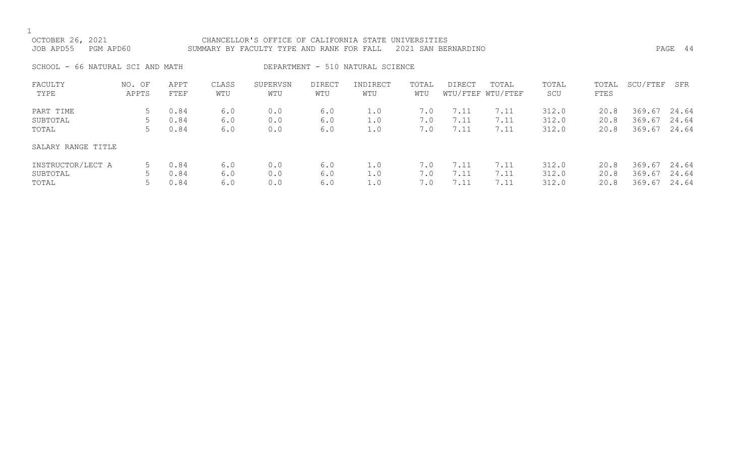OCTOBER 26, 2021 CHANCELLOR'S OFFICE OF CALIFORNIA STATE UNIVERSITIES
JOB APD55 PGM APD60 SUMMARY BY FACULTY TYPE AND RANK FOR FALL 2021 SAN BERNARDINO

SCHOOL - 66 NATURAL SCI AND MATH DEPARTMENT - 510 NATURAL SCIENCE

| FACULTY TYPE | NO. OF APPTS | APPT FTEF | CLASS WTU | SUPERVSN WTU | DIRECT WTU | INDIRECT WTU | TOTAL WTU | DIRECT WTU/FTEF | TOTAL WTU/FTEF | TOTAL SCU | TOTAL FTES | SCU/FTEF | SFR |
|---|---|---|---|---|---|---|---|---|---|---|---|---|---|
| PART TIME | 5 | 0.84 | 6.0 | 0.0 | 6.0 | 1.0 | 7.0 | 7.11 | 7.11 | 312.0 | 20.8 | 369.67 | 24.64 |
| SUBTOTAL | 5 | 0.84 | 6.0 | 0.0 | 6.0 | 1.0 | 7.0 | 7.11 | 7.11 | 312.0 | 20.8 | 369.67 | 24.64 |
| TOTAL | 5 | 0.84 | 6.0 | 0.0 | 6.0 | 1.0 | 7.0 | 7.11 | 7.11 | 312.0 | 20.8 | 369.67 | 24.64 |
| SALARY RANGE TITLE | | | | | | | | | | | | | |
| INSTRUCTOR/LECT A | 5 | 0.84 | 6.0 | 0.0 | 6.0 | 1.0 | 7.0 | 7.11 | 7.11 | 312.0 | 20.8 | 369.67 | 24.64 |
| SUBTOTAL | 5 | 0.84 | 6.0 | 0.0 | 6.0 | 1.0 | 7.0 | 7.11 | 7.11 | 312.0 | 20.8 | 369.67 | 24.64 |
| TOTAL | 5 | 0.84 | 6.0 | 0.0 | 6.0 | 1.0 | 7.0 | 7.11 | 7.11 | 312.0 | 20.8 | 369.67 | 24.64 |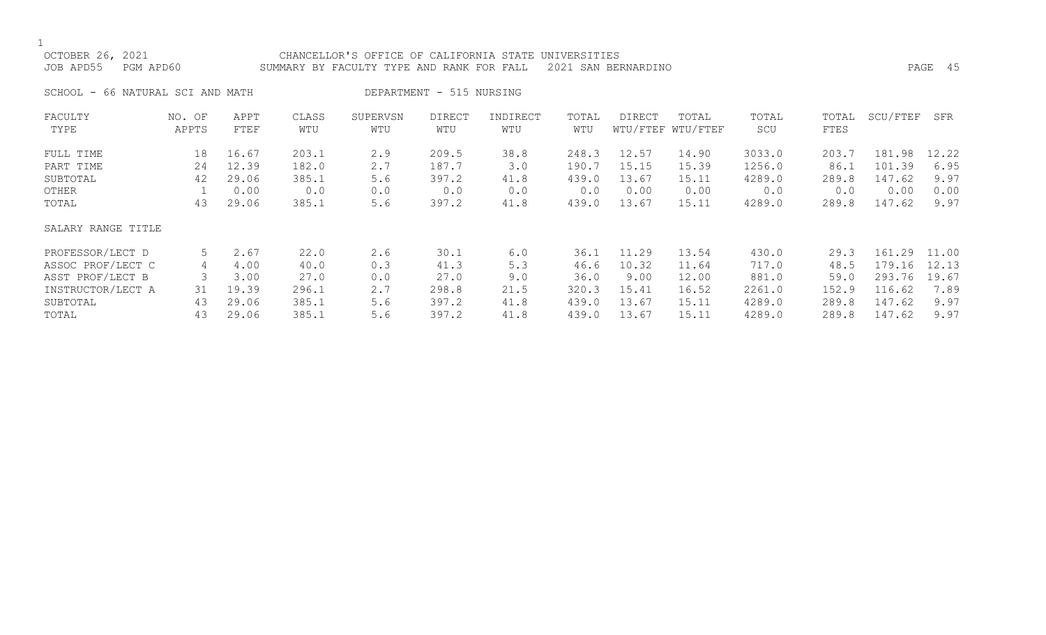CHANCELLOR'S OFFICE OF CALIFORNIA STATE UNIVERSITIES

OCTOBER 26, 2021

JOB APD55 PGM APD60

SUMMARY BY FACULTY TYPE AND RANK FOR FALL 2021 SAN BERNARDINO

SCHOOL - 66 NATURAL SCI AND MATH

DEPARTMENT - 515 NURSING

| FACULTY TYPE | NO. OF APPTS | APPT FTEF | CLASS WTU | SUPERVSN WTU | DIRECT WTU | INDIRECT WTU | TOTAL WTU | DIRECT WTU/FTEF | TOTAL WTU/FTEF | TOTAL SCU | TOTAL FTES | SCU/FTEF | SFR |
|---|---|---|---|---|---|---|---|---|---|---|---|---|---|
| FULL TIME | 18 | 16.67 | 203.1 | 2.9 | 209.5 | 38.8 | 248.3 | 12.57 | 14.90 | 3033.0 | 203.7 | 181.98 | 12.22 |
| PART TIME | 24 | 12.39 | 182.0 | 2.7 | 187.7 | 3.0 | 190.7 | 15.15 | 15.39 | 1256.0 | 86.1 | 101.39 | 6.95 |
| SUBTOTAL | 42 | 29.06 | 385.1 | 5.6 | 397.2 | 41.8 | 439.0 | 13.67 | 15.11 | 4289.0 | 289.8 | 147.62 | 9.97 |
| OTHER | 1 | 0.00 | 0.0 | 0.0 | 0.0 | 0.0 | 0.0 | 0.00 | 0.00 | 0.0 | 0.0 | 0.00 | 0.00 |
| TOTAL | 43 | 29.06 | 385.1 | 5.6 | 397.2 | 41.8 | 439.0 | 13.67 | 15.11 | 4289.0 | 289.8 | 147.62 | 9.97 |
| SALARY RANGE TITLE | | | | | | | | | | | | | |
| PROFESSOR/LECT D | 5 | 2.67 | 22.0 | 2.6 | 30.1 | 6.0 | 36.1 | 11.29 | 13.54 | 430.0 | 29.3 | 161.29 | 11.00 |
| ASSOC PROF/LECT C | 4 | 4.00 | 40.0 | 0.3 | 41.3 | 5.3 | 46.6 | 10.32 | 11.64 | 717.0 | 48.5 | 179.16 | 12.13 |
| ASST PROF/LECT B | 3 | 3.00 | 27.0 | 0.0 | 27.0 | 9.0 | 36.0 | 9.00 | 12.00 | 881.0 | 59.0 | 293.76 | 19.67 |
| INSTRUCTOR/LECT A | 31 | 19.39 | 296.1 | 2.7 | 298.8 | 21.5 | 320.3 | 15.41 | 16.52 | 2261.0 | 152.9 | 116.62 | 7.89 |
| SUBTOTAL | 43 | 29.06 | 385.1 | 5.6 | 397.2 | 41.8 | 439.0 | 13.67 | 15.11 | 4289.0 | 289.8 | 147.62 | 9.97 |
| TOTAL | 43 | 29.06 | 385.1 | 5.6 | 397.2 | 41.8 | 439.0 | 13.67 | 15.11 | 4289.0 | 289.8 | 147.62 | 9.97 |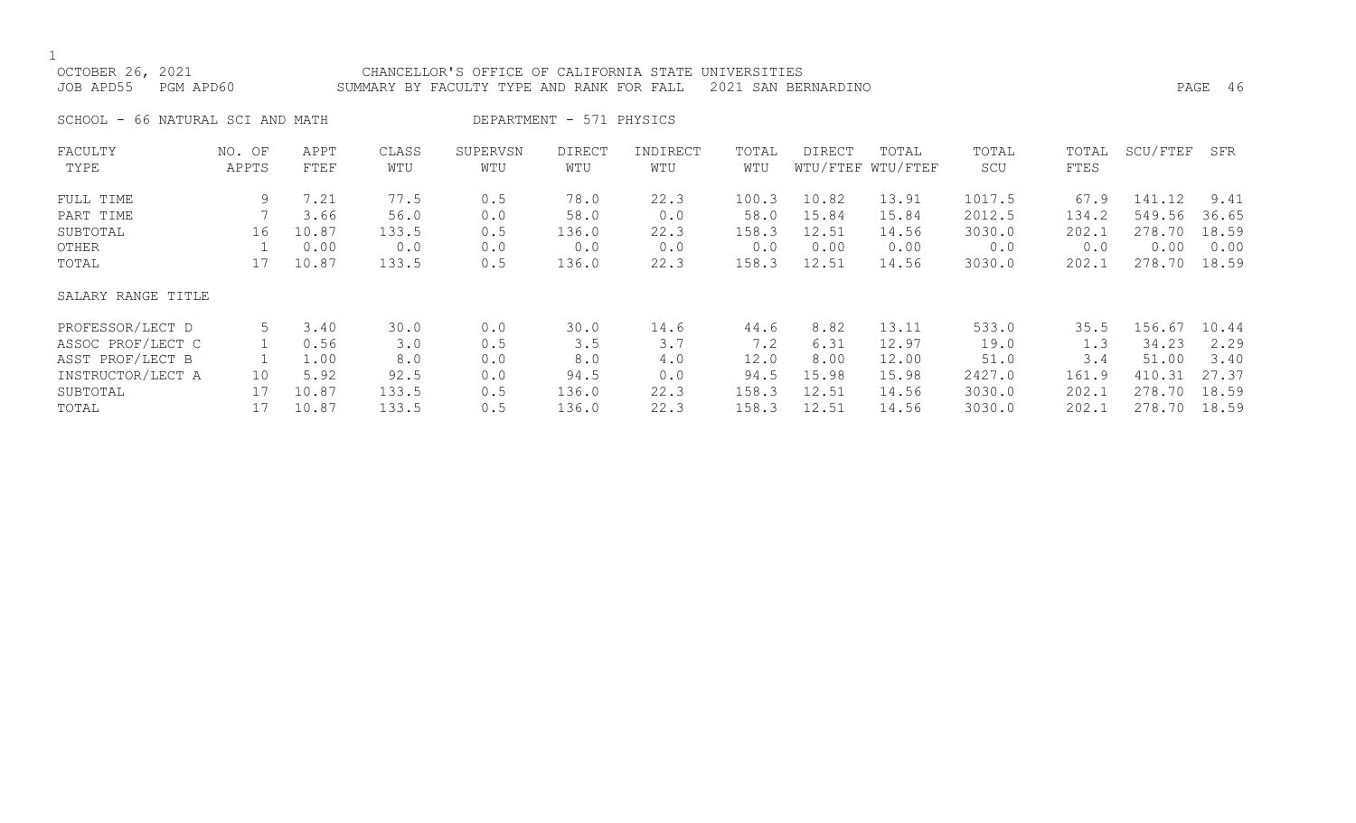OCTOBER 26, 2021 CHANCELLOR'S OFFICE OF CALIFORNIA STATE UNIVERSITIES
JOB APD55 PGM APD60 SUMMARY BY FACULTY TYPE AND RANK FOR FALL 2021 SAN BERNARDINO

SCHOOL - 66 NATURAL SCI AND MATH DEPARTMENT - 571 PHYSICS

| FACULTY TYPE | NO. OF APPTS | APPT FTEF | CLASS WTU | SUPERVSN WTU | DIRECT WTU | INDIRECT WTU | TOTAL WTU | DIRECT WTU/FTEF | TOTAL WTU/FTEF | TOTAL SCU | TOTAL FTES | SCU/FTEF | SFR |
|---|---|---|---|---|---|---|---|---|---|---|---|---|---|
| FULL TIME | 9 | 7.21 | 77.5 | 0.5 | 78.0 | 22.3 | 100.3 | 10.82 | 13.91 | 1017.5 | 67.9 | 141.12 | 9.41 |
| PART TIME | 7 | 3.66 | 56.0 | 0.0 | 58.0 | 0.0 | 58.0 | 15.84 | 15.84 | 2012.5 | 134.2 | 549.56 | 36.65 |
| SUBTOTAL | 16 | 10.87 | 133.5 | 0.5 | 136.0 | 22.3 | 158.3 | 12.51 | 14.56 | 3030.0 | 202.1 | 278.70 | 18.59 |
| OTHER | 1 | 0.00 | 0.0 | 0.0 | 0.0 | 0.0 | 0.0 | 0.00 | 0.00 | 0.0 | 0.0 | 0.00 | 0.00 |
| TOTAL | 17 | 10.87 | 133.5 | 0.5 | 136.0 | 22.3 | 158.3 | 12.51 | 14.56 | 3030.0 | 202.1 | 278.70 | 18.59 |
| SALARY RANGE TITLE | | | | | | | | | | | | | |
| PROFESSOR/LECT D | 5 | 3.40 | 30.0 | 0.0 | 30.0 | 14.6 | 44.6 | 8.82 | 13.11 | 533.0 | 35.5 | 156.67 | 10.44 |
| ASSOC PROF/LECT C | 1 | 0.56 | 3.0 | 0.5 | 3.5 | 3.7 | 7.2 | 6.31 | 12.97 | 19.0 | 1.3 | 34.23 | 2.29 |
| ASST PROF/LECT B | 1 | 1.00 | 8.0 | 0.0 | 8.0 | 4.0 | 12.0 | 8.00 | 12.00 | 51.0 | 3.4 | 51.00 | 3.40 |
| INSTRUCTOR/LECT A | 10 | 5.92 | 92.5 | 0.0 | 94.5 | 0.0 | 94.5 | 15.98 | 15.98 | 2427.0 | 161.9 | 410.31 | 27.37 |
| SUBTOTAL | 17 | 10.87 | 133.5 | 0.5 | 136.0 | 22.3 | 158.3 | 12.51 | 14.56 | 3030.0 | 202.1 | 278.70 | 18.59 |
| TOTAL | 17 | 10.87 | 133.5 | 0.5 | 136.0 | 22.3 | 158.3 | 12.51 | 14.56 | 3030.0 | 202.1 | 278.70 | 18.59 |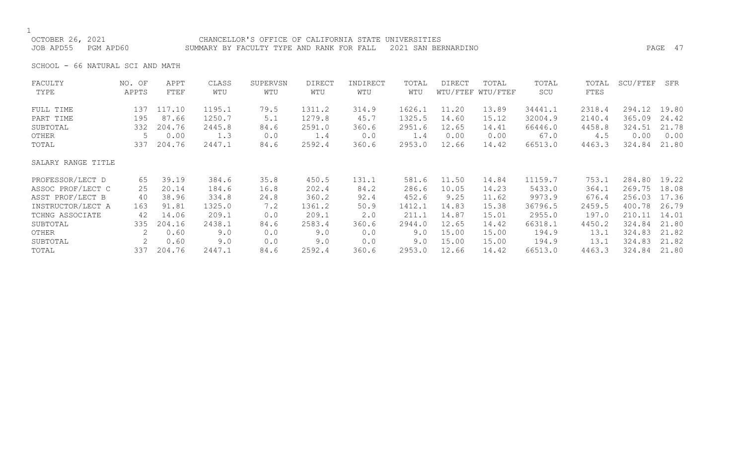CHANCELLOR'S OFFICE OF CALIFORNIA STATE UNIVERSITIES

SUMMARY BY FACULTY TYPE AND RANK FOR FALL 2021 SAN BERNARDINO

OCTOBER 26, 2021

JOB APD55 PGM APD60

SCHOOL - 66 NATURAL SCI AND MATH

| FACULTY TYPE | NO. OF APPTS | APPT FTEF | CLASS WTU | SUPERVSN WTU | DIRECT WTU | INDIRECT WTU | TOTAL WTU | DIRECT WTU/FTEF | TOTAL WTU/FTEF | TOTAL SCU | TOTAL FTES | SCU/FTEF | SFR |
|---|---|---|---|---|---|---|---|---|---|---|---|---|---|
| FULL TIME | 137 | 117.10 | 1195.1 | 79.5 | 1311.2 | 314.9 | 1626.1 | 11.20 | 13.89 | 34441.1 | 2318.4 | 294.12 | 19.80 |
| PART TIME | 195 | 87.66 | 1250.7 | 5.1 | 1279.8 | 45.7 | 1325.5 | 14.60 | 15.12 | 32004.9 | 2140.4 | 365.09 | 24.42 |
| SUBTOTAL | 332 | 204.76 | 2445.8 | 84.6 | 2591.0 | 360.6 | 2951.6 | 12.65 | 14.41 | 66446.0 | 4458.8 | 324.51 | 21.78 |
| OTHER | 5 | 0.00 | 1.3 | 0.0 | 1.4 | 0.0 | 1.4 | 0.00 | 0.00 | 67.0 | 4.5 | 0.00 | 0.00 |
| TOTAL | 337 | 204.76 | 2447.1 | 84.6 | 2592.4 | 360.6 | 2953.0 | 12.66 | 14.42 | 66513.0 | 4463.3 | 324.84 | 21.80 |

| SALARY RANGE TITLE | NO. OF APPTS | APPT FTEF | CLASS WTU | SUPERVSN WTU | DIRECT WTU | INDIRECT WTU | TOTAL WTU | DIRECT WTU/FTEF | TOTAL WTU/FTEF | TOTAL SCU | TOTAL FTES | SCU/FTEF | SFR |
|---|---|---|---|---|---|---|---|---|---|---|---|---|---|
| PROFESSOR/LECT D | 65 | 39.19 | 384.6 | 35.8 | 450.5 | 131.1 | 581.6 | 11.50 | 14.84 | 11159.7 | 753.1 | 284.80 | 19.22 |
| ASSOC PROF/LECT C | 25 | 20.14 | 184.6 | 16.8 | 202.4 | 84.2 | 286.6 | 10.05 | 14.23 | 5433.0 | 364.1 | 269.75 | 18.08 |
| ASST PROF/LECT B | 40 | 38.96 | 334.8 | 24.8 | 360.2 | 92.4 | 452.6 | 9.25 | 11.62 | 9973.9 | 676.4 | 256.03 | 17.36 |
| INSTRUCTOR/LECT A | 163 | 91.81 | 1325.0 | 7.2 | 1361.2 | 50.9 | 1412.1 | 14.83 | 15.38 | 36796.5 | 2459.5 | 400.78 | 26.79 |
| TCHNG ASSOCIATE | 42 | 14.06 | 209.1 | 0.0 | 209.1 | 2.0 | 211.1 | 14.87 | 15.01 | 2955.0 | 197.0 | 210.11 | 14.01 |
| SUBTOTAL | 335 | 204.16 | 2438.1 | 84.6 | 2583.4 | 360.6 | 2944.0 | 12.65 | 14.42 | 66318.1 | 4450.2 | 324.84 | 21.80 |
| OTHER | 2 | 0.60 | 9.0 | 0.0 | 9.0 | 0.0 | 9.0 | 15.00 | 15.00 | 194.9 | 13.1 | 324.83 | 21.82 |
| SUBTOTAL | 2 | 0.60 | 9.0 | 0.0 | 9.0 | 0.0 | 9.0 | 15.00 | 15.00 | 194.9 | 13.1 | 324.83 | 21.82 |
| TOTAL | 337 | 204.76 | 2447.1 | 84.6 | 2592.4 | 360.6 | 2953.0 | 12.66 | 14.42 | 66513.0 | 4463.3 | 324.84 | 21.80 |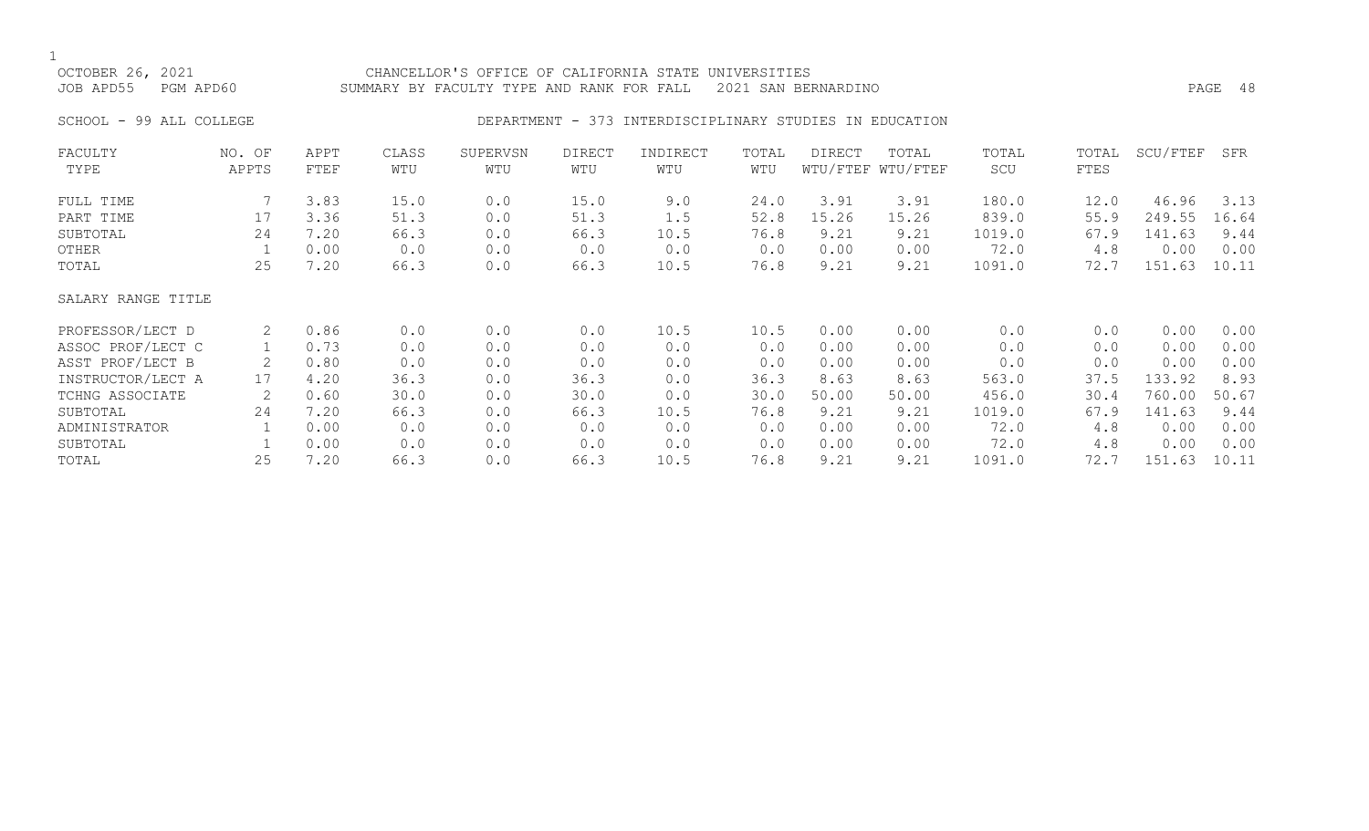OCTOBER 26, 2021 CHANCELLOR'S OFFICE OF CALIFORNIA STATE UNIVERSITIES
JOB APD55 PGM APD60 SUMMARY BY FACULTY TYPE AND RANK FOR FALL 2021 SAN BERNARDINO

SCHOOL - 99 ALL COLLEGE DEPARTMENT - 373 INTERDISCIPLINARY STUDIES IN EDUCATION

| FACULTY TYPE | NO. OF APPTS | APPT FTEF | CLASS WTU | SUPERVSN WTU | DIRECT WTU | INDIRECT WTU | TOTAL WTU | DIRECT WTU/FTEF | TOTAL WTU/FTEF | TOTAL SCU | TOTAL FTES | SCU/FTEF | SFR |
|---|---|---|---|---|---|---|---|---|---|---|---|---|---|
| FULL TIME | 7 | 3.83 | 15.0 | 0.0 | 15.0 | 9.0 | 24.0 | 3.91 | 3.91 | 180.0 | 12.0 | 46.96 | 3.13 |
| PART TIME | 17 | 3.36 | 51.3 | 0.0 | 51.3 | 1.5 | 52.8 | 15.26 | 15.26 | 839.0 | 55.9 | 249.55 | 16.64 |
| SUBTOTAL | 24 | 7.20 | 66.3 | 0.0 | 66.3 | 10.5 | 76.8 | 9.21 | 9.21 | 1019.0 | 67.9 | 141.63 | 9.44 |
| OTHER | 1 | 0.00 | 0.0 | 0.0 | 0.0 | 0.0 | 0.0 | 0.00 | 0.00 | 72.0 | 4.8 | 0.00 | 0.00 |
| TOTAL | 25 | 7.20 | 66.3 | 0.0 | 66.3 | 10.5 | 76.8 | 9.21 | 9.21 | 1091.0 | 72.7 | 151.63 | 10.11 |
| SALARY RANGE TITLE | | | | | | | | | | | | | |
| PROFESSOR/LECT D | 2 | 0.86 | 0.0 | 0.0 | 0.0 | 10.5 | 10.5 | 0.00 | 0.00 | 0.0 | 0.0 | 0.00 | 0.00 |
| ASSOC PROF/LECT C | 1 | 0.73 | 0.0 | 0.0 | 0.0 | 0.0 | 0.0 | 0.00 | 0.00 | 0.0 | 0.0 | 0.00 | 0.00 |
| ASST PROF/LECT B | 2 | 0.80 | 0.0 | 0.0 | 0.0 | 0.0 | 0.0 | 0.00 | 0.00 | 0.0 | 0.0 | 0.00 | 0.00 |
| INSTRUCTOR/LECT A | 17 | 4.20 | 36.3 | 0.0 | 36.3 | 0.0 | 36.3 | 8.63 | 8.63 | 563.0 | 37.5 | 133.92 | 8.93 |
| TCHNG ASSOCIATE | 2 | 0.60 | 30.0 | 0.0 | 30.0 | 0.0 | 30.0 | 50.00 | 50.00 | 456.0 | 30.4 | 760.00 | 50.67 |
| SUBTOTAL | 24 | 7.20 | 66.3 | 0.0 | 66.3 | 10.5 | 76.8 | 9.21 | 9.21 | 1019.0 | 67.9 | 141.63 | 9.44 |
| ADMINISTRATOR | 1 | 0.00 | 0.0 | 0.0 | 0.0 | 0.0 | 0.0 | 0.00 | 0.00 | 72.0 | 4.8 | 0.00 | 0.00 |
| SUBTOTAL | 1 | 0.00 | 0.0 | 0.0 | 0.0 | 0.0 | 0.0 | 0.00 | 0.00 | 72.0 | 4.8 | 0.00 | 0.00 |
| TOTAL | 25 | 7.20 | 66.3 | 0.0 | 66.3 | 10.5 | 76.8 | 9.21 | 9.21 | 1091.0 | 72.7 | 151.63 | 10.11 |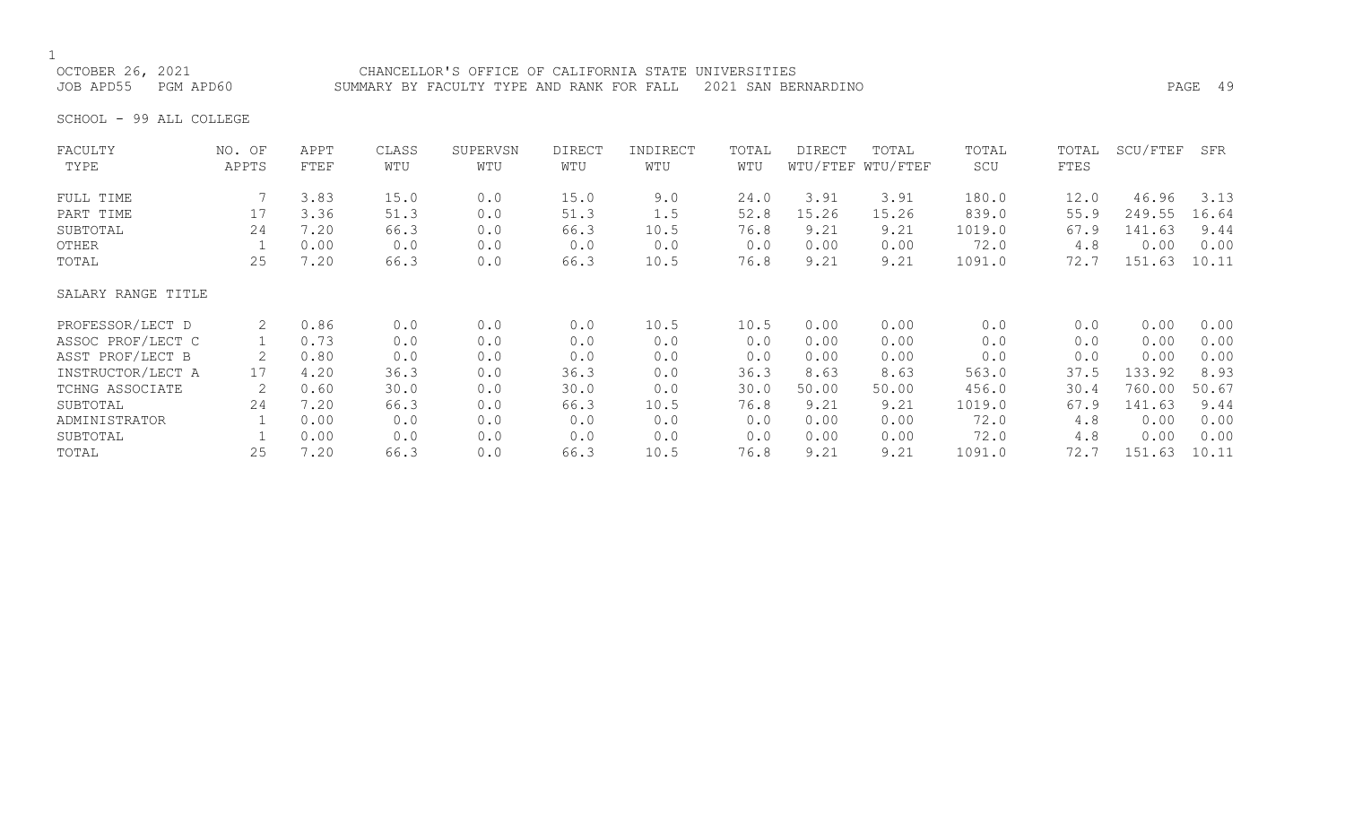OCTOBER 26, 2021 CHANCELLOR'S OFFICE OF CALIFORNIA STATE UNIVERSITIES
JOB APD55 PGM APD60 SUMMARY BY FACULTY TYPE AND RANK FOR FALL 2021 SAN BERNARDINO

SCHOOL - 99 ALL COLLEGE

| FACULTY TYPE | NO. OF APPTS | APPT FTEF | CLASS WTU | SUPERVSN WTU | DIRECT WTU | INDIRECT WTU | TOTAL WTU | DIRECT WTU/FTEF | TOTAL WTU/FTEF | TOTAL SCU | TOTAL FTES | SCU/FTEF | SFR |
|---|---|---|---|---|---|---|---|---|---|---|---|---|---|
| FULL TIME | 7 | 3.83 | 15.0 | 0.0 | 15.0 | 9.0 | 24.0 | 3.91 | 3.91 | 180.0 | 12.0 | 46.96 | 3.13 |
| PART TIME | 17 | 3.36 | 51.3 | 0.0 | 51.3 | 1.5 | 52.8 | 15.26 | 15.26 | 839.0 | 55.9 | 249.55 | 16.64 |
| SUBTOTAL | 24 | 7.20 | 66.3 | 0.0 | 66.3 | 10.5 | 76.8 | 9.21 | 9.21 | 1019.0 | 67.9 | 141.63 | 9.44 |
| OTHER | 1 | 0.00 | 0.0 | 0.0 | 0.0 | 0.0 | 0.0 | 0.00 | 0.00 | 72.0 | 4.8 | 0.00 | 0.00 |
| TOTAL | 25 | 7.20 | 66.3 | 0.0 | 66.3 | 10.5 | 76.8 | 9.21 | 9.21 | 1091.0 | 72.7 | 151.63 | 10.11 |
| SALARY RANGE TITLE | | | | | | | | | | | | | |
| PROFESSOR/LECT D | 2 | 0.86 | 0.0 | 0.0 | 0.0 | 10.5 | 10.5 | 0.00 | 0.00 | 0.0 | 0.0 | 0.00 | 0.00 |
| ASSOC PROF/LECT C | 1 | 0.73 | 0.0 | 0.0 | 0.0 | 0.0 | 0.0 | 0.00 | 0.00 | 0.0 | 0.0 | 0.00 | 0.00 |
| ASST PROF/LECT B | 2 | 0.80 | 0.0 | 0.0 | 0.0 | 0.0 | 0.0 | 0.00 | 0.00 | 0.0 | 0.0 | 0.00 | 0.00 |
| INSTRUCTOR/LECT A | 17 | 4.20 | 36.3 | 0.0 | 36.3 | 0.0 | 36.3 | 8.63 | 8.63 | 563.0 | 37.5 | 133.92 | 8.93 |
| TCHNG ASSOCIATE | 2 | 0.60 | 30.0 | 0.0 | 30.0 | 0.0 | 30.0 | 50.00 | 50.00 | 456.0 | 30.4 | 760.00 | 50.67 |
| SUBTOTAL | 24 | 7.20 | 66.3 | 0.0 | 66.3 | 10.5 | 76.8 | 9.21 | 9.21 | 1019.0 | 67.9 | 141.63 | 9.44 |
| ADMINISTRATOR | 1 | 0.00 | 0.0 | 0.0 | 0.0 | 0.0 | 0.0 | 0.00 | 0.00 | 72.0 | 4.8 | 0.00 | 0.00 |
| SUBTOTAL | 1 | 0.00 | 0.0 | 0.0 | 0.0 | 0.0 | 0.0 | 0.00 | 0.00 | 72.0 | 4.8 | 0.00 | 0.00 |
| TOTAL | 25 | 7.20 | 66.3 | 0.0 | 66.3 | 10.5 | 76.8 | 9.21 | 9.21 | 1091.0 | 72.7 | 151.63 | 10.11 |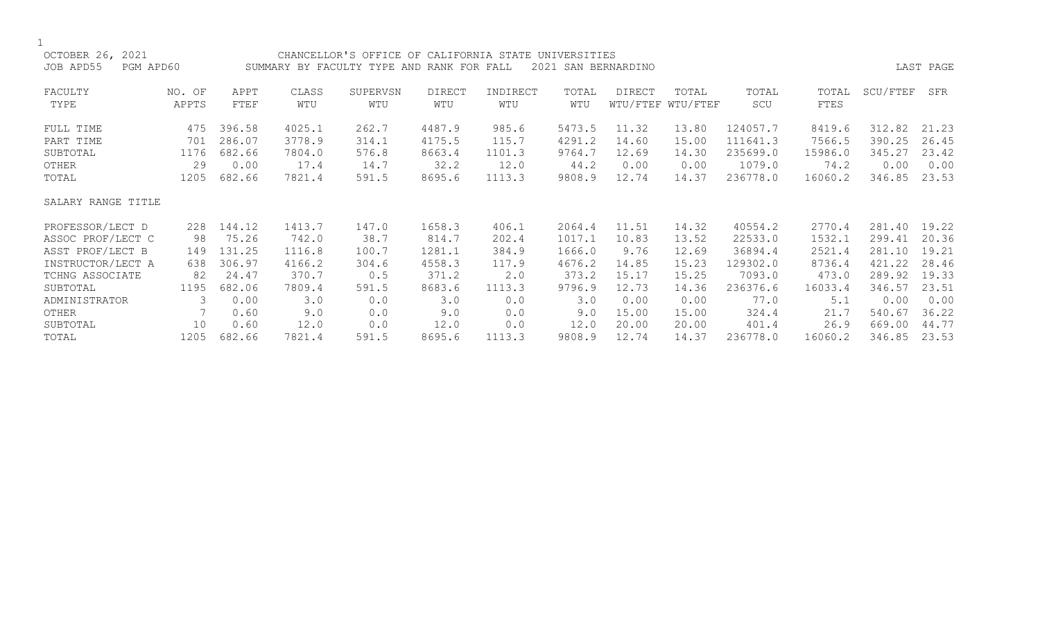OCTOBER 26, 2021 CHANCELLOR'S OFFICE OF CALIFORNIA STATE UNIVERSITIES

JOB APD55 PGM APD60 SUMMARY BY FACULTY TYPE AND RANK FOR FALL 2021 SAN BERNARDINO LAST PAGE

| FACULTY TYPE | NO. OF APPTS | APPT FTEF | CLASS WTU | SUPERVSN WTU | DIRECT WTU | INDIRECT WTU | TOTAL WTU | DIRECT WTU/FTEF | TOTAL WTU/FTEF | TOTAL SCU | TOTAL FTES | SCU/FTEF | SFR |
|---|---|---|---|---|---|---|---|---|---|---|---|---|---|
| FULL TIME | 475 | 396.58 | 4025.1 | 262.7 | 4487.9 | 985.6 | 5473.5 | 11.32 | 13.80 | 124057.7 | 8419.6 | 312.82 | 21.23 |
| PART TIME | 701 | 286.07 | 3778.9 | 314.1 | 4175.5 | 115.7 | 4291.2 | 14.60 | 15.00 | 111641.3 | 7566.5 | 390.25 | 26.45 |
| SUBTOTAL | 1176 | 682.66 | 7804.0 | 576.8 | 8663.4 | 1101.3 | 9764.7 | 12.69 | 14.30 | 235699.0 | 15986.0 | 345.27 | 23.42 |
| OTHER | 29 | 0.00 | 17.4 | 14.7 | 32.2 | 12.0 | 44.2 | 0.00 | 0.00 | 1079.0 | 74.2 | 0.00 | 0.00 |
| TOTAL | 1205 | 682.66 | 7821.4 | 591.5 | 8695.6 | 1113.3 | 9808.9 | 12.74 | 14.37 | 236778.0 | 16060.2 | 346.85 | 23.53 |
| SALARY RANGE TITLE | | | | | | | | | | | | | |
| PROFESSOR/LECT D | 228 | 144.12 | 1413.7 | 147.0 | 1658.3 | 406.1 | 2064.4 | 11.51 | 14.32 | 40554.2 | 2770.4 | 281.40 | 19.22 |
| ASSOC PROF/LECT C | 98 | 75.26 | 742.0 | 38.7 | 814.7 | 202.4 | 1017.1 | 10.83 | 13.52 | 22533.0 | 1532.1 | 299.41 | 20.36 |
| ASST PROF/LECT B | 149 | 131.25 | 1116.8 | 100.7 | 1281.1 | 384.9 | 1666.0 | 9.76 | 12.69 | 36894.4 | 2521.4 | 281.10 | 19.21 |
| INSTRUCTOR/LECT A | 638 | 306.97 | 4166.2 | 304.6 | 4558.3 | 117.9 | 4676.2 | 14.85 | 15.23 | 129302.0 | 8736.4 | 421.22 | 28.46 |
| TCHNG ASSOCIATE | 82 | 24.47 | 370.7 | 0.5 | 371.2 | 2.0 | 373.2 | 15.17 | 15.25 | 7093.0 | 473.0 | 289.92 | 19.33 |
| SUBTOTAL | 1195 | 682.06 | 7809.4 | 591.5 | 8683.6 | 1113.3 | 9796.9 | 12.73 | 14.36 | 236376.6 | 16033.4 | 346.57 | 23.51 |
| ADMINISTRATOR | 3 | 0.00 | 3.0 | 0.0 | 3.0 | 0.0 | 3.0 | 0.00 | 0.00 | 77.0 | 5.1 | 0.00 | 0.00 |
| OTHER | 7 | 0.60 | 9.0 | 0.0 | 9.0 | 0.0 | 9.0 | 15.00 | 15.00 | 324.4 | 21.7 | 540.67 | 36.22 |
| SUBTOTAL | 10 | 0.60 | 12.0 | 0.0 | 12.0 | 0.0 | 12.0 | 20.00 | 20.00 | 401.4 | 26.9 | 669.00 | 44.77 |
| TOTAL | 1205 | 682.66 | 7821.4 | 591.5 | 8695.6 | 1113.3 | 9808.9 | 12.74 | 14.37 | 236778.0 | 16060.2 | 346.85 | 23.53 |